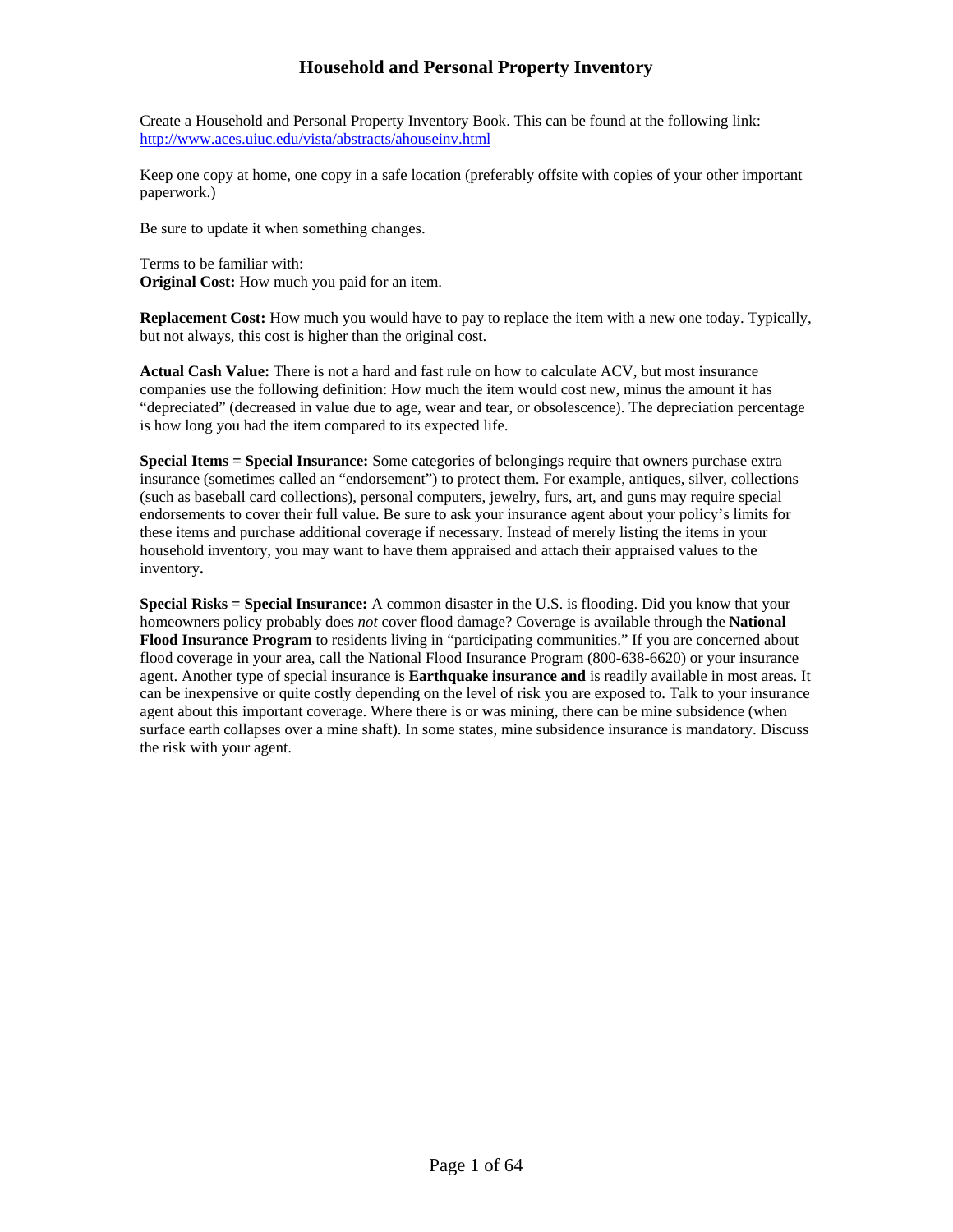# Household and Personal Property Inventory

Create a Household and Personal Property Inventory Book. This can be found at the following link: http://www.aces.uiuc.edu/vista/abstracts/ahouseinv.html

Keep one copy at home, one copy in a safe location (preferably offsite with copies of your other important paperwork.)

Be sure to update it when something changes.

Terms to be familiar with:
**Original Cost:** How much you paid for an item.

**Replacement Cost:** How much you would have to pay to replace the item with a new one today. Typically, but not always, this cost is higher than the original cost.

**Actual Cash Value:** There is not a hard and fast rule on how to calculate ACV, but most insurance companies use the following definition: How much the item would cost new, minus the amount it has "depreciated" (decreased in value due to age, wear and tear, or obsolescence). The depreciation percentage is how long you had the item compared to its expected life.

**Special Items = Special Insurance:** Some categories of belongings require that owners purchase extra insurance (sometimes called an "endorsement") to protect them. For example, antiques, silver, collections (such as baseball card collections), personal computers, jewelry, furs, art, and guns may require special endorsements to cover their full value. Be sure to ask your insurance agent about your policy's limits for these items and purchase additional coverage if necessary. Instead of merely listing the items in your household inventory, you may want to have them appraised and attach their appraised values to the inventory**.**

**Special Risks = Special Insurance:** A common disaster in the U.S. is flooding. Did you know that your homeowners policy probably does *not* cover flood damage? Coverage is available through the **National Flood Insurance Program** to residents living in "participating communities." If you are concerned about flood coverage in your area, call the National Flood Insurance Program (800-638-6620) or your insurance agent. Another type of special insurance is **Earthquake insurance and** is readily available in most areas. It can be inexpensive or quite costly depending on the level of risk you are exposed to. Talk to your insurance agent about this important coverage. Where there is or was mining, there can be mine subsidence (when surface earth collapses over a mine shaft). In some states, mine subsidence insurance is mandatory. Discuss the risk with your agent.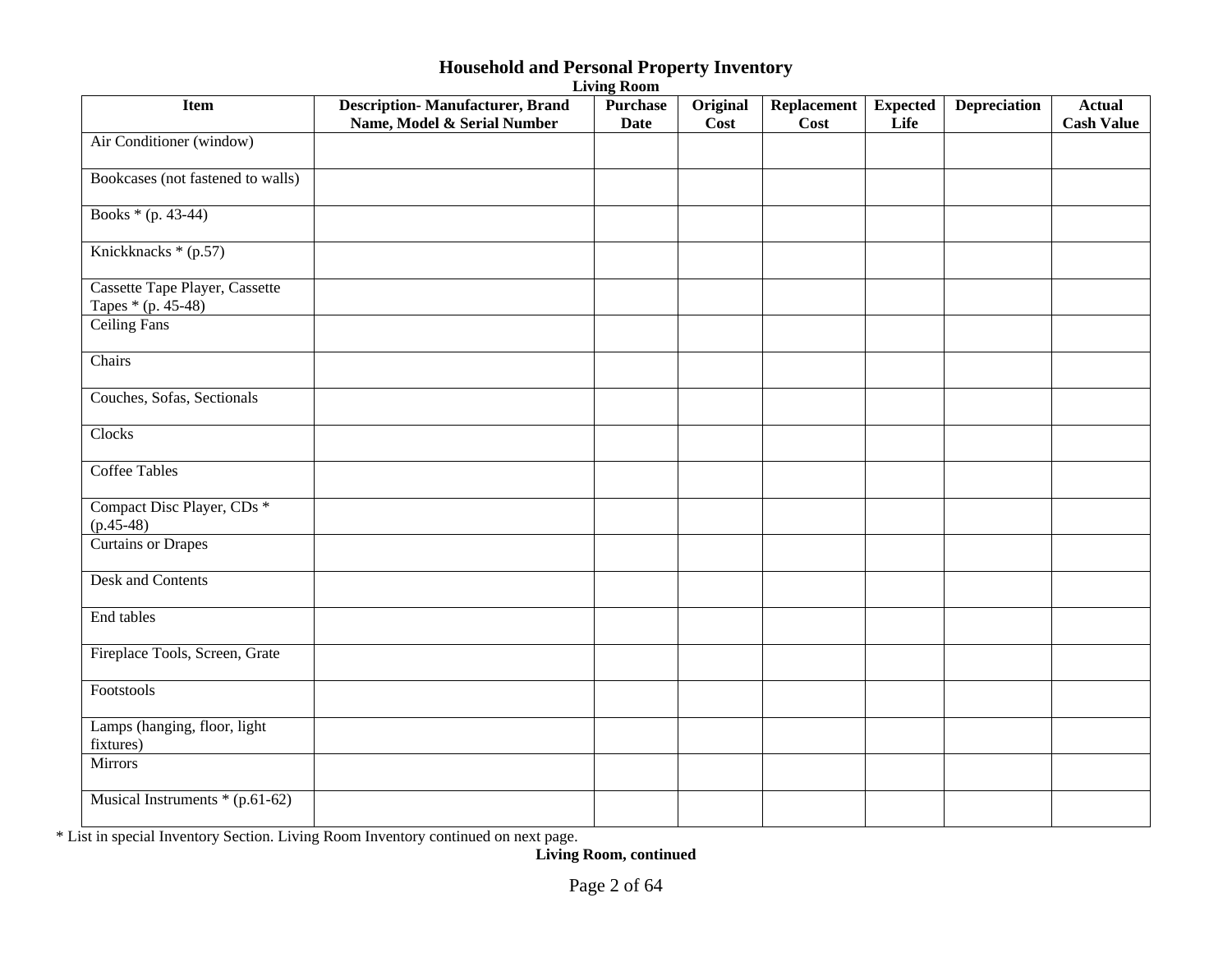# Household and Personal Property Inventory

## Living Room

| Item | Description- Manufacturer, Brand Name, Model & Serial Number | Purchase Date | Original Cost | Replacement Cost | Expected Life | Depreciation | Actual Cash Value |
|---|---|---|---|---|---|---|---|
| Air Conditioner (window) | | | | | | | |
| Bookcases (not fastened to walls) | | | | | | | |
| Books * (p. 43-44) | | | | | | | |
| Knickknacks * (p.57) | | | | | | | |
| Cassette Tape Player, Cassette Tapes * (p. 45-48) | | | | | | | |
| Ceiling Fans | | | | | | | |
| Chairs | | | | | | | |
| Couches, Sofas, Sectionals | | | | | | | |
| Clocks | | | | | | | |
| Coffee Tables | | | | | | | |
| Compact Disc Player, CDs * (p.45-48) | | | | | | | |
| Curtains or Drapes | | | | | | | |
| Desk and Contents | | | | | | | |
| End tables | | | | | | | |
| Fireplace Tools, Screen, Grate | | | | | | | |
| Footstools | | | | | | | |
| Lamps (hanging, floor, light fixtures) | | | | | | | |
| Mirrors | | | | | | | |
| Musical Instruments * (p.61-62) | | | | | | | |

* List in special Inventory Section. Living Room Inventory continued on next page.

**Living Room, continued**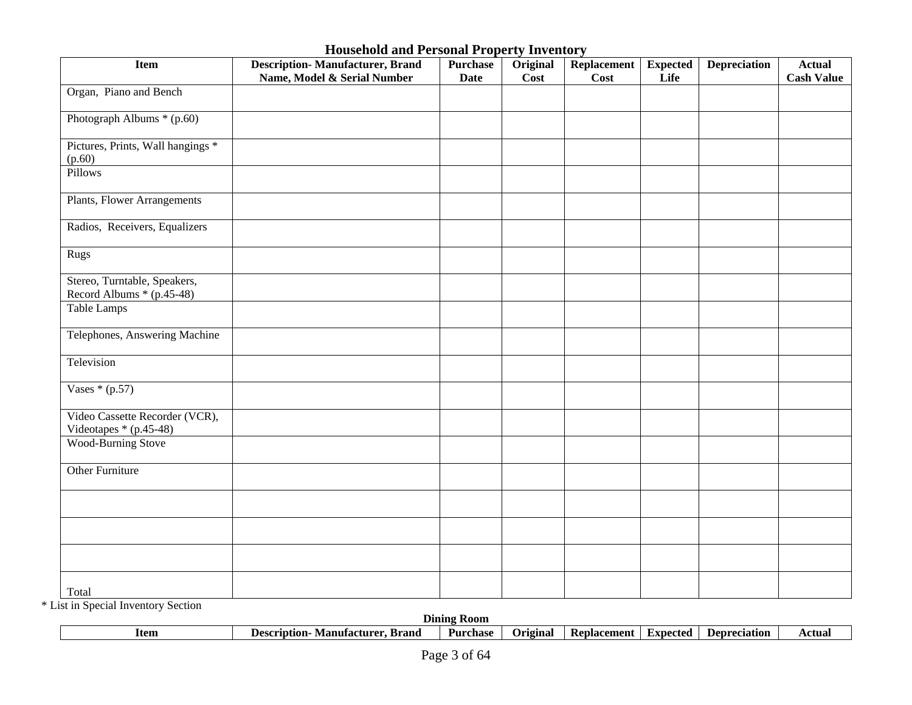## Household and Personal Property Inventory

| Item | Description- Manufacturer, Brand Name, Model & Serial Number | Purchase Date | Original Cost | Replacement Cost | Expected Life | Depreciation | Actual Cash Value |
|---|---|---|---|---|---|---|---|
| Organ, Piano and Bench | | | | | | | |
| Photograph Albums * (p.60) | | | | | | | |
| Pictures, Prints, Wall hangings * (p.60) | | | | | | | |
| Pillows | | | | | | | |
| Plants, Flower Arrangements | | | | | | | |
| Radios, Receivers, Equalizers | | | | | | | |
| Rugs | | | | | | | |
| Stereo, Turntable, Speakers, Record Albums * (p.45-48) | | | | | | | |
| Table Lamps | | | | | | | |
| Telephones, Answering Machine | | | | | | | |
| Television | | | | | | | |
| Vases * (p.57) | | | | | | | |
| Video Cassette Recorder (VCR), Videotapes * (p.45-48) | | | | | | | |
| Wood-Burning Stove | | | | | | | |
| Other Furniture | | | | | | | |
| | | | | | | | |
| | | | | | | | |
| | | | | | | | |
| Total | | | | | | | |

* List in Special Inventory Section

### Dining Room

| Item | Description- Manufacturer, Brand | Purchase | Original | Replacement | Expected | Depreciation | Actual |
|---|---|---|---|---|---|---|---|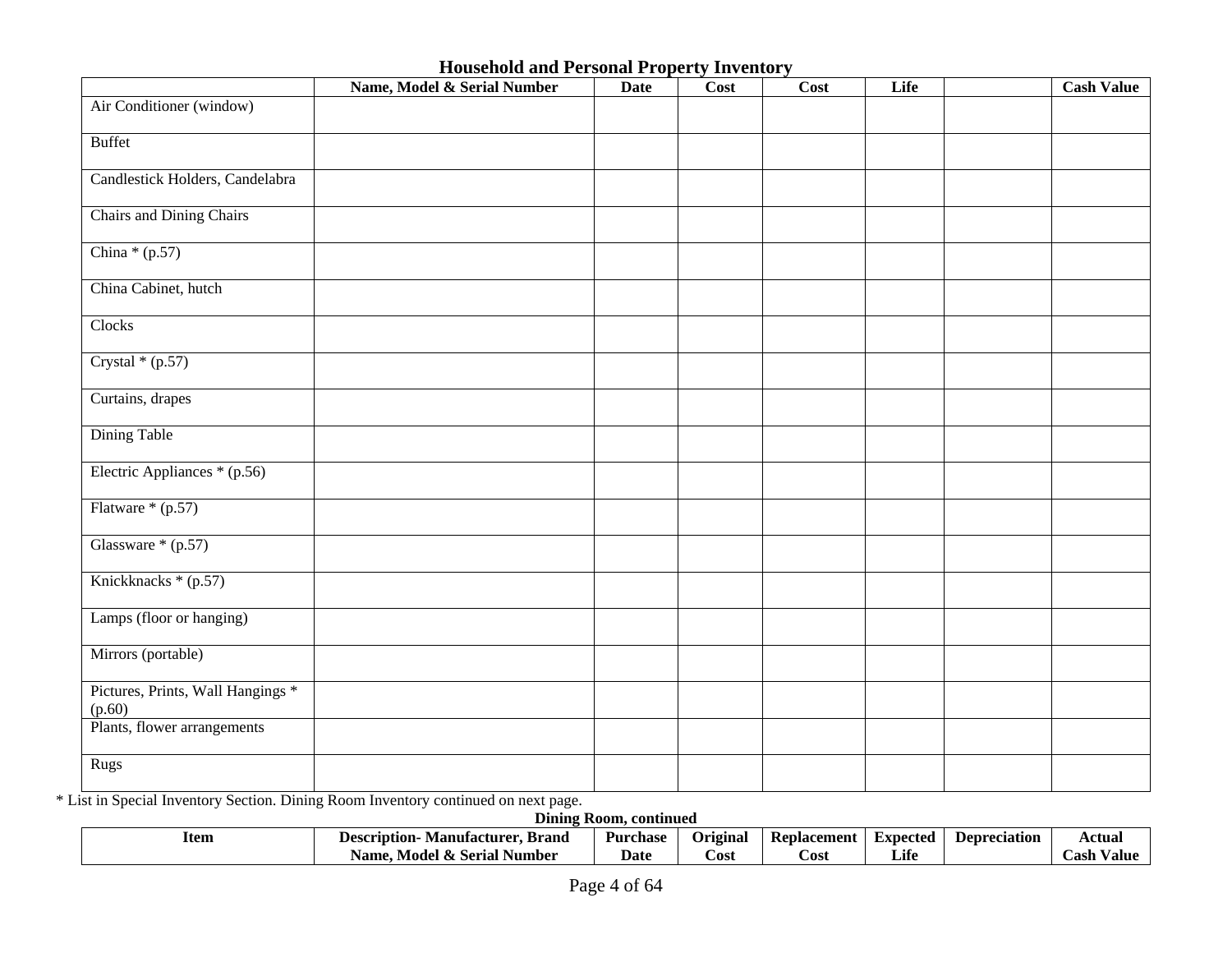# Household and Personal Property Inventory

| Item | Description- Manufacturer, Brand Name, Model & Serial Number | Purchase Date | Original Cost | Replacement Cost | Expected Life | Depreciation | Actual Cash Value |
|---|---|---|---|---|---|---|---|
| Air Conditioner (window) | | | | | | | |
| Buffet | | | | | | | |
| Candlestick Holders, Candelabra | | | | | | | |
| Chairs and Dining Chairs | | | | | | | |
| China * (p.57) | | | | | | | |
| China Cabinet, hutch | | | | | | | |
| Clocks | | | | | | | |
| Crystal * (p.57) | | | | | | | |
| Curtains, drapes | | | | | | | |
| Dining Table | | | | | | | |
| Electric Appliances * (p.56) | | | | | | | |
| Flatware * (p.57) | | | | | | | |
| Glassware * (p.57) | | | | | | | |
| Knickknacks * (p.57) | | | | | | | |
| Lamps (floor or hanging) | | | | | | | |
| Mirrors (portable) | | | | | | | |
| Pictures, Prints, Wall Hangings * (p.60) | | | | | | | |
| Plants, flower arrangements | | | | | | | |
| Rugs | | | | | | | |

* List in Special Inventory Section. Dining Room Inventory continued on next page.

**Dining Room, continued**

| Item | Description- Manufacturer, Brand Name, Model & Serial Number | Purchase Date | Original Cost | Replacement Cost | Expected Life | Depreciation | Actual Cash Value |
|---|---|---|---|---|---|---|---|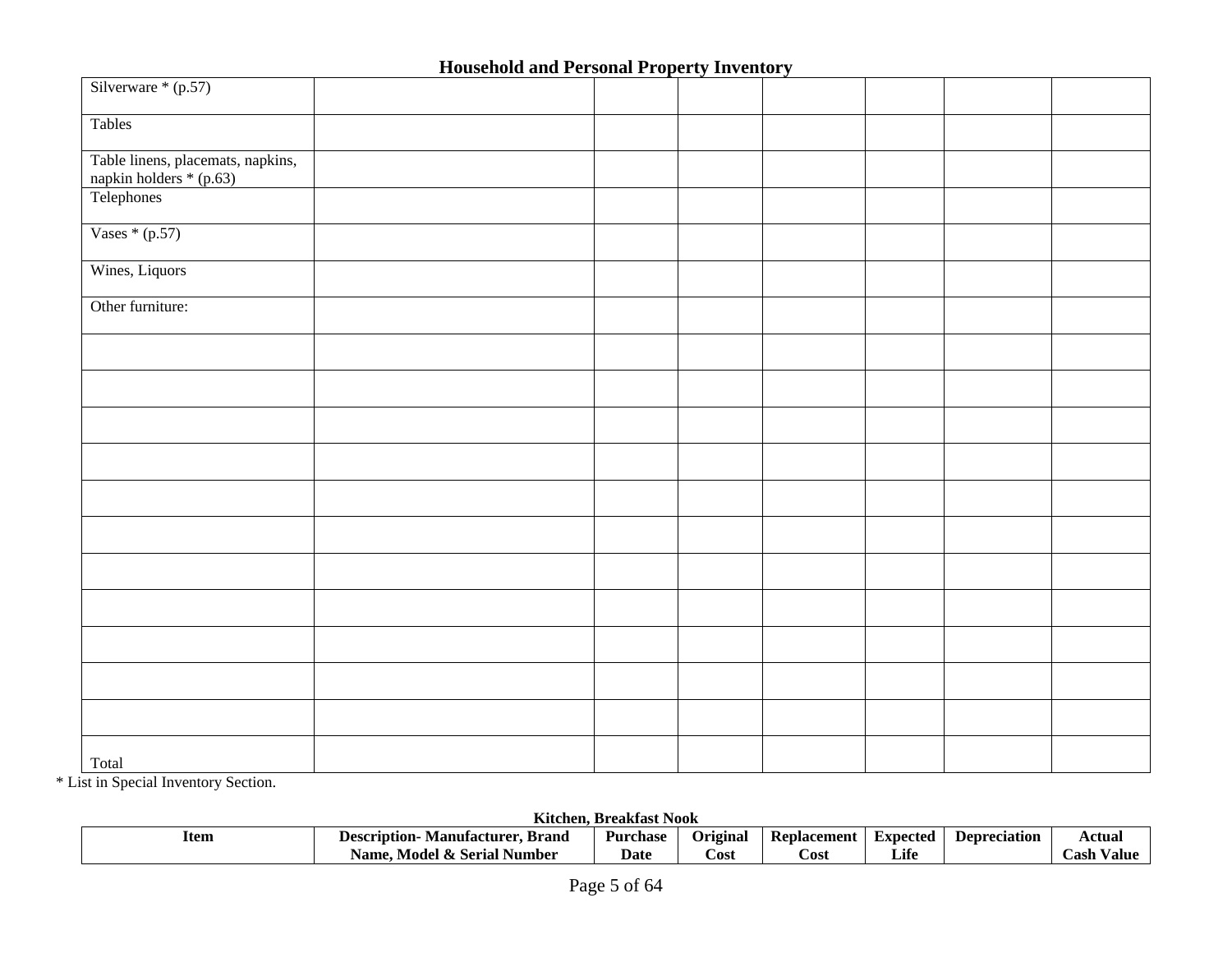## Household and Personal Property Inventory

| | | | | | | | |
|---|---|---|---|---|---|---|---|
| Silverware * (p.57) | | | | | | | |
| Tables | | | | | | | |
| Table linens, placemats, napkins, napkin holders * (p.63) | | | | | | | |
| Telephones | | | | | | | |
| Vases * (p.57) | | | | | | | |
| Wines, Liquors | | | | | | | |
| Other furniture: | | | | | | | |
| | | | | | | | |
| | | | | | | | |
| | | | | | | | |
| | | | | | | | |
| | | | | | | | |
| | | | | | | | |
| | | | | | | | |
| | | | | | | | |
| | | | | | | | |
| | | | | | | | |
| | | | | | | | |
| Total | | | | | | | |

* List in Special Inventory Section.

**Kitchen, Breakfast Nook**

| Item | Description- Manufacturer, Brand Name, Model & Serial Number | Purchase Date | Original Cost | Replacement Cost | Expected Life | Depreciation | Actual Cash Value |
|---|---|---|---|---|---|---|---|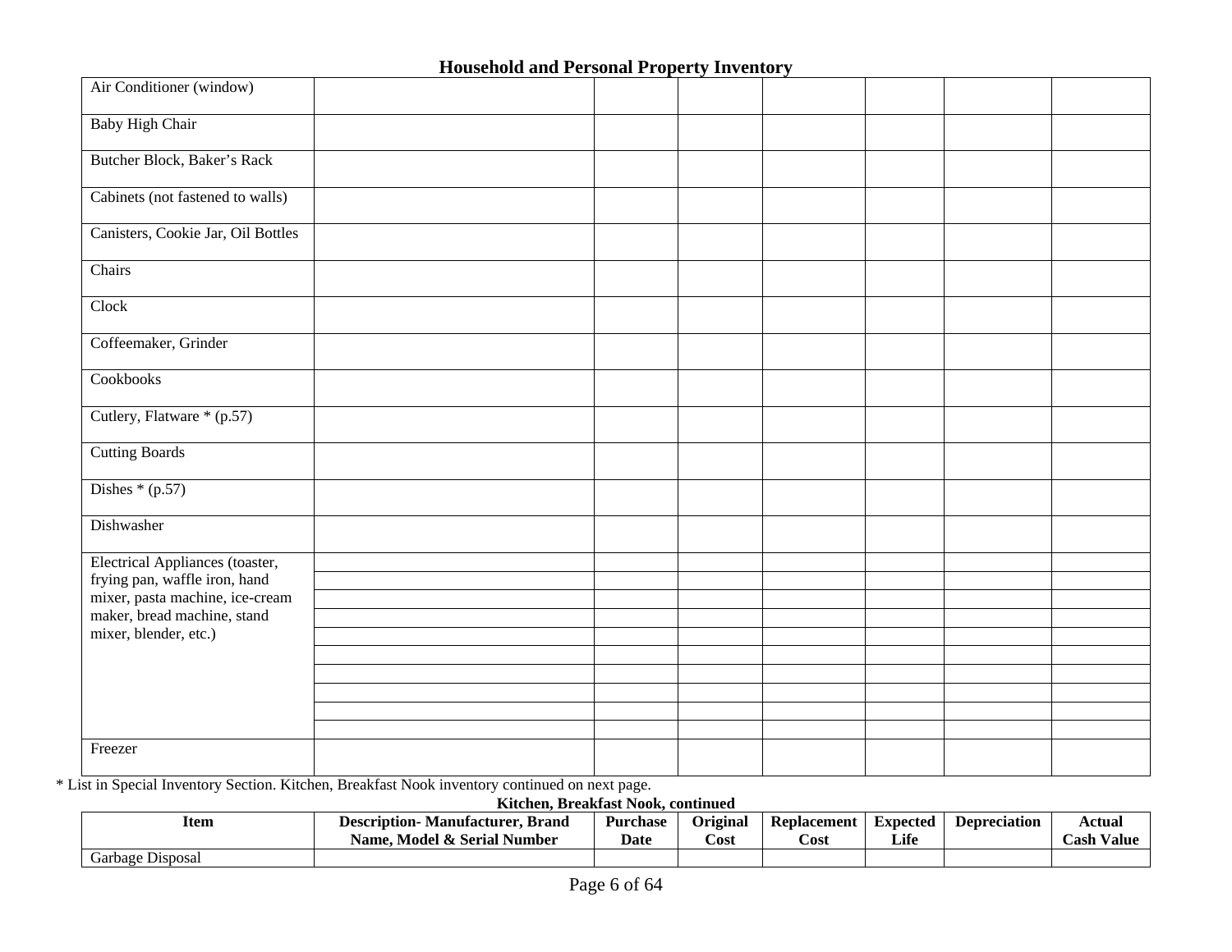## Household and Personal Property Inventory

| Item | Description- Manufacturer, Brand Name, Model & Serial Number | Purchase Date | Original Cost | Replacement Cost | Expected Life | Depreciation | Actual Cash Value |
|---|---|---|---|---|---|---|---|
| Air Conditioner (window) | | | | | | | |
| Baby High Chair | | | | | | | |
| Butcher Block, Baker's Rack | | | | | | | |
| Cabinets (not fastened to walls) | | | | | | | |
| Canisters, Cookie Jar, Oil Bottles | | | | | | | |
| Chairs | | | | | | | |
| Clock | | | | | | | |
| Coffeemaker, Grinder | | | | | | | |
| Cookbooks | | | | | | | |
| Cutlery, Flatware * (p.57) | | | | | | | |
| Cutting Boards | | | | | | | |
| Dishes * (p.57) | | | | | | | |
| Dishwasher | | | | | | | |
| Electrical Appliances (toaster, frying pan, waffle iron, hand mixer, pasta machine, ice-cream maker, bread machine, stand mixer, blender, etc.) | | | | | | | |
| | | | | | | | |
| | | | | | | | |
| | | | | | | | |
| | | | | | | | |
| | | | | | | | |
| | | | | | | | |
| | | | | | | | |
| | | | | | | | |
| | | | | | | | |
| Freezer | | | | | | | |

* List in Special Inventory Section. Kitchen, Breakfast Nook inventory continued on next page.

**Kitchen, Breakfast Nook, continued**

| Item | Description- Manufacturer, Brand Name, Model & Serial Number | Purchase Date | Original Cost | Replacement Cost | Expected Life | Depreciation | Actual Cash Value |
|---|---|---|---|---|---|---|---|
| Garbage Disposal | | | | | | | |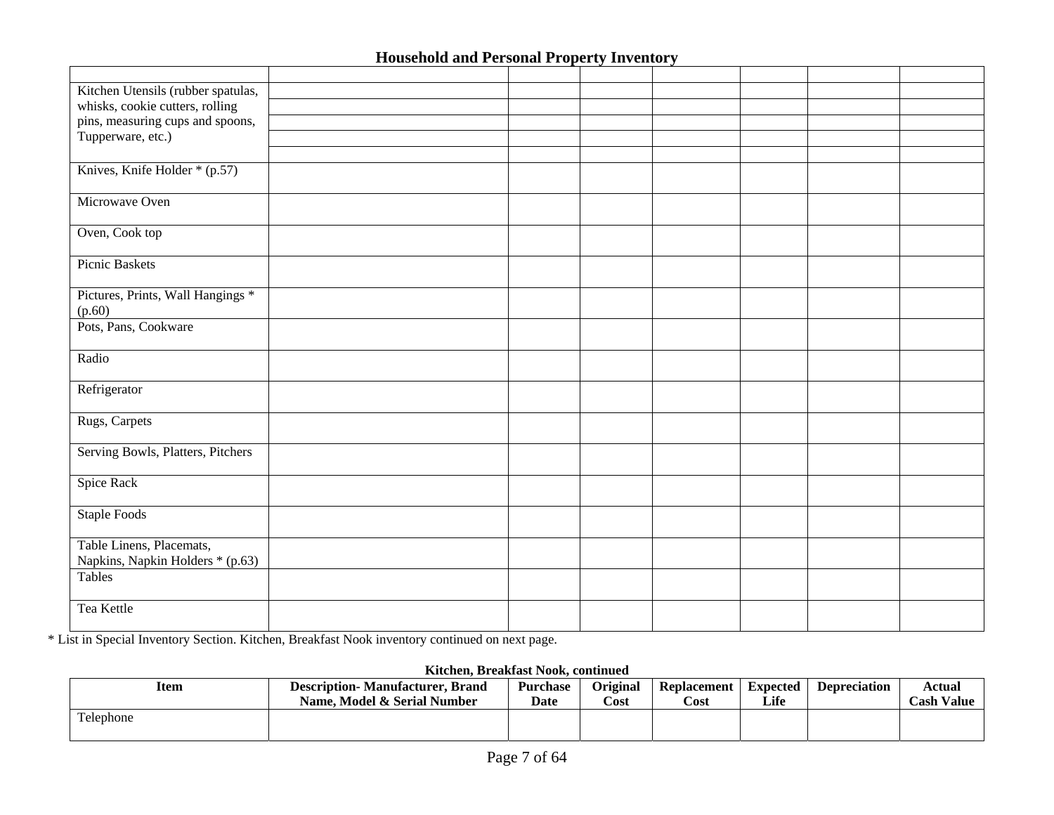## Household and Personal Property Inventory

| | | | | | | | |
|---|---|---|---|---|---|---|---|
| Kitchen Utensils (rubber spatulas, whisks, cookie cutters, rolling pins, measuring cups and spoons, Tupperware, etc.) | | | | | | | |
| | | | | | | | |
| | | | | | | | |
| | | | | | | | |
| | | | | | | | |
| Knives, Knife Holder * (p.57) | | | | | | | |
| Microwave Oven | | | | | | | |
| Oven, Cook top | | | | | | | |
| Picnic Baskets | | | | | | | |
| Pictures, Prints, Wall Hangings * (p.60) | | | | | | | |
| Pots, Pans, Cookware | | | | | | | |
| Radio | | | | | | | |
| Refrigerator | | | | | | | |
| Rugs, Carpets | | | | | | | |
| Serving Bowls, Platters, Pitchers | | | | | | | |
| Spice Rack | | | | | | | |
| Staple Foods | | | | | | | |
| Table Linens, Placemats, Napkins, Napkin Holders * (p.63) | | | | | | | |
| Tables | | | | | | | |
| Tea Kettle | | | | | | | |

* List in Special Inventory Section. Kitchen, Breakfast Nook inventory continued on next page.

### Kitchen, Breakfast Nook, continued

| Item | Description- Manufacturer, Brand Name, Model & Serial Number | Purchase Date | Original Cost | Replacement Cost | Expected Life | Depreciation | Actual Cash Value |
|---|---|---|---|---|---|---|---|
| Telephone | | | | | | | |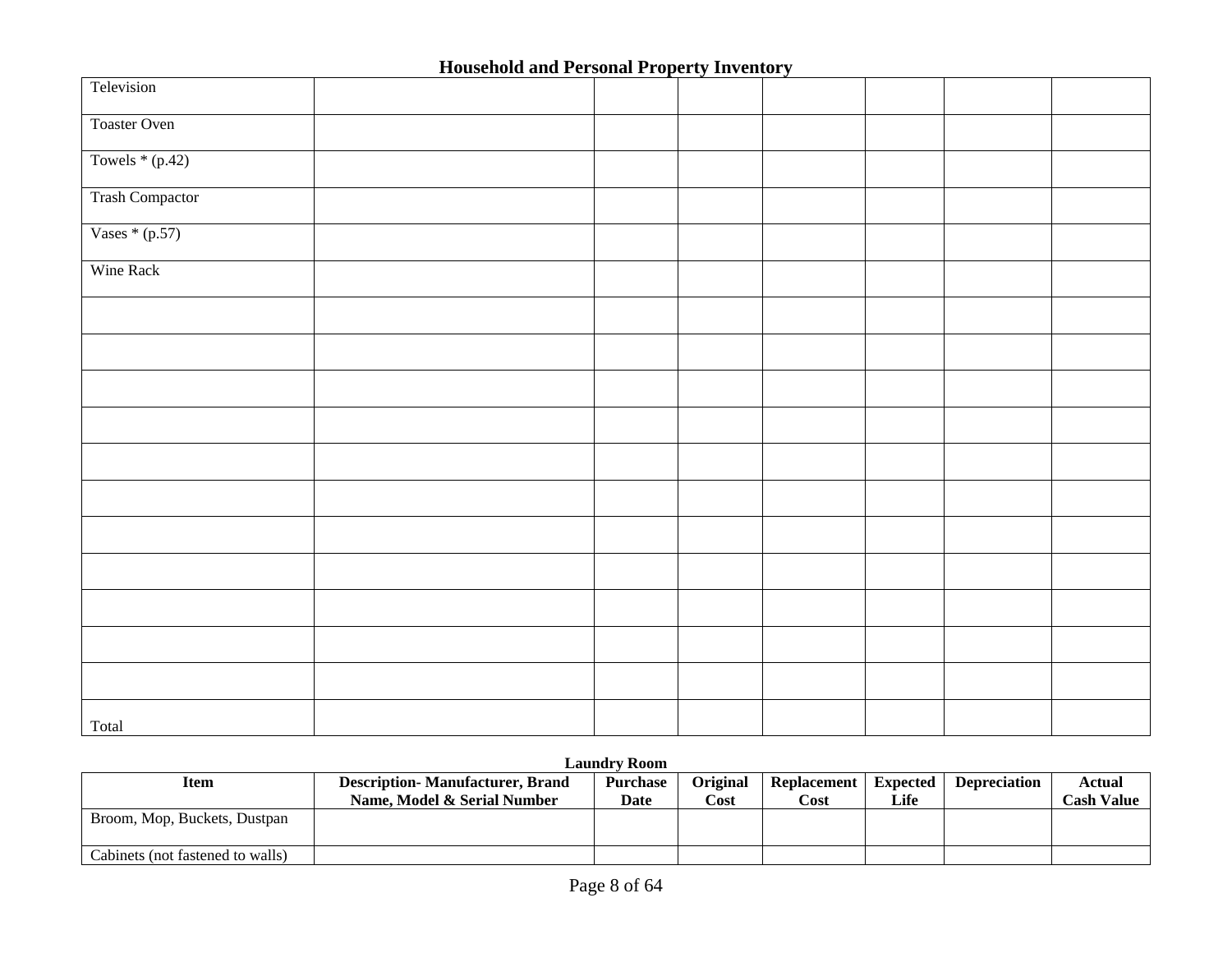## Household and Personal Property Inventory

| | | | | | | | |
|---|---|---|---|---|---|---|---|
| Television | | | | | | | |
| Toaster Oven | | | | | | | |
| Towels * (p.42) | | | | | | | |
| Trash Compactor | | | | | | | |
| Vases * (p.57) | | | | | | | |
| Wine Rack | | | | | | | |
| | | | | | | | |
| | | | | | | | |
| | | | | | | | |
| | | | | | | | |
| | | | | | | | |
| | | | | | | | |
| | | | | | | | |
| | | | | | | | |
| | | | | | | | |
| | | | | | | | |
| | | | | | | | |
| Total | | | | | | | |

### Laundry Room

| Item | Description- Manufacturer, Brand Name, Model & Serial Number | Purchase Date | Original Cost | Replacement Cost | Expected Life | Depreciation | Actual Cash Value |
|---|---|---|---|---|---|---|---|
| Broom, Mop, Buckets, Dustpan | | | | | | | |
| Cabinets (not fastened to walls) | | | | | | | |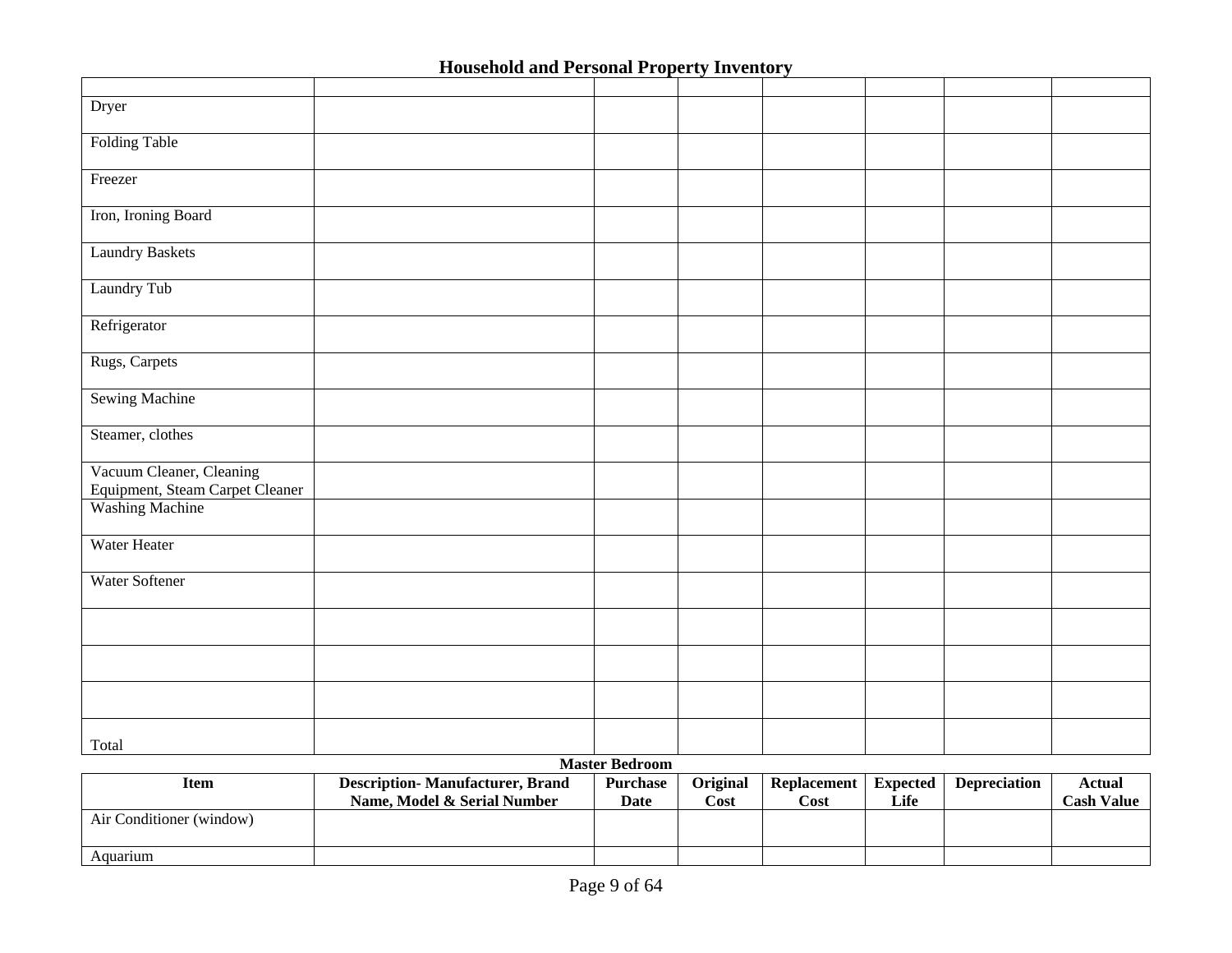# Household and Personal Property Inventory

| | | | | | | | |
|---|---|---|---|---|---|---|---|
| Dryer | | | | | | | |
| Folding Table | | | | | | | |
| Freezer | | | | | | | |
| Iron, Ironing Board | | | | | | | |
| Laundry Baskets | | | | | | | |
| Laundry Tub | | | | | | | |
| Refrigerator | | | | | | | |
| Rugs, Carpets | | | | | | | |
| Sewing Machine | | | | | | | |
| Steamer, clothes | | | | | | | |
| Vacuum Cleaner, Cleaning Equipment, Steam Carpet Cleaner | | | | | | | |
| Washing Machine | | | | | | | |
| Water Heater | | | | | | | |
| Water Softener | | | | | | | |
| | | | | | | | |
| | | | | | | | |
| | | | | | | | |
| Total | | | | | | | |

**Master Bedroom**

| Item | Description- Manufacturer, Brand Name, Model & Serial Number | Purchase Date | Original Cost | Replacement Cost | Expected Life | Depreciation | Actual Cash Value |
|---|---|---|---|---|---|---|---|
| Air Conditioner (window) | | | | | | | |
| Aquarium | | | | | | | |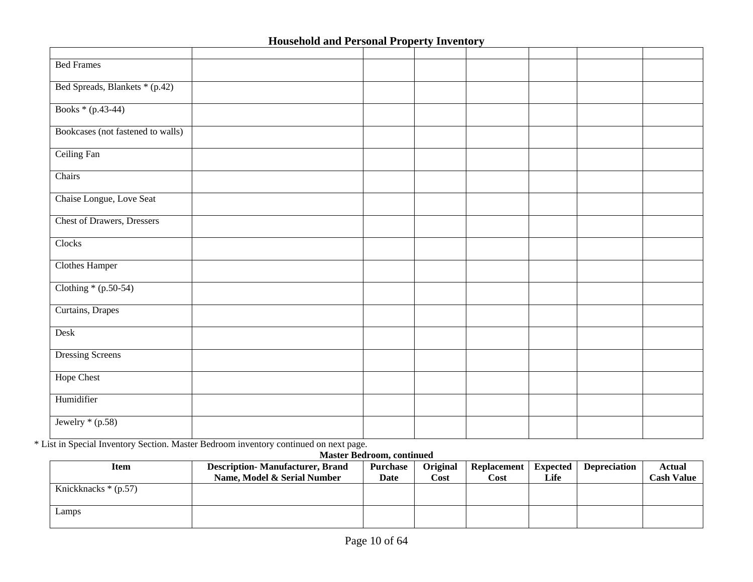## Household and Personal Property Inventory

| | | | | | | | |
|---|---|---|---|---|---|---|---|
| Bed Frames | | | | | | | |
| Bed Spreads, Blankets * (p.42) | | | | | | | |
| Books * (p.43-44) | | | | | | | |
| Bookcases (not fastened to walls) | | | | | | | |
| Ceiling Fan | | | | | | | |
| Chairs | | | | | | | |
| Chaise Longue, Love Seat | | | | | | | |
| Chest of Drawers, Dressers | | | | | | | |
| Clocks | | | | | | | |
| Clothes Hamper | | | | | | | |
| Clothing * (p.50-54) | | | | | | | |
| Curtains, Drapes | | | | | | | |
| Desk | | | | | | | |
| Dressing Screens | | | | | | | |
| Hope Chest | | | | | | | |
| Humidifier | | | | | | | |
| Jewelry * (p.58) | | | | | | | |

* List in Special Inventory Section. Master Bedroom inventory continued on next page.

**Master Bedroom, continued**

| Item | Description- Manufacturer, Brand Name, Model & Serial Number | Purchase Date | Original Cost | Replacement Cost | Expected Life | Depreciation | Actual Cash Value |
|---|---|---|---|---|---|---|---|
| Knickknacks * (p.57) | | | | | | | |
| Lamps | | | | | | | |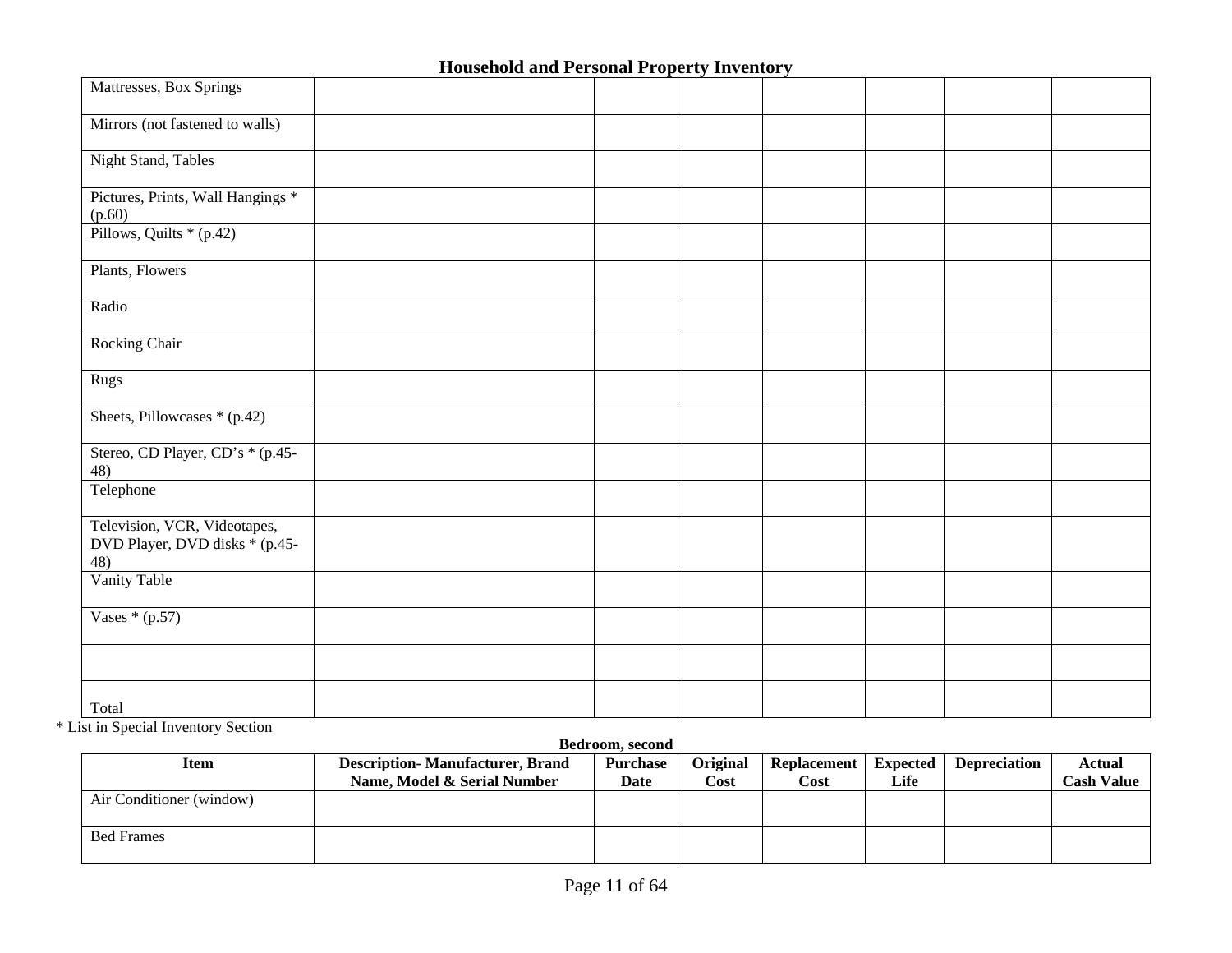## Household and Personal Property Inventory

| Item | Description- Manufacturer, Brand Name, Model & Serial Number | Purchase Date | Original Cost | Replacement Cost | Expected Life | Depreciation | Actual Cash Value |
|---|---|---|---|---|---|---|---|
| Mattresses, Box Springs | | | | | | | |
| Mirrors (not fastened to walls) | | | | | | | |
| Night Stand, Tables | | | | | | | |
| Pictures, Prints, Wall Hangings * (p.60) | | | | | | | |
| Pillows, Quilts * (p.42) | | | | | | | |
| Plants, Flowers | | | | | | | |
| Radio | | | | | | | |
| Rocking Chair | | | | | | | |
| Rugs | | | | | | | |
| Sheets, Pillowcases * (p.42) | | | | | | | |
| Stereo, CD Player, CD's * (p.45-48) | | | | | | | |
| Telephone | | | | | | | |
| Television, VCR, Videotapes, DVD Player, DVD disks * (p.45-48) | | | | | | | |
| Vanity Table | | | | | | | |
| Vases * (p.57) | | | | | | | |
| | | | | | | | |
| Total | | | | | | | |

* List in Special Inventory Section

**Bedroom, second**

| Item | Description- Manufacturer, Brand Name, Model & Serial Number | Purchase Date | Original Cost | Replacement Cost | Expected Life | Depreciation | Actual Cash Value |
|---|---|---|---|---|---|---|---|
| Air Conditioner (window) | | | | | | | |
| Bed Frames | | | | | | | |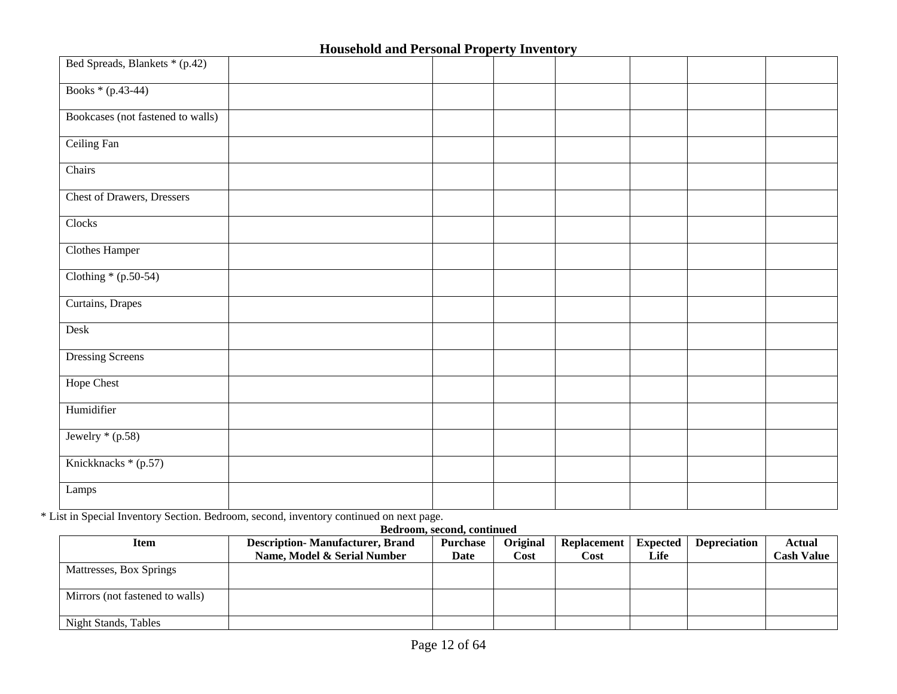## Household and Personal Property Inventory

| | | | | | | | |
|---|---|---|---|---|---|---|---|
| Bed Spreads, Blankets * (p.42) | | | | | | | |
| Books * (p.43-44) | | | | | | | |
| Bookcases (not fastened to walls) | | | | | | | |
| Ceiling Fan | | | | | | | |
| Chairs | | | | | | | |
| Chest of Drawers, Dressers | | | | | | | |
| Clocks | | | | | | | |
| Clothes Hamper | | | | | | | |
| Clothing * (p.50-54) | | | | | | | |
| Curtains, Drapes | | | | | | | |
| Desk | | | | | | | |
| Dressing Screens | | | | | | | |
| Hope Chest | | | | | | | |
| Humidifier | | | | | | | |
| Jewelry * (p.58) | | | | | | | |
| Knickknacks * (p.57) | | | | | | | |
| Lamps | | | | | | | |

* List in Special Inventory Section. Bedroom, second, inventory continued on next page.

**Bedroom, second, continued**

| Item | Description- Manufacturer, Brand Name, Model & Serial Number | Purchase Date | Original Cost | Replacement Cost | Expected Life | Depreciation | Actual Cash Value |
|---|---|---|---|---|---|---|---|
| Mattresses, Box Springs | | | | | | | |
| Mirrors (not fastened to walls) | | | | | | | |
| Night Stands, Tables | | | | | | | |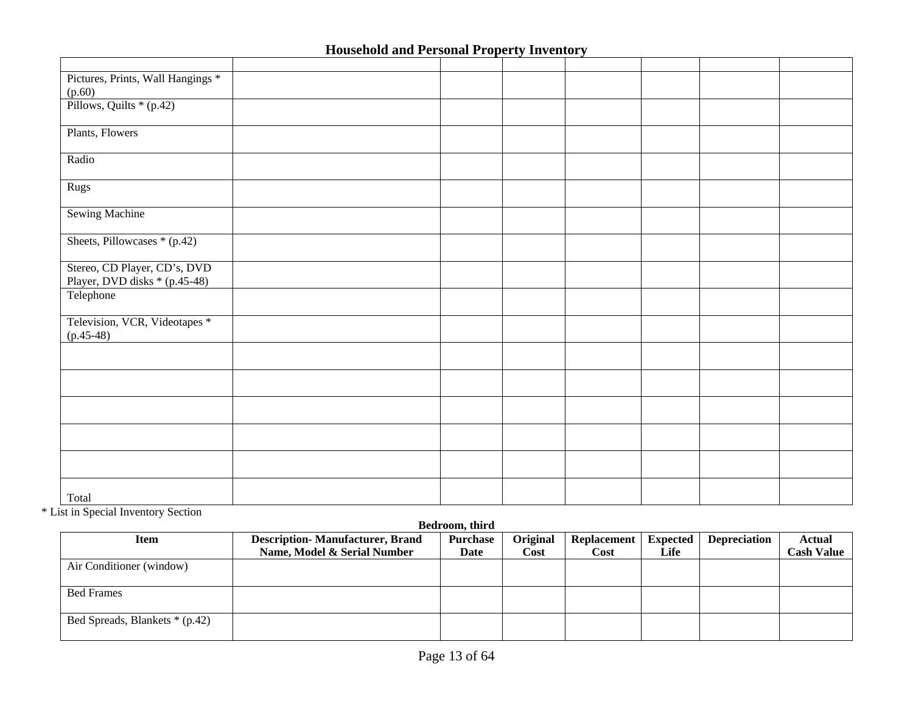## Household and Personal Property Inventory

| | | | | | | | |
|---|---|---|---|---|---|---|---|
| Pictures, Prints, Wall Hangings * (p.60) | | | | | | | |
| Pillows, Quilts * (p.42) | | | | | | | |
| Plants, Flowers | | | | | | | |
| Radio | | | | | | | |
| Rugs | | | | | | | |
| Sewing Machine | | | | | | | |
| Sheets, Pillowcases * (p.42) | | | | | | | |
| Stereo, CD Player, CD's, DVD Player, DVD disks * (p.45-48) | | | | | | | |
| Telephone | | | | | | | |
| Television, VCR, Videotapes * (p.45-48) | | | | | | | |
| | | | | | | | |
| | | | | | | | |
| | | | | | | | |
| | | | | | | | |
| | | | | | | | |
| Total | | | | | | | |

* List in Special Inventory Section

**Bedroom, third**

| Item | Description- Manufacturer, Brand Name, Model & Serial Number | Purchase Date | Original Cost | Replacement Cost | Expected Life | Depreciation | Actual Cash Value |
|---|---|---|---|---|---|---|---|
| Air Conditioner (window) | | | | | | | |
| Bed Frames | | | | | | | |
| Bed Spreads, Blankets * (p.42) | | | | | | | |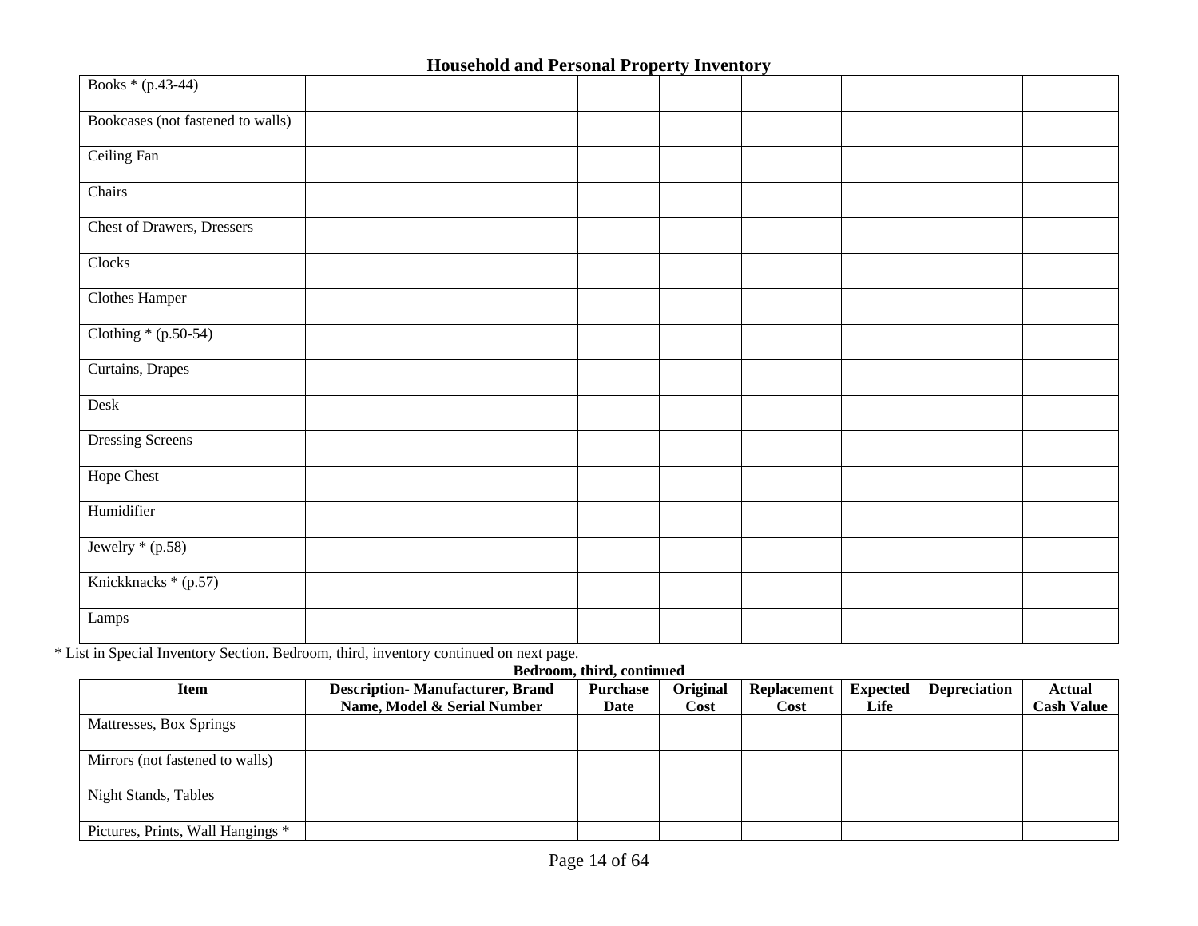### Household and Personal Property Inventory

| Item | Description- Manufacturer, Brand Name, Model & Serial Number | Purchase Date | Original Cost | Replacement Cost | Expected Life | Depreciation | Actual Cash Value |
|---|---|---|---|---|---|---|---|
| Books * (p.43-44) | | | | | | | |
| Bookcases (not fastened to walls) | | | | | | | |
| Ceiling Fan | | | | | | | |
| Chairs | | | | | | | |
| Chest of Drawers, Dressers | | | | | | | |
| Clocks | | | | | | | |
| Clothes Hamper | | | | | | | |
| Clothing * (p.50-54) | | | | | | | |
| Curtains, Drapes | | | | | | | |
| Desk | | | | | | | |
| Dressing Screens | | | | | | | |
| Hope Chest | | | | | | | |
| Humidifier | | | | | | | |
| Jewelry * (p.58) | | | | | | | |
| Knickknacks * (p.57) | | | | | | | |
| Lamps | | | | | | | |

* List in Special Inventory Section. Bedroom, third, inventory continued on next page.

**Bedroom, third, continued**

| Item | Description- Manufacturer, Brand Name, Model & Serial Number | Purchase Date | Original Cost | Replacement Cost | Expected Life | Depreciation | Actual Cash Value |
|---|---|---|---|---|---|---|---|
| Mattresses, Box Springs | | | | | | | |
| Mirrors (not fastened to walls) | | | | | | | |
| Night Stands, Tables | | | | | | | |
| Pictures, Prints, Wall Hangings * | | | | | | | |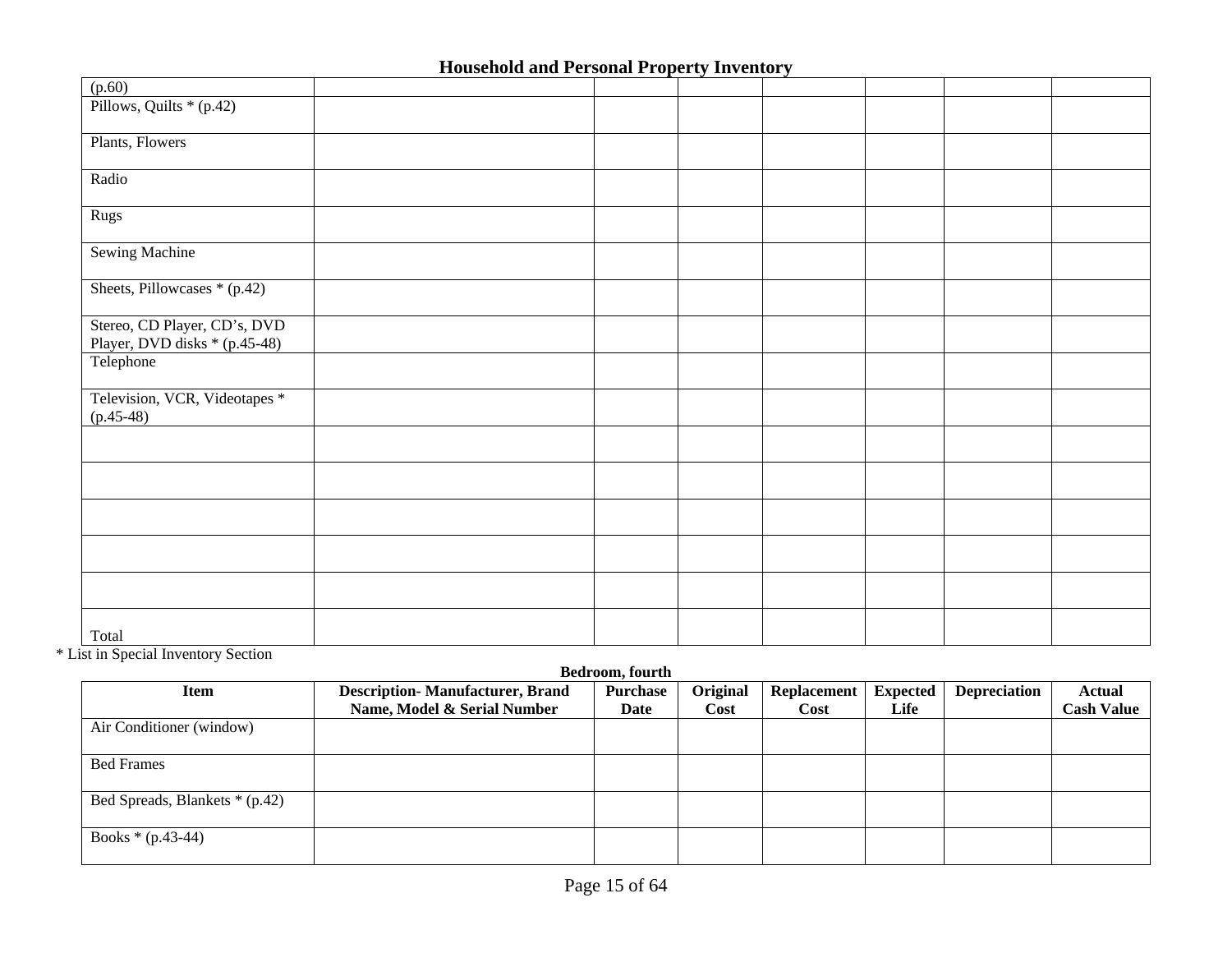## Household and Personal Property Inventory

| | | | | | | | |
|---|---|---|---|---|---|---|---|
| (p.60) | | | | | | | |
| Pillows, Quilts * (p.42) | | | | | | | |
| Plants, Flowers | | | | | | | |
| Radio | | | | | | | |
| Rugs | | | | | | | |
| Sewing Machine | | | | | | | |
| Sheets, Pillowcases * (p.42) | | | | | | | |
| Stereo, CD Player, CD's, DVD Player, DVD disks * (p.45-48) | | | | | | | |
| Telephone | | | | | | | |
| Television, VCR, Videotapes * (p.45-48) | | | | | | | |
| | | | | | | | |
| | | | | | | | |
| | | | | | | | |
| | | | | | | | |
| | | | | | | | |
| Total | | | | | | | |

* List in Special Inventory Section

**Bedroom, fourth**

| Item | Description- Manufacturer, Brand Name, Model & Serial Number | Purchase Date | Original Cost | Replacement Cost | Expected Life | Depreciation | Actual Cash Value |
|---|---|---|---|---|---|---|---|
| Air Conditioner (window) | | | | | | | |
| Bed Frames | | | | | | | |
| Bed Spreads, Blankets * (p.42) | | | | | | | |
| Books * (p.43-44) | | | | | | | |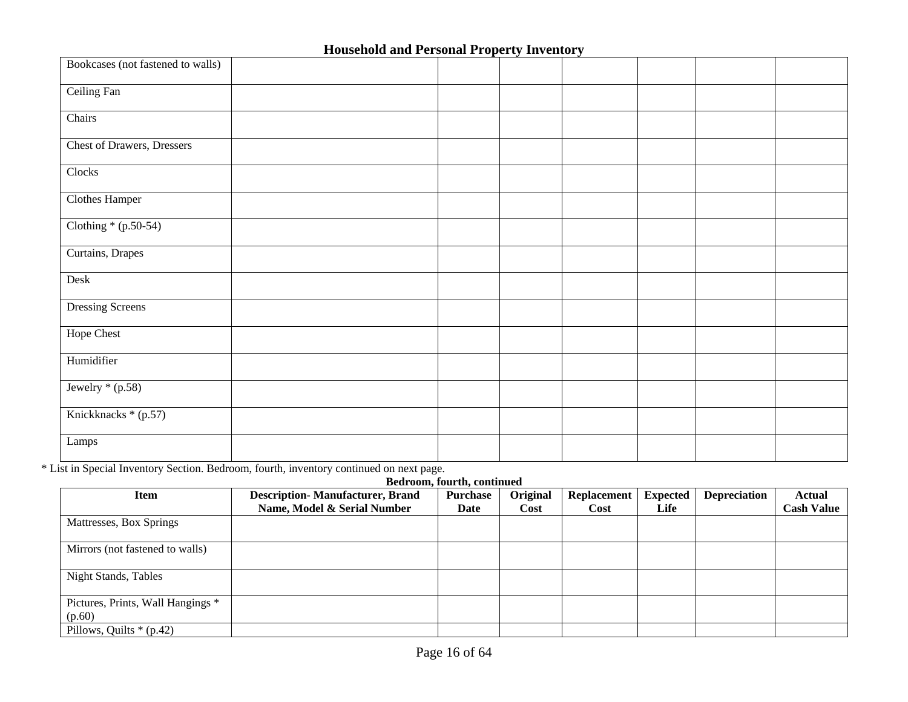## Household and Personal Property Inventory

| | | | | | | | |
|---|---|---|---|---|---|---|---|
| Bookcases (not fastened to walls) | | | | | | | |
| Ceiling Fan | | | | | | | |
| Chairs | | | | | | | |
| Chest of Drawers, Dressers | | | | | | | |
| Clocks | | | | | | | |
| Clothes Hamper | | | | | | | |
| Clothing * (p.50-54) | | | | | | | |
| Curtains, Drapes | | | | | | | |
| Desk | | | | | | | |
| Dressing Screens | | | | | | | |
| Hope Chest | | | | | | | |
| Humidifier | | | | | | | |
| Jewelry * (p.58) | | | | | | | |
| Knickknacks * (p.57) | | | | | | | |
| Lamps | | | | | | | |

* List in Special Inventory Section. Bedroom, fourth, inventory continued on next page.

**Bedroom, fourth, continued**

| Item | Description- Manufacturer, Brand Name, Model & Serial Number | Purchase Date | Original Cost | Replacement Cost | Expected Life | Depreciation | Actual Cash Value |
|---|---|---|---|---|---|---|---|
| Mattresses, Box Springs | | | | | | | |
| Mirrors (not fastened to walls) | | | | | | | |
| Night Stands, Tables | | | | | | | |
| Pictures, Prints, Wall Hangings * (p.60) | | | | | | | |
| Pillows, Quilts * (p.42) | | | | | | | |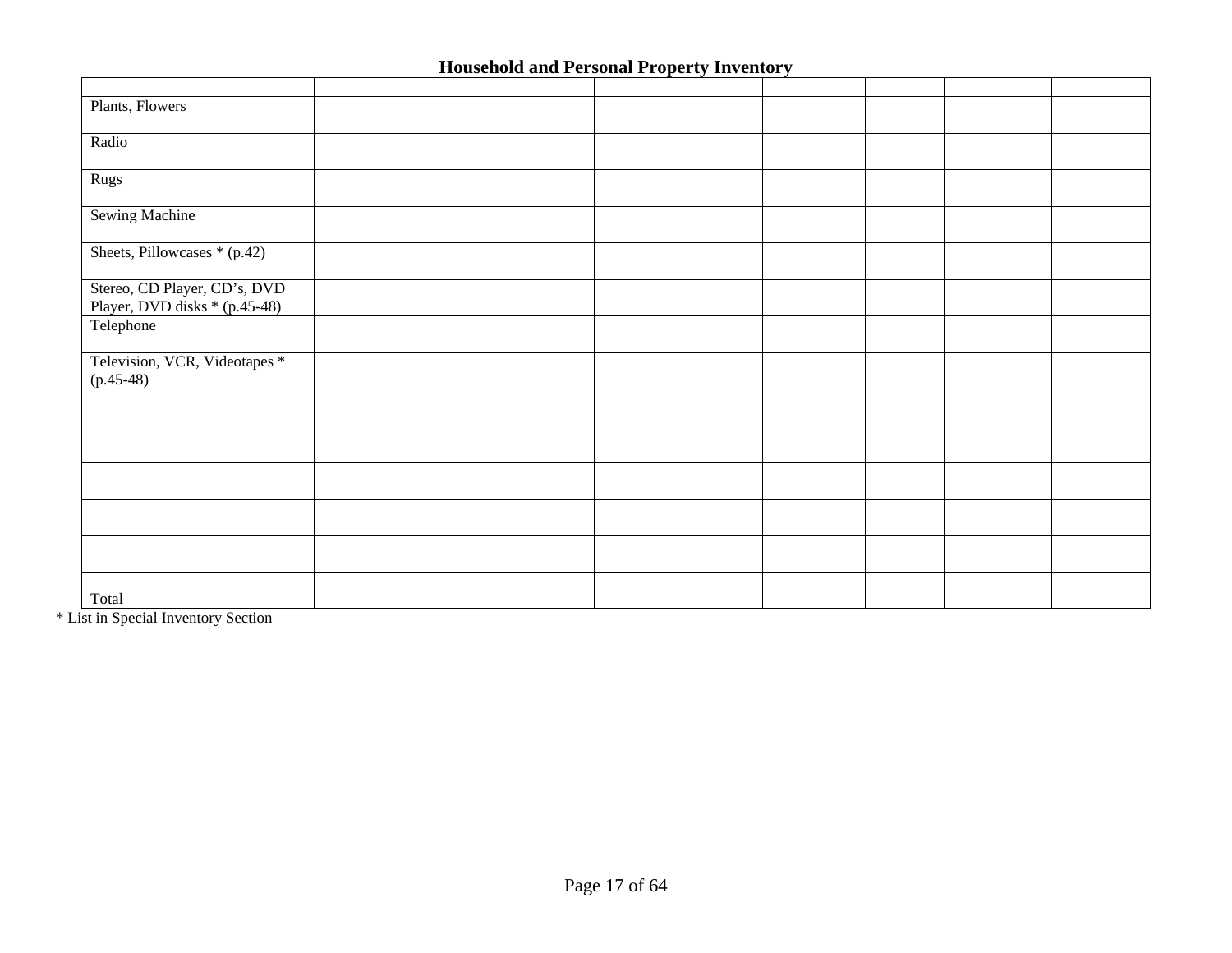**Household and Personal Property Inventory**

| | | | | | | | |
|---|---|---|---|---|---|---|---|
| Plants, Flowers | | | | | | | |
| Radio | | | | | | | |
| Rugs | | | | | | | |
| Sewing Machine | | | | | | | |
| Sheets, Pillowcases * (p.42) | | | | | | | |
| Stereo, CD Player, CD's, DVD Player, DVD disks * (p.45-48) | | | | | | | |
| Telephone | | | | | | | |
| Television, VCR, Videotapes * (p.45-48) | | | | | | | |
| | | | | | | | |
| | | | | | | | |
| | | | | | | | |
| | | | | | | | |
| | | | | | | | |
| Total | | | | | | | |

* List in Special Inventory Section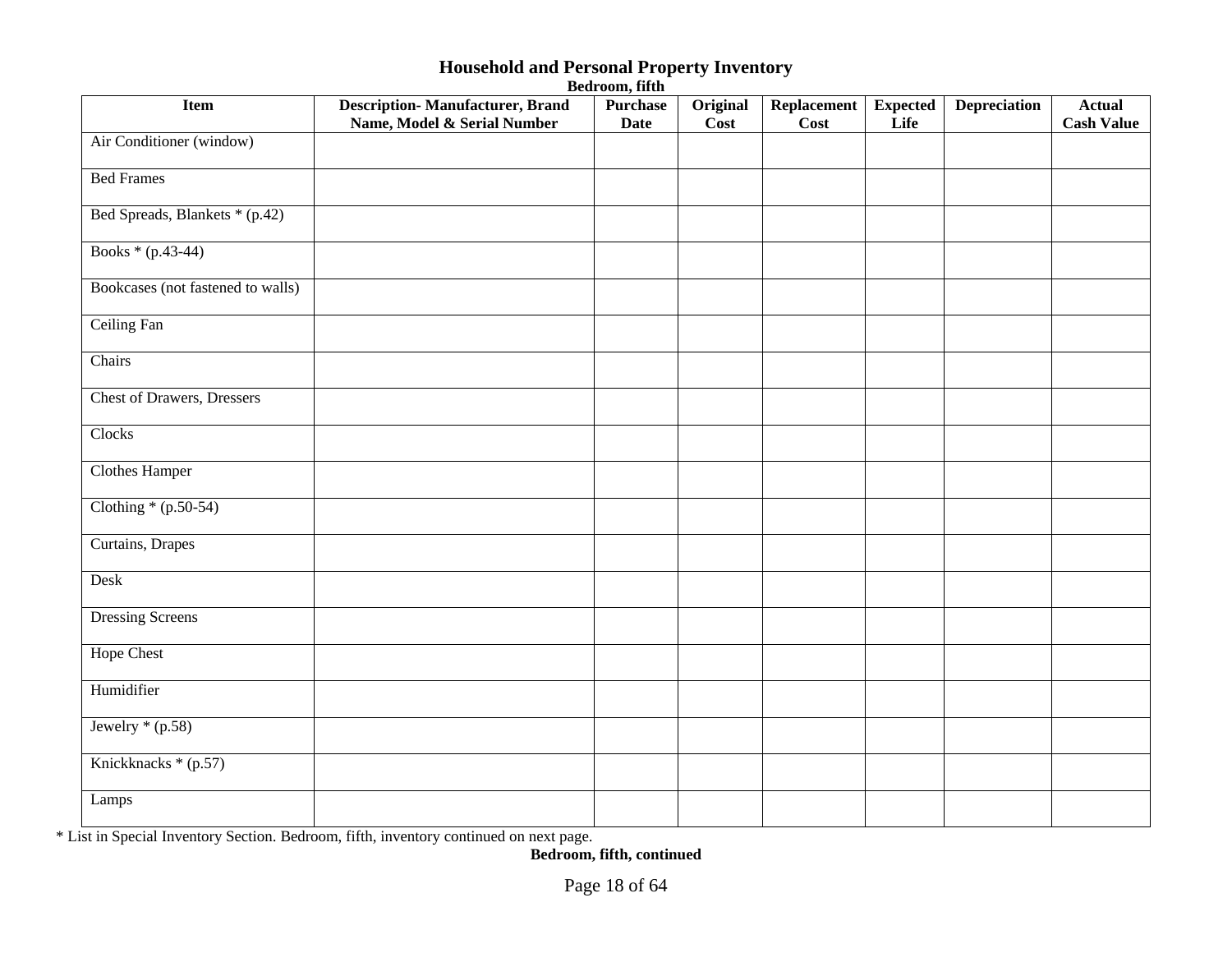## Household and Personal Property Inventory

**Bedroom, fifth**

| Item | Description- Manufacturer, Brand Name, Model & Serial Number | Purchase Date | Original Cost | Replacement Cost | Expected Life | Depreciation | Actual Cash Value |
|---|---|---|---|---|---|---|---|
| Air Conditioner (window) | | | | | | | |
| Bed Frames | | | | | | | |
| Bed Spreads, Blankets * (p.42) | | | | | | | |
| Books * (p.43-44) | | | | | | | |
| Bookcases (not fastened to walls) | | | | | | | |
| Ceiling Fan | | | | | | | |
| Chairs | | | | | | | |
| Chest of Drawers, Dressers | | | | | | | |
| Clocks | | | | | | | |
| Clothes Hamper | | | | | | | |
| Clothing * (p.50-54) | | | | | | | |
| Curtains, Drapes | | | | | | | |
| Desk | | | | | | | |
| Dressing Screens | | | | | | | |
| Hope Chest | | | | | | | |
| Humidifier | | | | | | | |
| Jewelry * (p.58) | | | | | | | |
| Knickknacks * (p.57) | | | | | | | |
| Lamps | | | | | | | |

* List in Special Inventory Section. Bedroom, fifth, inventory continued on next page.

**Bedroom, fifth, continued**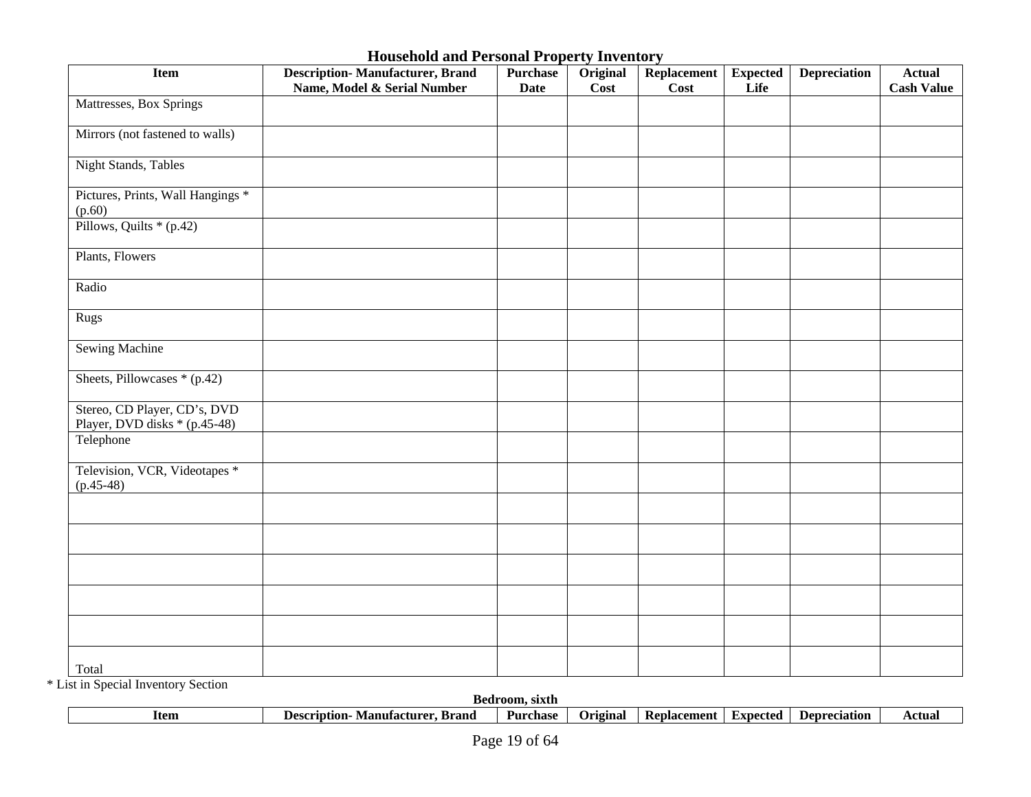**Household and Personal Property Inventory**

| Item | Description- Manufacturer, Brand Name, Model & Serial Number | Purchase Date | Original Cost | Replacement Cost | Expected Life | Depreciation | Actual Cash Value |
|---|---|---|---|---|---|---|---|
| Mattresses, Box Springs | | | | | | | |
| Mirrors (not fastened to walls) | | | | | | | |
| Night Stands, Tables | | | | | | | |
| Pictures, Prints, Wall Hangings * (p.60) | | | | | | | |
| Pillows, Quilts * (p.42) | | | | | | | |
| Plants, Flowers | | | | | | | |
| Radio | | | | | | | |
| Rugs | | | | | | | |
| Sewing Machine | | | | | | | |
| Sheets, Pillowcases * (p.42) | | | | | | | |
| Stereo, CD Player, CD's, DVD Player, DVD disks * (p.45-48) | | | | | | | |
| Telephone | | | | | | | |
| Television, VCR, Videotapes * (p.45-48) | | | | | | | |
| | | | | | | | |
| | | | | | | | |
| | | | | | | | |
| | | | | | | | |
| | | | | | | | |
| Total | | | | | | | |

* List in Special Inventory Section

**Bedroom, sixth**

| Item | Description- Manufacturer, Brand | Purchase | Original | Replacement | Expected | Depreciation | Actual |
|---|---|---|---|---|---|---|---|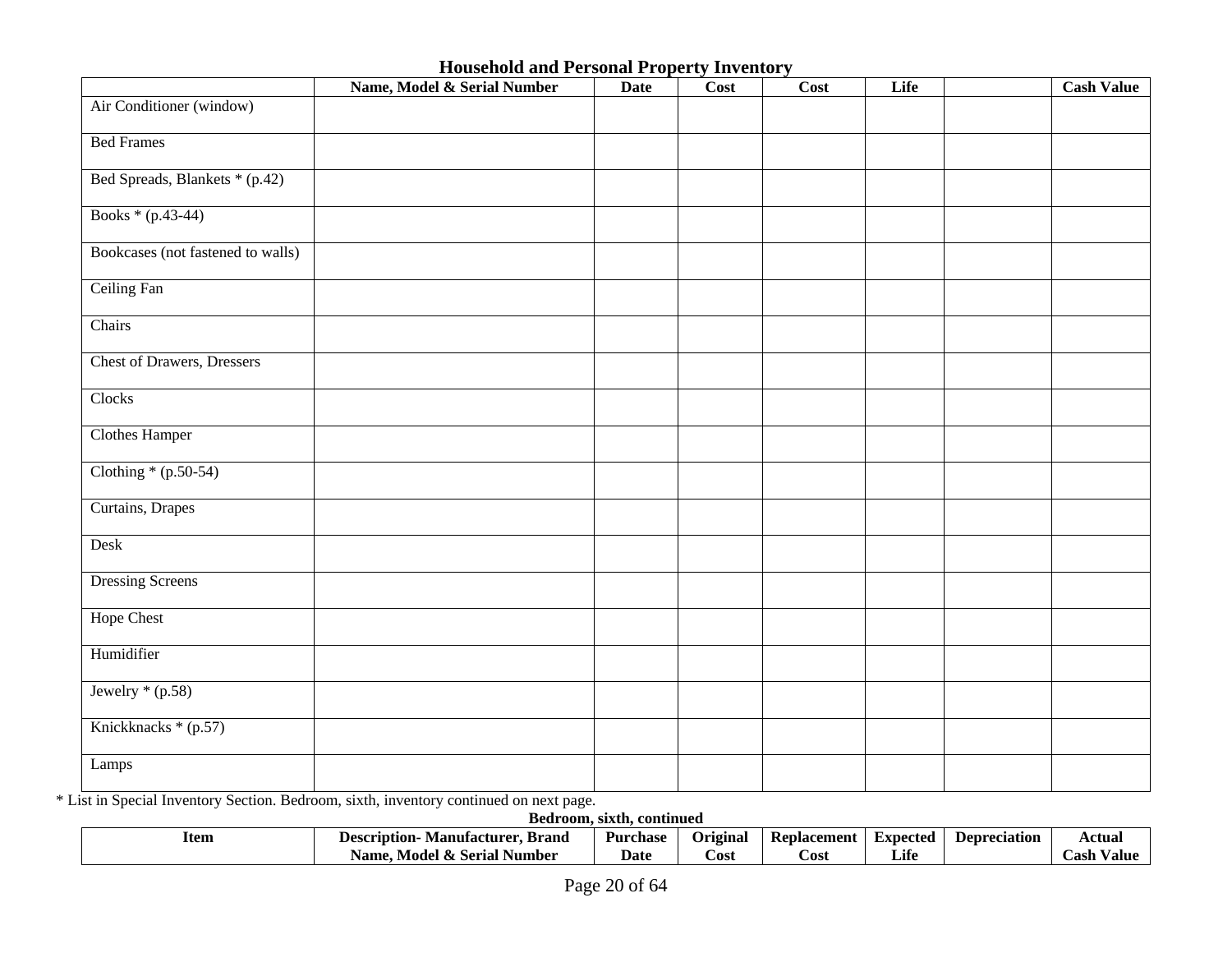## Household and Personal Property Inventory

| Item | Description- Manufacturer, Brand Name, Model & Serial Number | Purchase Date | Original Cost | Replacement Cost | Expected Life | Depreciation | Actual Cash Value |
|---|---|---|---|---|---|---|---|
| Air Conditioner (window) | | | | | | | |
| Bed Frames | | | | | | | |
| Bed Spreads, Blankets * (p.42) | | | | | | | |
| Books * (p.43-44) | | | | | | | |
| Bookcases (not fastened to walls) | | | | | | | |
| Ceiling Fan | | | | | | | |
| Chairs | | | | | | | |
| Chest of Drawers, Dressers | | | | | | | |
| Clocks | | | | | | | |
| Clothes Hamper | | | | | | | |
| Clothing * (p.50-54) | | | | | | | |
| Curtains, Drapes | | | | | | | |
| Desk | | | | | | | |
| Dressing Screens | | | | | | | |
| Hope Chest | | | | | | | |
| Humidifier | | | | | | | |
| Jewelry * (p.58) | | | | | | | |
| Knickknacks * (p.57) | | | | | | | |
| Lamps | | | | | | | |

* List in Special Inventory Section. Bedroom, sixth, inventory continued on next page.

**Bedroom, sixth, continued**

| Item | Description- Manufacturer, Brand Name, Model & Serial Number | Purchase Date | Original Cost | Replacement Cost | Expected Life | Depreciation | Actual Cash Value |
|---|---|---|---|---|---|---|---|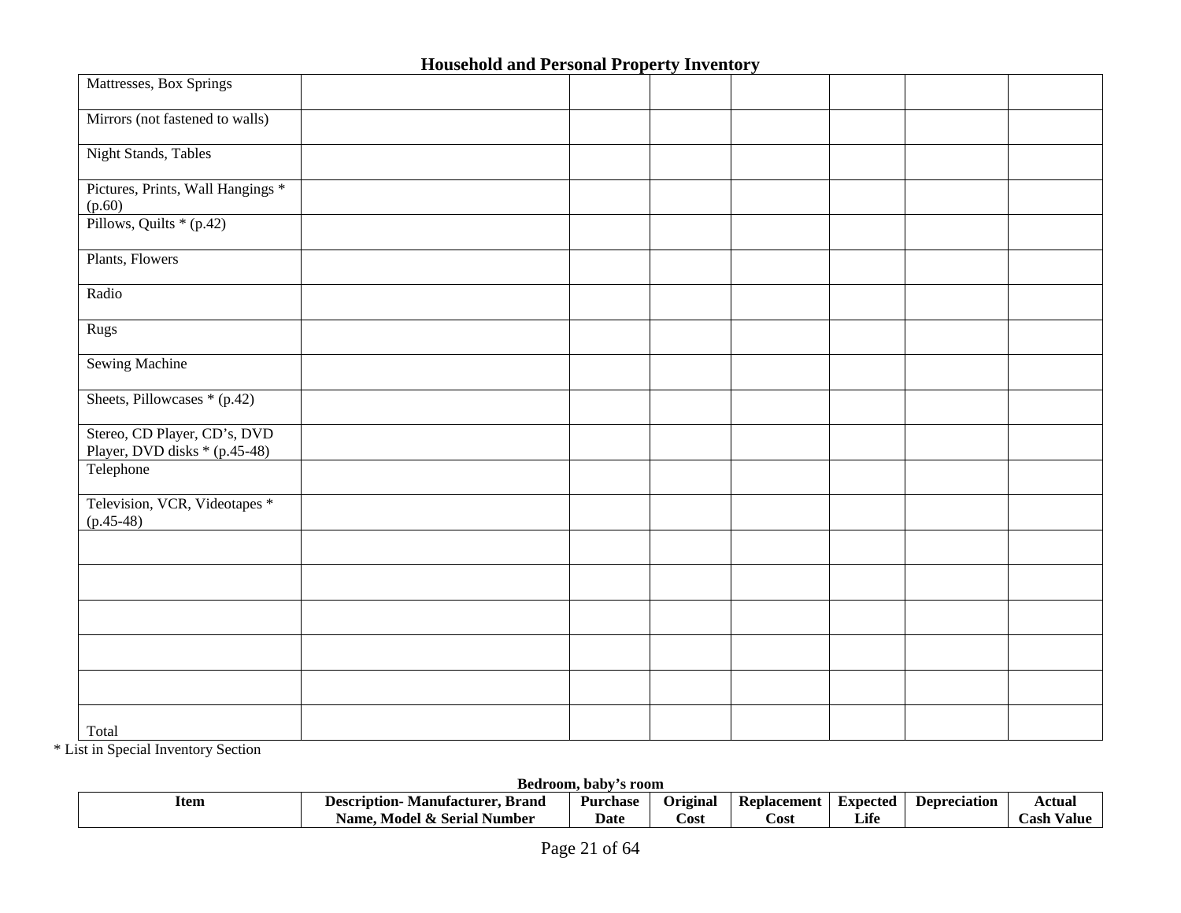## Household and Personal Property Inventory

| | | | | | | | |
|---|---|---|---|---|---|---|---|
| Mattresses, Box Springs | | | | | | | |
| Mirrors (not fastened to walls) | | | | | | | |
| Night Stands, Tables | | | | | | | |
| Pictures, Prints, Wall Hangings * (p.60) | | | | | | | |
| Pillows, Quilts * (p.42) | | | | | | | |
| Plants, Flowers | | | | | | | |
| Radio | | | | | | | |
| Rugs | | | | | | | |
| Sewing Machine | | | | | | | |
| Sheets, Pillowcases * (p.42) | | | | | | | |
| Stereo, CD Player, CD's, DVD Player, DVD disks * (p.45-48) | | | | | | | |
| Telephone | | | | | | | |
| Television, VCR, Videotapes * (p.45-48) | | | | | | | |
| | | | | | | | |
| | | | | | | | |
| | | | | | | | |
| | | | | | | | |
| | | | | | | | |
| Total | | | | | | | |

* List in Special Inventory Section

**Bedroom, baby's room**

| Item | Description- Manufacturer, Brand Name, Model & Serial Number | Purchase Date | Original Cost | Replacement Cost | Expected Life | Depreciation | Actual Cash Value |
|---|---|---|---|---|---|---|---|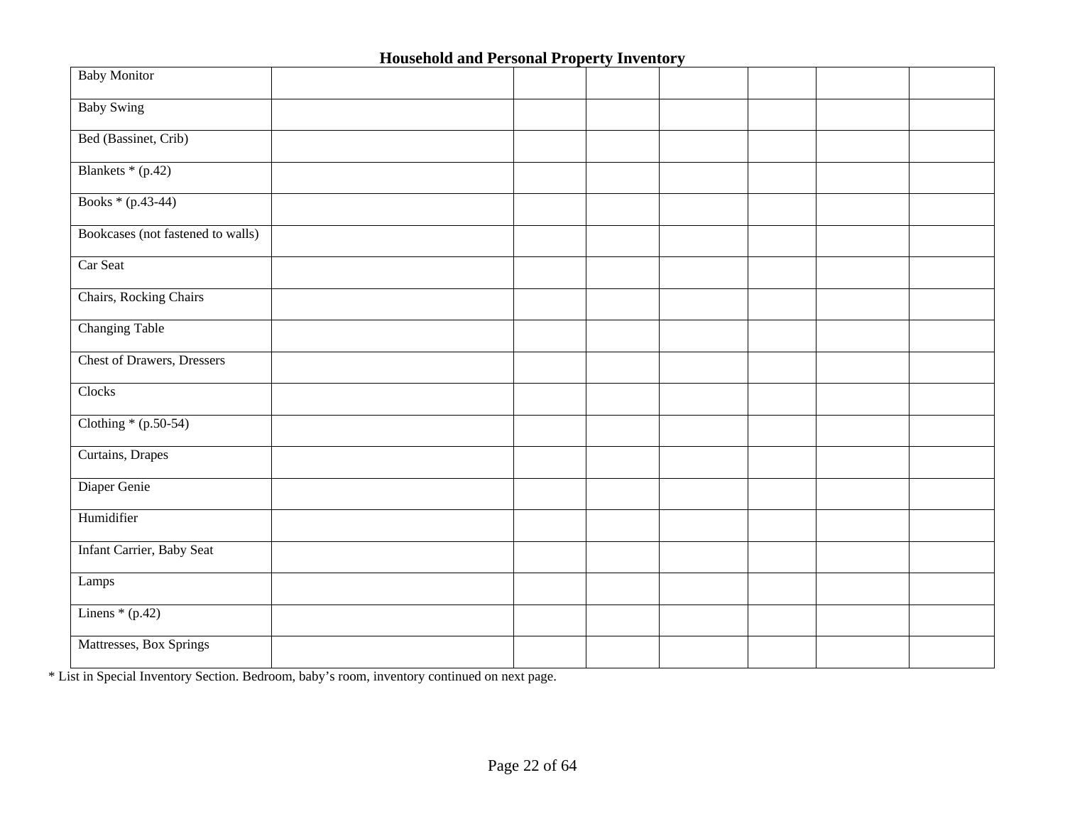**Household and Personal Property Inventory**

| Baby Monitor | | | | | | | |
|---|---|---|---|---|---|---|---|
| Baby Swing | | | | | | | |
| Bed (Bassinet, Crib) | | | | | | | |
| Blankets * (p.42) | | | | | | | |
| Books * (p.43-44) | | | | | | | |
| Bookcases (not fastened to walls) | | | | | | | |
| Car Seat | | | | | | | |
| Chairs, Rocking Chairs | | | | | | | |
| Changing Table | | | | | | | |
| Chest of Drawers, Dressers | | | | | | | |
| Clocks | | | | | | | |
| Clothing * (p.50-54) | | | | | | | |
| Curtains, Drapes | | | | | | | |
| Diaper Genie | | | | | | | |
| Humidifier | | | | | | | |
| Infant Carrier, Baby Seat | | | | | | | |
| Lamps | | | | | | | |
| Linens * (p.42) | | | | | | | |
| Mattresses, Box Springs | | | | | | | |

* List in Special Inventory Section. Bedroom, baby's room, inventory continued on next page.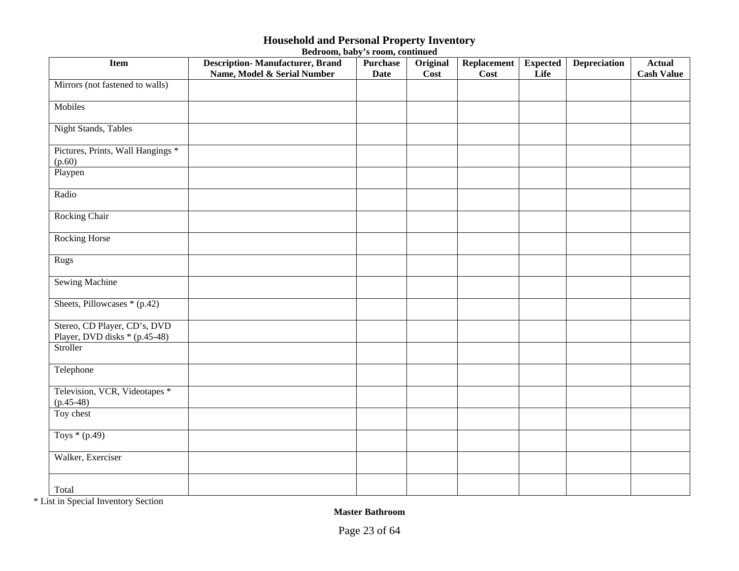# Household and Personal Property Inventory

**Bedroom, baby's room, continued**

| Item | Description- Manufacturer, Brand Name, Model & Serial Number | Purchase Date | Original Cost | Replacement Cost | Expected Life | Depreciation | Actual Cash Value |
|---|---|---|---|---|---|---|---|
| Mirrors (not fastened to walls) | | | | | | | |
| Mobiles | | | | | | | |
| Night Stands, Tables | | | | | | | |
| Pictures, Prints, Wall Hangings * (p.60) | | | | | | | |
| Playpen | | | | | | | |
| Radio | | | | | | | |
| Rocking Chair | | | | | | | |
| Rocking Horse | | | | | | | |
| Rugs | | | | | | | |
| Sewing Machine | | | | | | | |
| Sheets, Pillowcases * (p.42) | | | | | | | |
| Stereo, CD Player, CD's, DVD Player, DVD disks * (p.45-48) | | | | | | | |
| Stroller | | | | | | | |
| Telephone | | | | | | | |
| Television, VCR, Videotapes * (p.45-48) | | | | | | | |
| Toy chest | | | | | | | |
| Toys * (p.49) | | | | | | | |
| Walker, Exerciser | | | | | | | |
| Total | | | | | | | |

* List in Special Inventory Section

**Master Bathroom**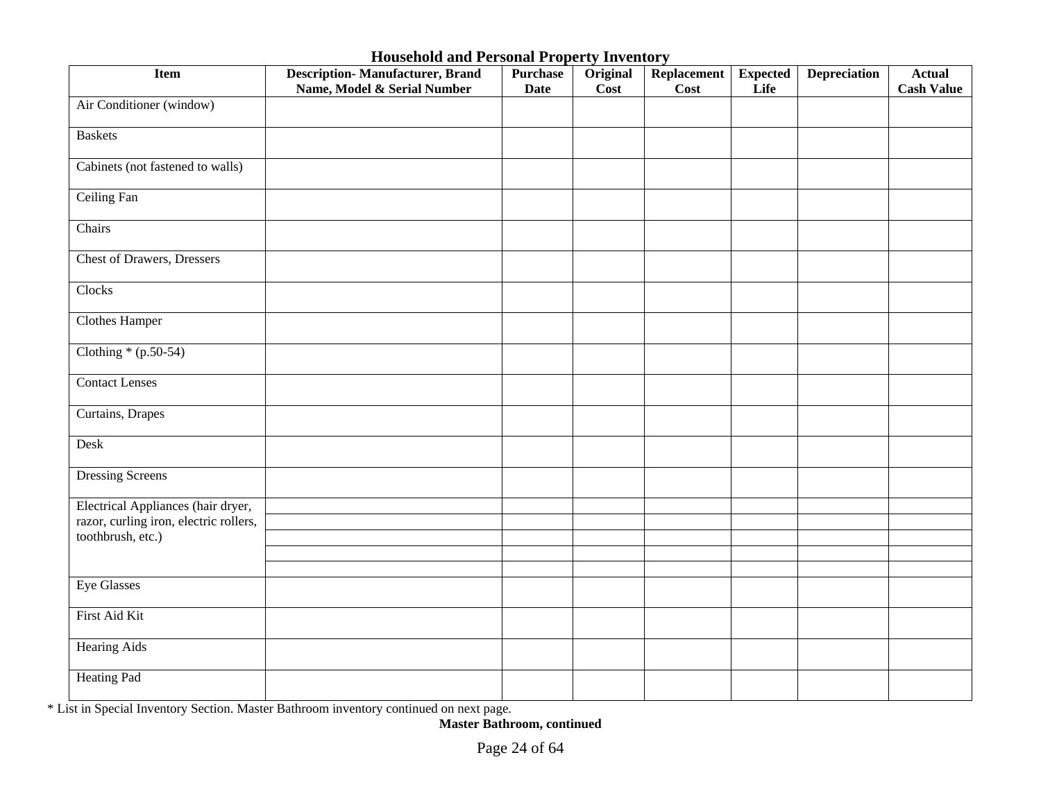## Household and Personal Property Inventory

| Item | Description- Manufacturer, Brand Name, Model & Serial Number | Purchase Date | Original Cost | Replacement Cost | Expected Life | Depreciation | Actual Cash Value |
|---|---|---|---|---|---|---|---|
| Air Conditioner (window) | | | | | | | |
| Baskets | | | | | | | |
| Cabinets (not fastened to walls) | | | | | | | |
| Ceiling Fan | | | | | | | |
| Chairs | | | | | | | |
| Chest of Drawers, Dressers | | | | | | | |
| Clocks | | | | | | | |
| Clothes Hamper | | | | | | | |
| Clothing * (p.50-54) | | | | | | | |
| Contact Lenses | | | | | | | |
| Curtains, Drapes | | | | | | | |
| Desk | | | | | | | |
| Dressing Screens | | | | | | | |
| Electrical Appliances (hair dryer, razor, curling iron, electric rollers, toothbrush, etc.) | | | | | | | |
| | | | | | | | |
| | | | | | | | |
| | | | | | | | |
| | | | | | | | |
| Eye Glasses | | | | | | | |
| First Aid Kit | | | | | | | |
| Hearing Aids | | | | | | | |
| Heating Pad | | | | | | | |

* List in Special Inventory Section. Master Bathroom inventory continued on next page.

**Master Bathroom, continued**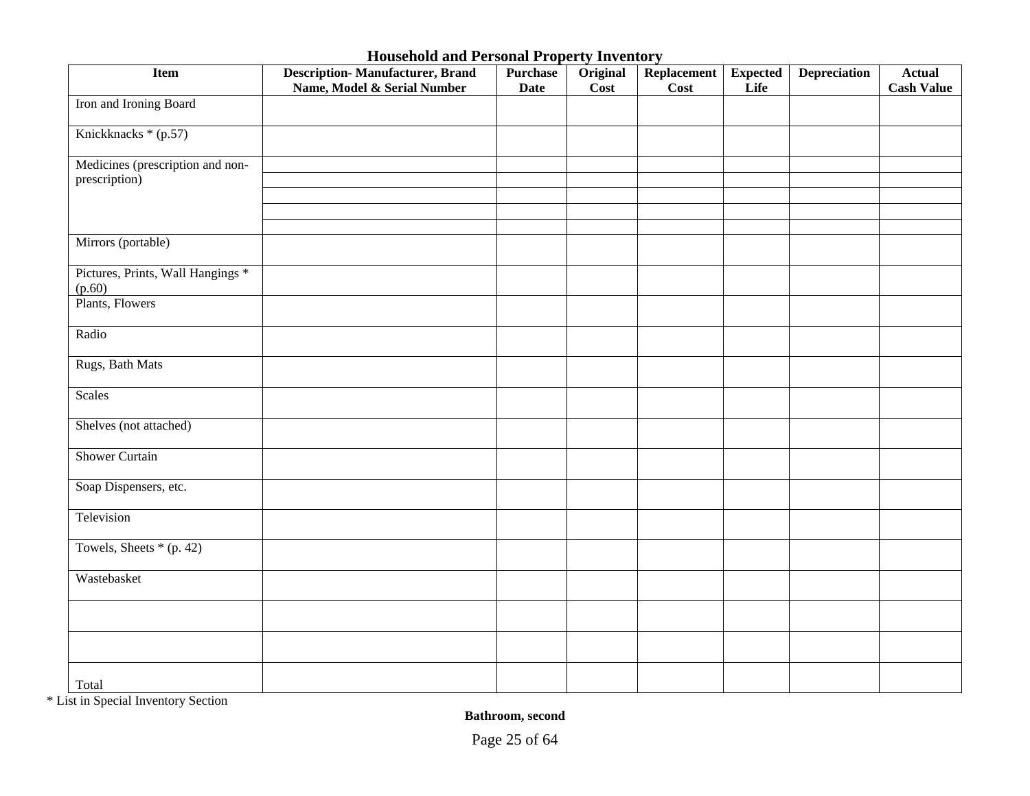# Household and Personal Property Inventory

| Item | Description- Manufacturer, Brand Name, Model & Serial Number | Purchase Date | Original Cost | Replacement Cost | Expected Life | Depreciation | Actual Cash Value |
|---|---|---|---|---|---|---|---|
| Iron and Ironing Board | | | | | | | |
| Knickknacks * (p.57) | | | | | | | |
| Medicines (prescription and non-prescription) | | | | | | | |
| | | | | | | | |
| | | | | | | | |
| | | | | | | | |
| | | | | | | | |
| Mirrors (portable) | | | | | | | |
| Pictures, Prints, Wall Hangings * (p.60) | | | | | | | |
| Plants, Flowers | | | | | | | |
| Radio | | | | | | | |
| Rugs, Bath Mats | | | | | | | |
| Scales | | | | | | | |
| Shelves (not attached) | | | | | | | |
| Shower Curtain | | | | | | | |
| Soap Dispensers, etc. | | | | | | | |
| Television | | | | | | | |
| Towels, Sheets * (p. 42) | | | | | | | |
| Wastebasket | | | | | | | |
| | | | | | | | |
| | | | | | | | |
| Total | | | | | | | |

* List in Special Inventory Section

**Bathroom, second**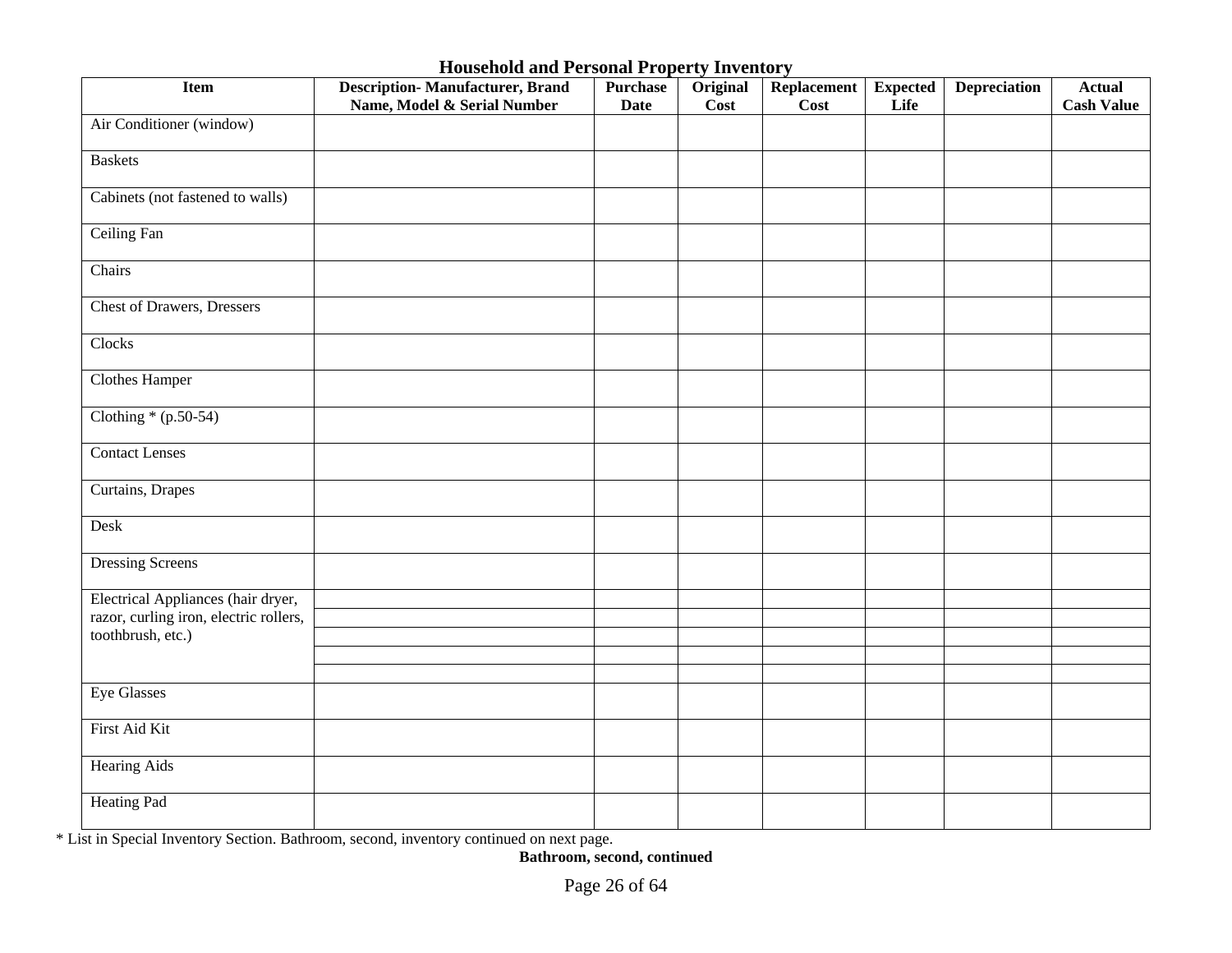## Household and Personal Property Inventory

| Item | Description- Manufacturer, Brand Name, Model & Serial Number | Purchase Date | Original Cost | Replacement Cost | Expected Life | Depreciation | Actual Cash Value |
|---|---|---|---|---|---|---|---|
| Air Conditioner (window) | | | | | | | |
| Baskets | | | | | | | |
| Cabinets (not fastened to walls) | | | | | | | |
| Ceiling Fan | | | | | | | |
| Chairs | | | | | | | |
| Chest of Drawers, Dressers | | | | | | | |
| Clocks | | | | | | | |
| Clothes Hamper | | | | | | | |
| Clothing * (p.50-54) | | | | | | | |
| Contact Lenses | | | | | | | |
| Curtains, Drapes | | | | | | | |
| Desk | | | | | | | |
| Dressing Screens | | | | | | | |
| Electrical Appliances (hair dryer, razor, curling iron, electric rollers, toothbrush, etc.) | | | | | | | |
| | | | | | | | |
| | | | | | | | |
| | | | | | | | |
| | | | | | | | |
| Eye Glasses | | | | | | | |
| First Aid Kit | | | | | | | |
| Hearing Aids | | | | | | | |
| Heating Pad | | | | | | | |

* List in Special Inventory Section. Bathroom, second, inventory continued on next page.

**Bathroom, second, continued**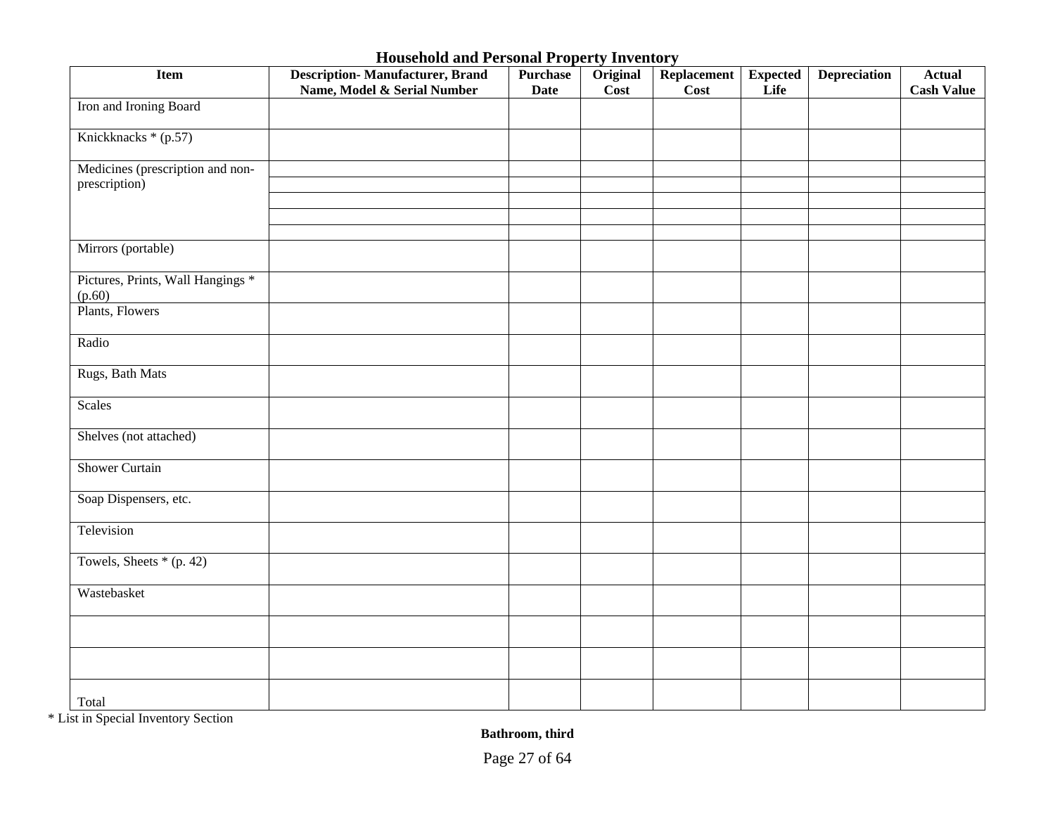## Household and Personal Property Inventory

| Item | Description- Manufacturer, Brand Name, Model & Serial Number | Purchase Date | Original Cost | Replacement Cost | Expected Life | Depreciation | Actual Cash Value |
|---|---|---|---|---|---|---|---|
| Iron and Ironing Board | | | | | | | |
| Knickknacks * (p.57) | | | | | | | |
| Medicines (prescription and non-prescription) | | | | | | | |
| | | | | | | | |
| | | | | | | | |
| | | | | | | | |
| | | | | | | | |
| Mirrors (portable) | | | | | | | |
| Pictures, Prints, Wall Hangings * (p.60) | | | | | | | |
| Plants, Flowers | | | | | | | |
| Radio | | | | | | | |
| Rugs, Bath Mats | | | | | | | |
| Scales | | | | | | | |
| Shelves (not attached) | | | | | | | |
| Shower Curtain | | | | | | | |
| Soap Dispensers, etc. | | | | | | | |
| Television | | | | | | | |
| Towels, Sheets * (p. 42) | | | | | | | |
| Wastebasket | | | | | | | |
| | | | | | | | |
| | | | | | | | |
| Total | | | | | | | |

* List in Special Inventory Section

**Bathroom, third**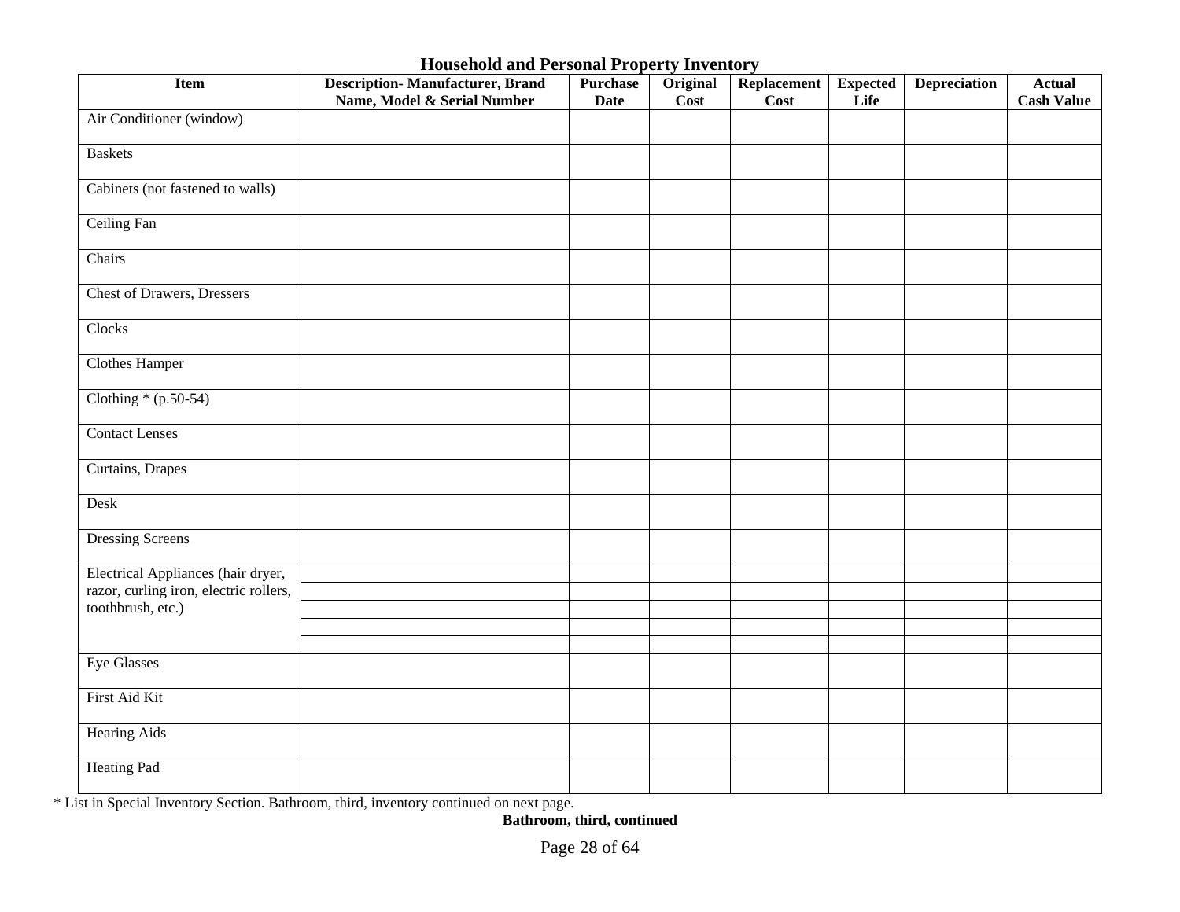## Household and Personal Property Inventory

| Item | Description- Manufacturer, Brand Name, Model & Serial Number | Purchase Date | Original Cost | Replacement Cost | Expected Life | Depreciation | Actual Cash Value |
|---|---|---|---|---|---|---|---|
| Air Conditioner (window) | | | | | | | |
| Baskets | | | | | | | |
| Cabinets (not fastened to walls) | | | | | | | |
| Ceiling Fan | | | | | | | |
| Chairs | | | | | | | |
| Chest of Drawers, Dressers | | | | | | | |
| Clocks | | | | | | | |
| Clothes Hamper | | | | | | | |
| Clothing * (p.50-54) | | | | | | | |
| Contact Lenses | | | | | | | |
| Curtains, Drapes | | | | | | | |
| Desk | | | | | | | |
| Dressing Screens | | | | | | | |
| Electrical Appliances (hair dryer, razor, curling iron, electric rollers, toothbrush, etc.) | | | | | | | |
| | | | | | | | |
| | | | | | | | |
| | | | | | | | |
| | | | | | | | |
| Eye Glasses | | | | | | | |
| First Aid Kit | | | | | | | |
| Hearing Aids | | | | | | | |
| Heating Pad | | | | | | | |

* List in Special Inventory Section. Bathroom, third, inventory continued on next page.

**Bathroom, third, continued**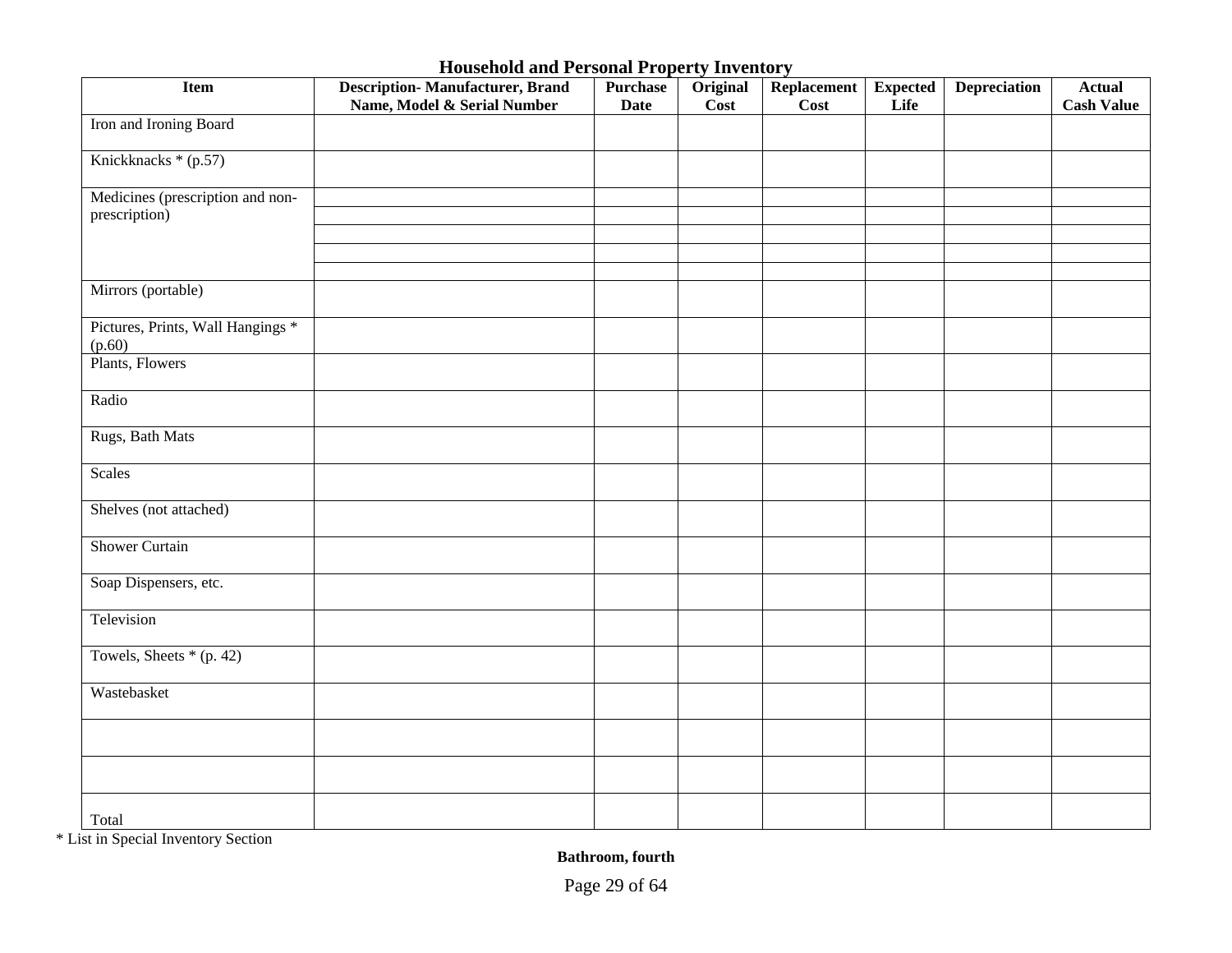# Household and Personal Property Inventory

| Item | Description- Manufacturer, Brand Name, Model & Serial Number | Purchase Date | Original Cost | Replacement Cost | Expected Life | Depreciation | Actual Cash Value |
|---|---|---|---|---|---|---|---|
| Iron and Ironing Board | | | | | | | |
| Knickknacks * (p.57) | | | | | | | |
| Medicines (prescription and non-prescription) | | | | | | | |
| | | | | | | | |
| | | | | | | | |
| | | | | | | | |
| | | | | | | | |
| Mirrors (portable) | | | | | | | |
| Pictures, Prints, Wall Hangings * (p.60) | | | | | | | |
| Plants, Flowers | | | | | | | |
| Radio | | | | | | | |
| Rugs, Bath Mats | | | | | | | |
| Scales | | | | | | | |
| Shelves (not attached) | | | | | | | |
| Shower Curtain | | | | | | | |
| Soap Dispensers, etc. | | | | | | | |
| Television | | | | | | | |
| Towels, Sheets * (p. 42) | | | | | | | |
| Wastebasket | | | | | | | |
| | | | | | | | |
| | | | | | | | |
| Total | | | | | | | |

* List in Special Inventory Section

**Bathroom, fourth**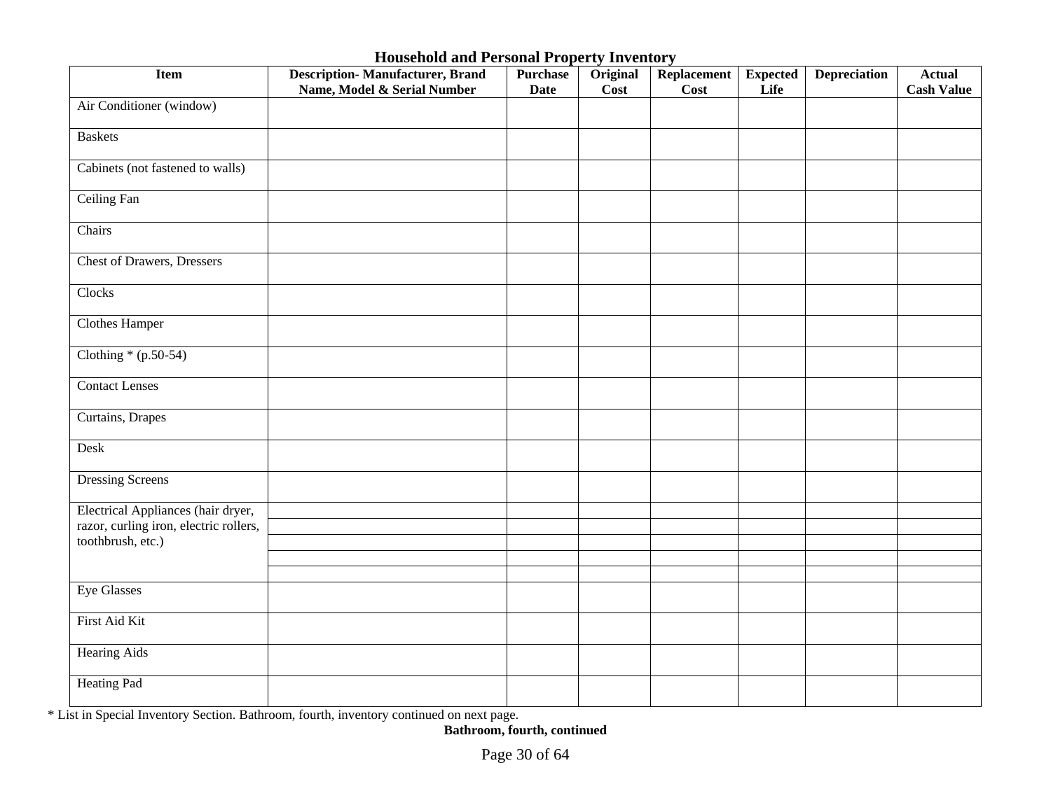# Household and Personal Property Inventory

| Item | Description- Manufacturer, Brand Name, Model & Serial Number | Purchase Date | Original Cost | Replacement Cost | Expected Life | Depreciation | Actual Cash Value |
|---|---|---|---|---|---|---|---|
| Air Conditioner (window) | | | | | | | |
| Baskets | | | | | | | |
| Cabinets (not fastened to walls) | | | | | | | |
| Ceiling Fan | | | | | | | |
| Chairs | | | | | | | |
| Chest of Drawers, Dressers | | | | | | | |
| Clocks | | | | | | | |
| Clothes Hamper | | | | | | | |
| Clothing * (p.50-54) | | | | | | | |
| Contact Lenses | | | | | | | |
| Curtains, Drapes | | | | | | | |
| Desk | | | | | | | |
| Dressing Screens | | | | | | | |
| Electrical Appliances (hair dryer, razor, curling iron, electric rollers, toothbrush, etc.) | | | | | | | |
| | | | | | | | |
| | | | | | | | |
| | | | | | | | |
| | | | | | | | |
| Eye Glasses | | | | | | | |
| First Aid Kit | | | | | | | |
| Hearing Aids | | | | | | | |
| Heating Pad | | | | | | | |

* List in Special Inventory Section. Bathroom, fourth, inventory continued on next page.

**Bathroom, fourth, continued**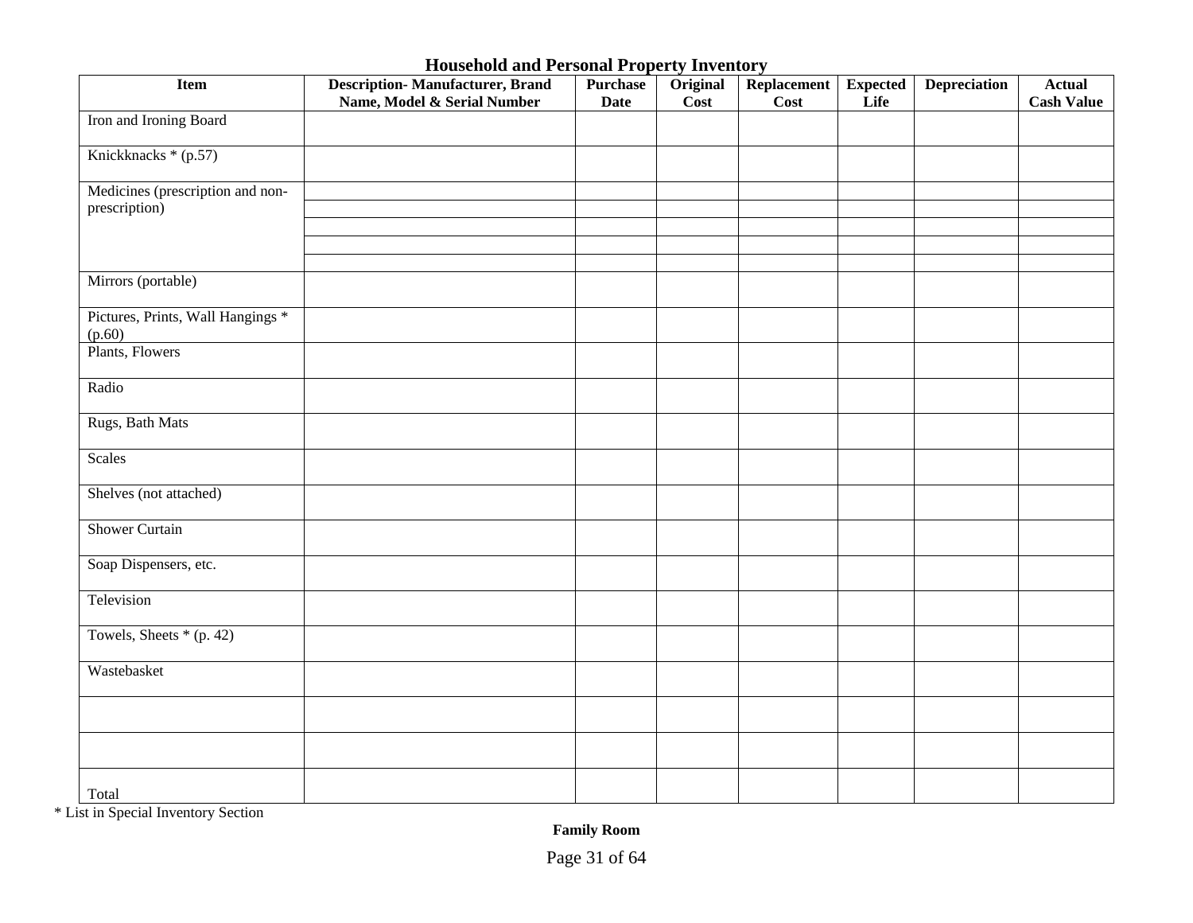# Household and Personal Property Inventory

| Item | Description- Manufacturer, Brand Name, Model & Serial Number | Purchase Date | Original Cost | Replacement Cost | Expected Life | Depreciation | Actual Cash Value |
|---|---|---|---|---|---|---|---|
| Iron and Ironing Board | | | | | | | |
| Knickknacks * (p.57) | | | | | | | |
| Medicines (prescription and non-prescription) | | | | | | | |
| | | | | | | | |
| | | | | | | | |
| | | | | | | | |
| | | | | | | | |
| Mirrors (portable) | | | | | | | |
| Pictures, Prints, Wall Hangings * (p.60) | | | | | | | |
| Plants, Flowers | | | | | | | |
| Radio | | | | | | | |
| Rugs, Bath Mats | | | | | | | |
| Scales | | | | | | | |
| Shelves (not attached) | | | | | | | |
| Shower Curtain | | | | | | | |
| Soap Dispensers, etc. | | | | | | | |
| Television | | | | | | | |
| Towels, Sheets * (p. 42) | | | | | | | |
| Wastebasket | | | | | | | |
| | | | | | | | |
| | | | | | | | |
| Total | | | | | | | |

* List in Special Inventory Section

**Family Room**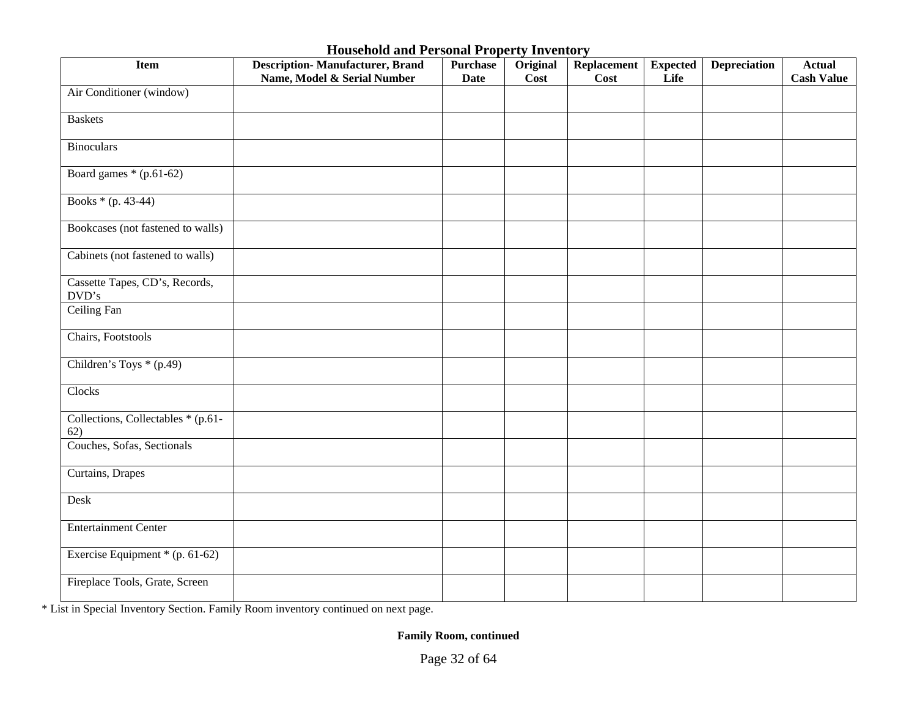## Household and Personal Property Inventory

| Item | Description- Manufacturer, Brand Name, Model & Serial Number | Purchase Date | Original Cost | Replacement Cost | Expected Life | Depreciation | Actual Cash Value |
|---|---|---|---|---|---|---|---|
| Air Conditioner (window) | | | | | | | |
| Baskets | | | | | | | |
| Binoculars | | | | | | | |
| Board games * (p.61-62) | | | | | | | |
| Books * (p. 43-44) | | | | | | | |
| Bookcases (not fastened to walls) | | | | | | | |
| Cabinets (not fastened to walls) | | | | | | | |
| Cassette Tapes, CD's, Records, DVD's | | | | | | | |
| Ceiling Fan | | | | | | | |
| Chairs, Footstools | | | | | | | |
| Children's Toys * (p.49) | | | | | | | |
| Clocks | | | | | | | |
| Collections, Collectables * (p.61-62) | | | | | | | |
| Couches, Sofas, Sectionals | | | | | | | |
| Curtains, Drapes | | | | | | | |
| Desk | | | | | | | |
| Entertainment Center | | | | | | | |
| Exercise Equipment * (p. 61-62) | | | | | | | |
| Fireplace Tools, Grate, Screen | | | | | | | |

* List in Special Inventory Section. Family Room inventory continued on next page.

**Family Room, continued**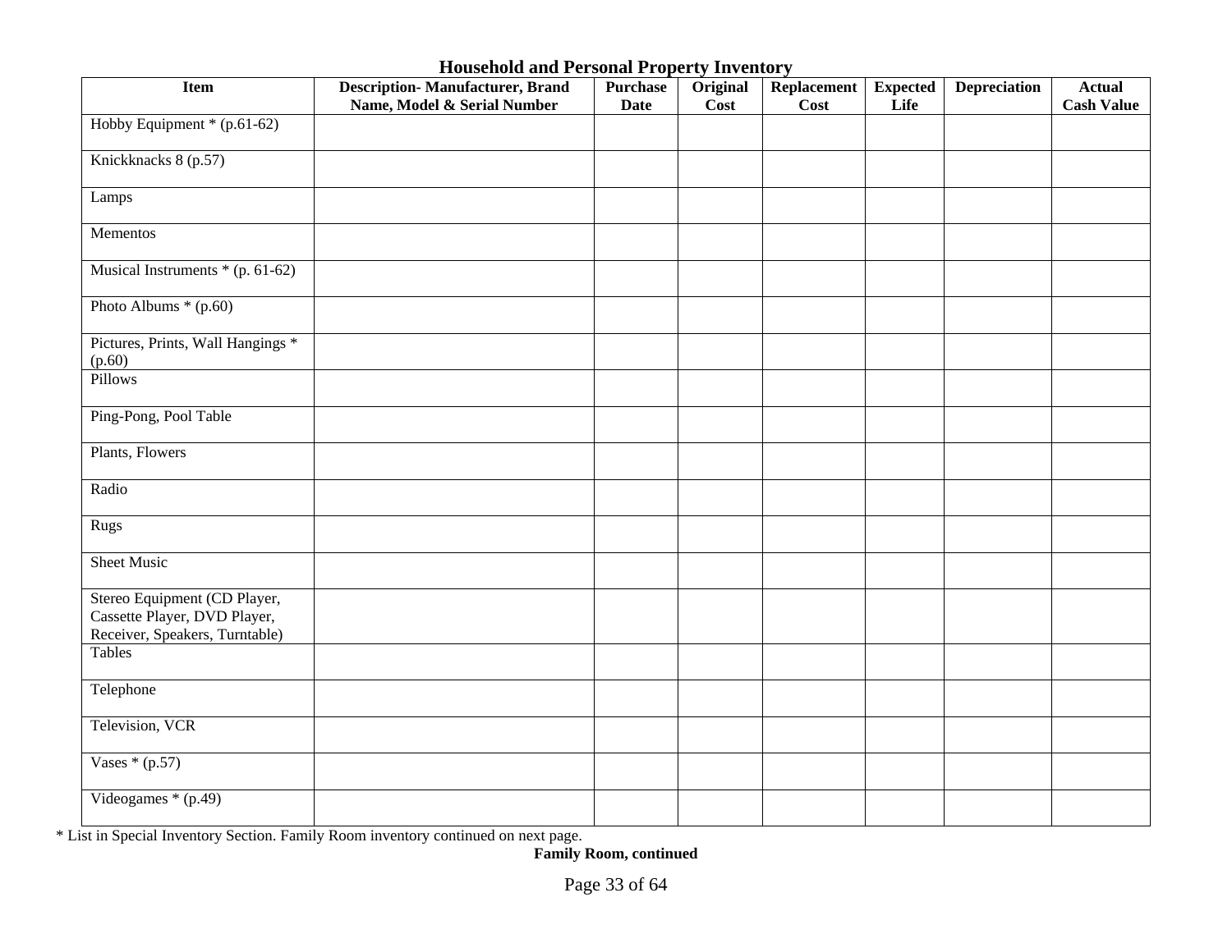# Household and Personal Property Inventory

| Item | Description- Manufacturer, Brand Name, Model & Serial Number | Purchase Date | Original Cost | Replacement Cost | Expected Life | Depreciation | Actual Cash Value |
|---|---|---|---|---|---|---|---|
| Hobby Equipment * (p.61-62) | | | | | | | |
| Knickknacks 8 (p.57) | | | | | | | |
| Lamps | | | | | | | |
| Mementos | | | | | | | |
| Musical Instruments * (p. 61-62) | | | | | | | |
| Photo Albums * (p.60) | | | | | | | |
| Pictures, Prints, Wall Hangings * (p.60) | | | | | | | |
| Pillows | | | | | | | |
| Ping-Pong, Pool Table | | | | | | | |
| Plants, Flowers | | | | | | | |
| Radio | | | | | | | |
| Rugs | | | | | | | |
| Sheet Music | | | | | | | |
| Stereo Equipment (CD Player, Cassette Player, DVD Player, Receiver, Speakers, Turntable) | | | | | | | |
| Tables | | | | | | | |
| Telephone | | | | | | | |
| Television, VCR | | | | | | | |
| Vases * (p.57) | | | | | | | |
| Videogames * (p.49) | | | | | | | |

* List in Special Inventory Section. Family Room inventory continued on next page.

**Family Room, continued**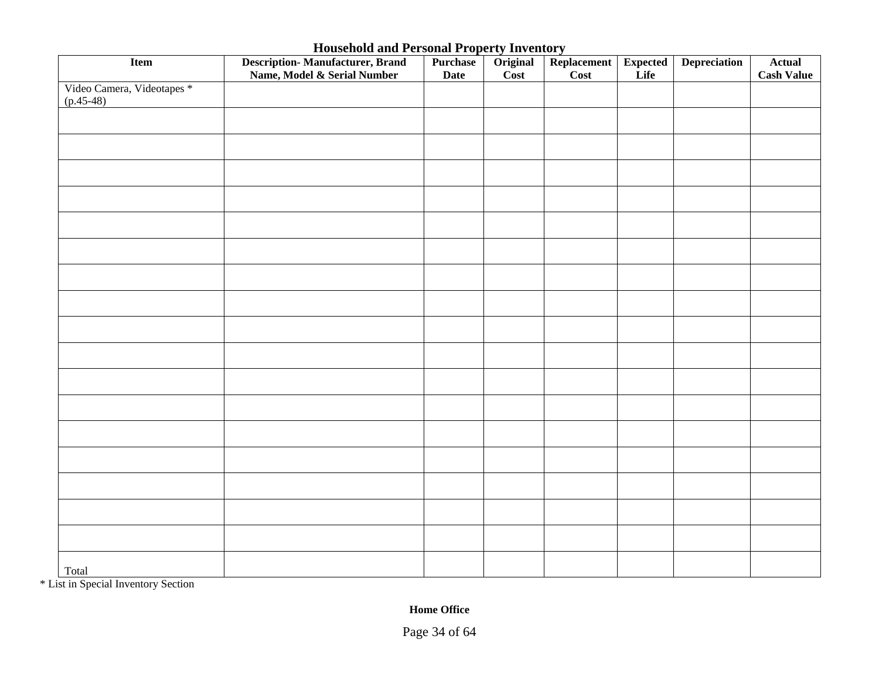## Household and Personal Property Inventory

| Item | Description- Manufacturer, Brand Name, Model & Serial Number | Purchase Date | Original Cost | Replacement Cost | Expected Life | Depreciation | Actual Cash Value |
|---|---|---|---|---|---|---|---|
| Video Camera, Videotapes * (p.45-48) | | | | | | | |
| | | | | | | | |
| | | | | | | | |
| | | | | | | | |
| | | | | | | | |
| | | | | | | | |
| | | | | | | | |
| | | | | | | | |
| | | | | | | | |
| | | | | | | | |
| | | | | | | | |
| | | | | | | | |
| | | | | | | | |
| | | | | | | | |
| | | | | | | | |
| | | | | | | | |
| | | | | | | | |
| | | | | | | | |
| Total | | | | | | | |

* List in Special Inventory Section

**Home Office**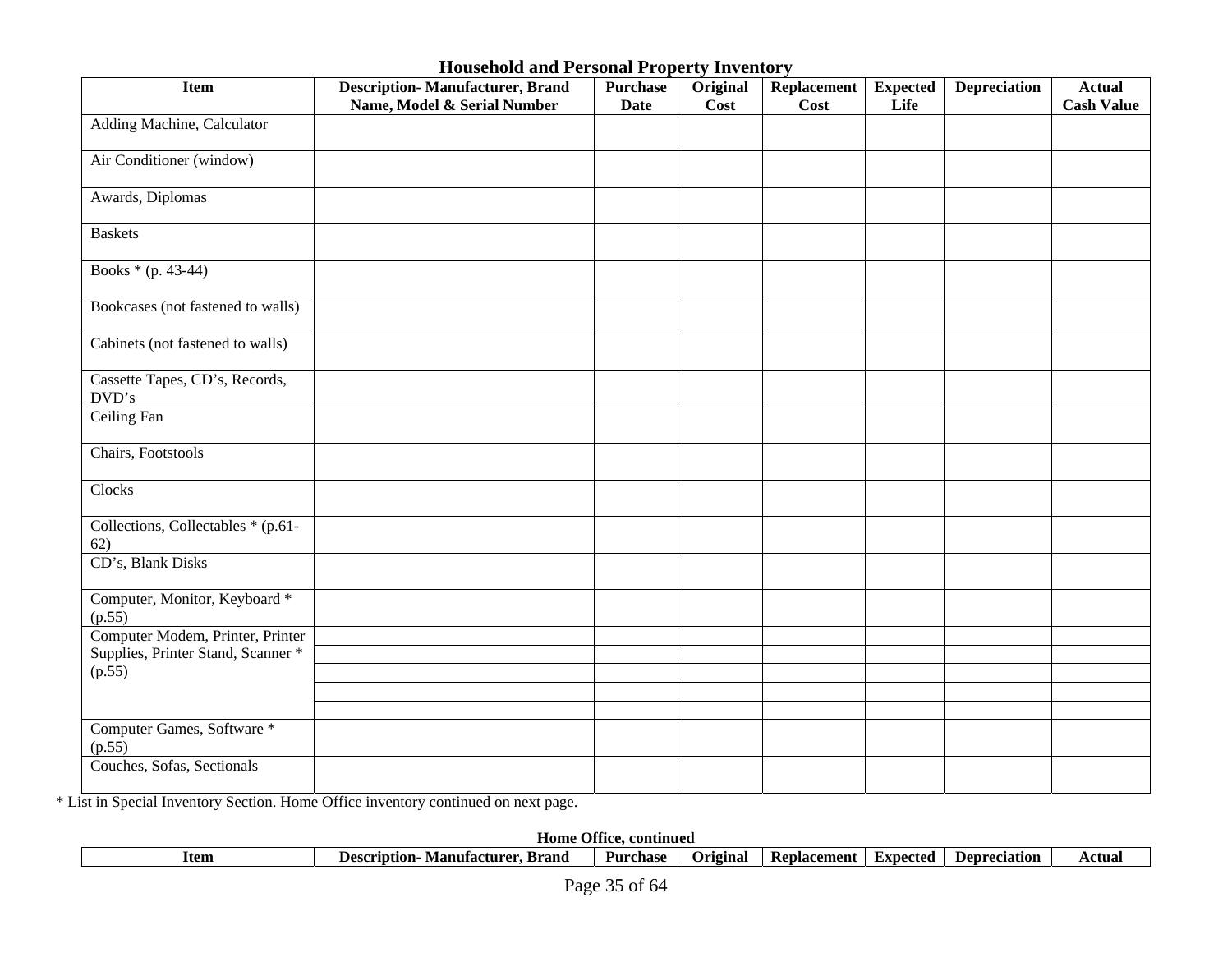## Household and Personal Property Inventory

| Item | Description- Manufacturer, Brand Name, Model & Serial Number | Purchase Date | Original Cost | Replacement Cost | Expected Life | Depreciation | Actual Cash Value |
|---|---|---|---|---|---|---|---|
| Adding Machine, Calculator | | | | | | | |
| Air Conditioner (window) | | | | | | | |
| Awards, Diplomas | | | | | | | |
| Baskets | | | | | | | |
| Books * (p. 43-44) | | | | | | | |
| Bookcases (not fastened to walls) | | | | | | | |
| Cabinets (not fastened to walls) | | | | | | | |
| Cassette Tapes, CD's, Records, DVD's | | | | | | | |
| Ceiling Fan | | | | | | | |
| Chairs, Footstools | | | | | | | |
| Clocks | | | | | | | |
| Collections, Collectables * (p.61-62) | | | | | | | |
| CD's, Blank Disks | | | | | | | |
| Computer, Monitor, Keyboard * (p.55) | | | | | | | |
| Computer Modem, Printer, Printer Supplies, Printer Stand, Scanner * (p.55) | | | | | | | |
| | | | | | | | |
| | | | | | | | |
| | | | | | | | |
| | | | | | | | |
| Computer Games, Software * (p.55) | | | | | | | |
| Couches, Sofas, Sectionals | | | | | | | |

* List in Special Inventory Section. Home Office inventory continued on next page.

**Home Office, continued**

| Item | Description- Manufacturer, Brand | Purchase | Original | Replacement | Expected | Depreciation | Actual |
|---|---|---|---|---|---|---|---|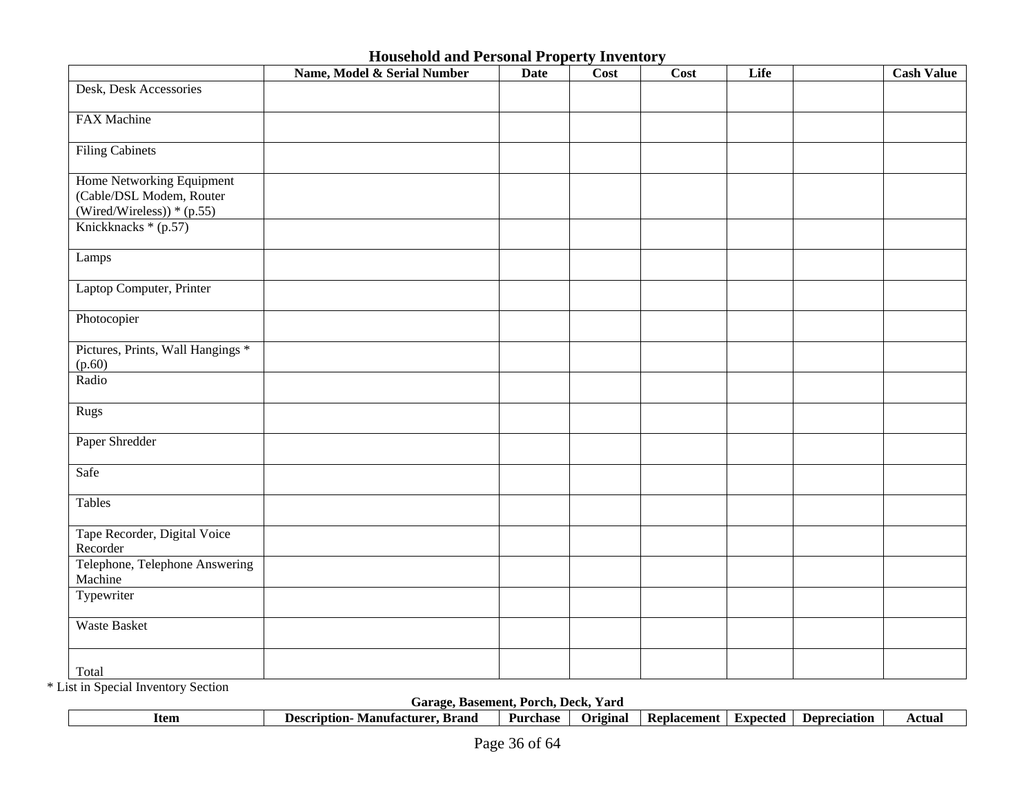## Household and Personal Property Inventory

| | Name, Model & Serial Number | Date | Cost | Cost | Life | | Cash Value |
|---|---|---|---|---|---|---|---|
| Desk, Desk Accessories | | | | | | | |
| FAX Machine | | | | | | | |
| Filing Cabinets | | | | | | | |
| Home Networking Equipment (Cable/DSL Modem, Router (Wired/Wireless)) * (p.55) | | | | | | | |
| Knickknacks * (p.57) | | | | | | | |
| Lamps | | | | | | | |
| Laptop Computer, Printer | | | | | | | |
| Photocopier | | | | | | | |
| Pictures, Prints, Wall Hangings * (p.60) | | | | | | | |
| Radio | | | | | | | |
| Rugs | | | | | | | |
| Paper Shredder | | | | | | | |
| Safe | | | | | | | |
| Tables | | | | | | | |
| Tape Recorder, Digital Voice Recorder | | | | | | | |
| Telephone, Telephone Answering Machine | | | | | | | |
| Typewriter | | | | | | | |
| Waste Basket | | | | | | | |
| Total | | | | | | | |

* List in Special Inventory Section

### Garage, Basement, Porch, Deck, Yard

| Item | Description- Manufacturer, Brand | Purchase | Original | Replacement | Expected | Depreciation | Actual |
|---|---|---|---|---|---|---|---|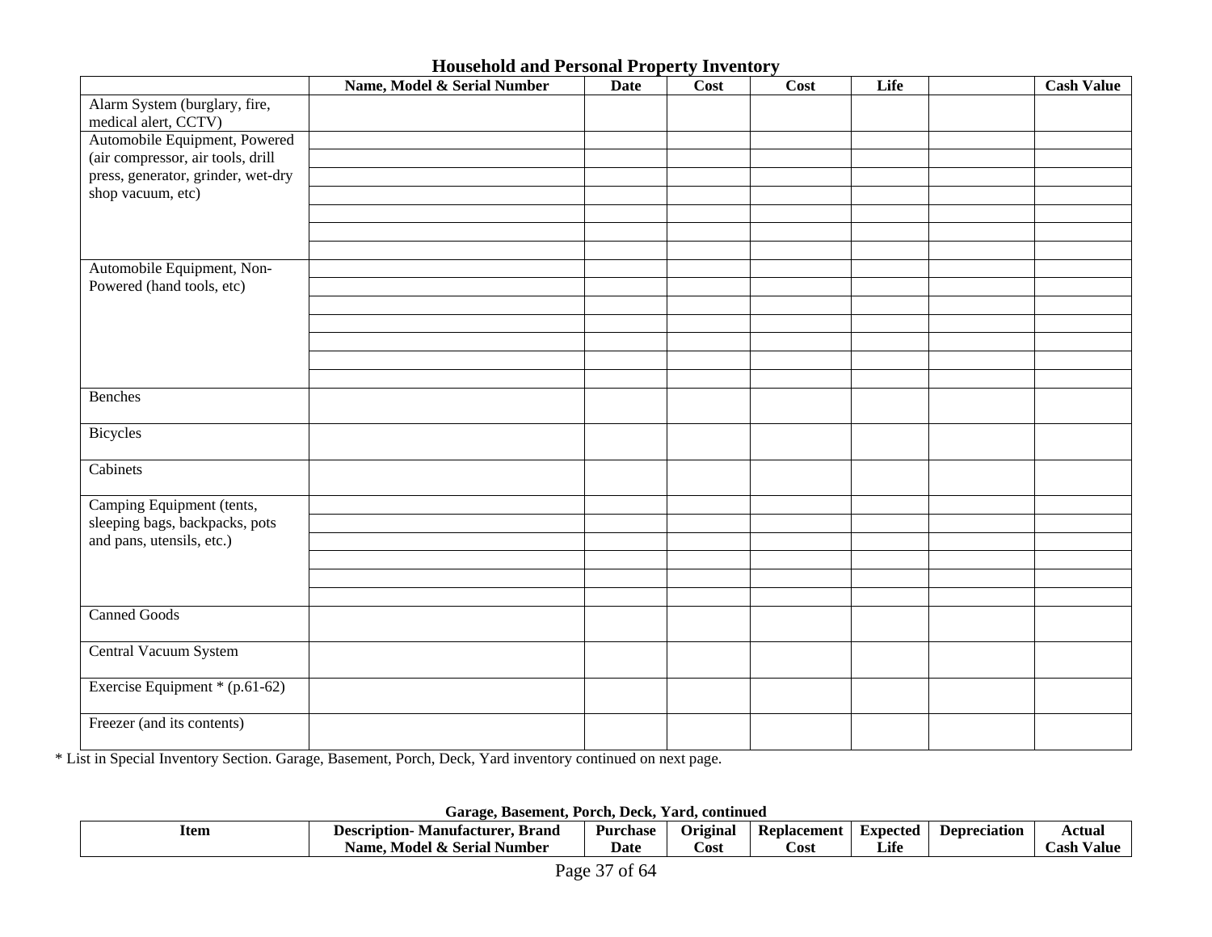## Household and Personal Property Inventory

| | Name, Model & Serial Number | Date | Cost | Cost | Life | | Cash Value |
|---|---|---|---|---|---|---|---|
| Alarm System (burglary, fire, medical alert, CCTV) | | | | | | | |
| Automobile Equipment, Powered (air compressor, air tools, drill press, generator, grinder, wet-dry shop vacuum, etc) | | | | | | | |
| | | | | | | | |
| | | | | | | | |
| | | | | | | | |
| | | | | | | | |
| | | | | | | | |
| | | | | | | | |
| Automobile Equipment, Non-Powered (hand tools, etc) | | | | | | | |
| | | | | | | | |
| | | | | | | | |
| | | | | | | | |
| | | | | | | | |
| | | | | | | | |
| | | | | | | | |
| Benches | | | | | | | |
| Bicycles | | | | | | | |
| Cabinets | | | | | | | |
| Camping Equipment (tents, sleeping bags, backpacks, pots and pans, utensils, etc.) | | | | | | | |
| | | | | | | | |
| | | | | | | | |
| | | | | | | | |
| | | | | | | | |
| | | | | | | | |
| Canned Goods | | | | | | | |
| Central Vacuum System | | | | | | | |
| Exercise Equipment * (p.61-62) | | | | | | | |
| Freezer (and its contents) | | | | | | | |

* List in Special Inventory Section. Garage, Basement, Porch, Deck, Yard inventory continued on next page.

### Garage, Basement, Porch, Deck, Yard, continued

| Item | Description- Manufacturer, Brand Name, Model & Serial Number | Purchase Date | Original Cost | Replacement Cost | Expected Life | Depreciation | Actual Cash Value |
|---|---|---|---|---|---|---|---|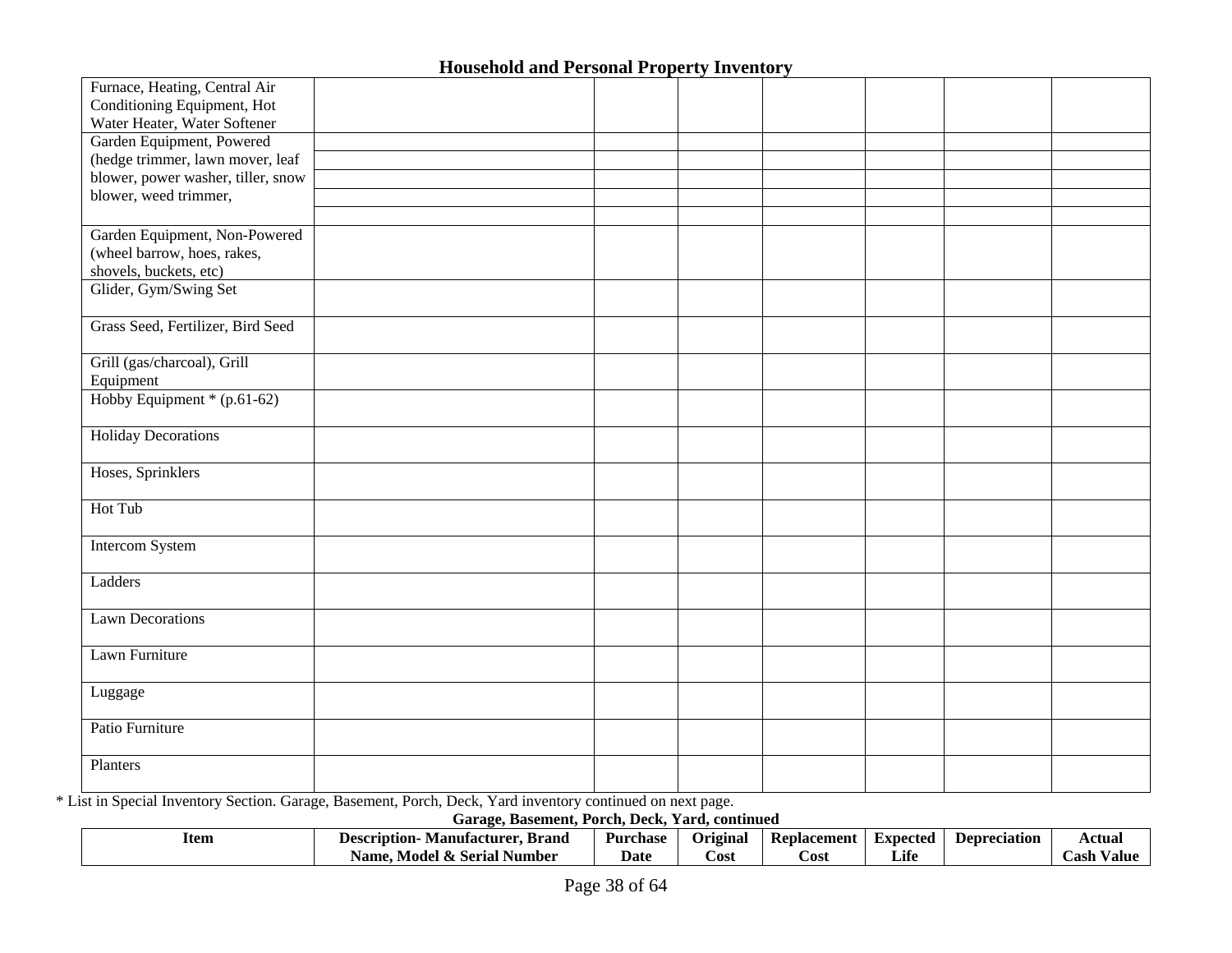## Household and Personal Property Inventory

| Item | Description- Manufacturer, Brand Name, Model & Serial Number | Purchase Date | Original Cost | Replacement Cost | Expected Life | Depreciation | Actual Cash Value |
|---|---|---|---|---|---|---|---|
| Furnace, Heating, Central Air Conditioning Equipment, Hot Water Heater, Water Softener | | | | | | | |
| Garden Equipment, Powered (hedge trimmer, lawn mover, leaf blower, power washer, tiller, snow blower, weed trimmer, | | | | | | | |
| | | | | | | | |
| | | | | | | | |
| | | | | | | | |
| | | | | | | | |
| Garden Equipment, Non-Powered (wheel barrow, hoes, rakes, shovels, buckets, etc) | | | | | | | |
| Glider, Gym/Swing Set | | | | | | | |
| Grass Seed, Fertilizer, Bird Seed | | | | | | | |
| Grill (gas/charcoal), Grill Equipment | | | | | | | |
| Hobby Equipment * (p.61-62) | | | | | | | |
| Holiday Decorations | | | | | | | |
| Hoses, Sprinklers | | | | | | | |
| Hot Tub | | | | | | | |
| Intercom System | | | | | | | |
| Ladders | | | | | | | |
| Lawn Decorations | | | | | | | |
| Lawn Furniture | | | | | | | |
| Luggage | | | | | | | |
| Patio Furniture | | | | | | | |
| Planters | | | | | | | |

* List in Special Inventory Section. Garage, Basement, Porch, Deck, Yard inventory continued on next page.

**Garage, Basement, Porch, Deck, Yard, continued**

| Item | Description- Manufacturer, Brand Name, Model & Serial Number | Purchase Date | Original Cost | Replacement Cost | Expected Life | Depreciation | Actual Cash Value |
|---|---|---|---|---|---|---|---|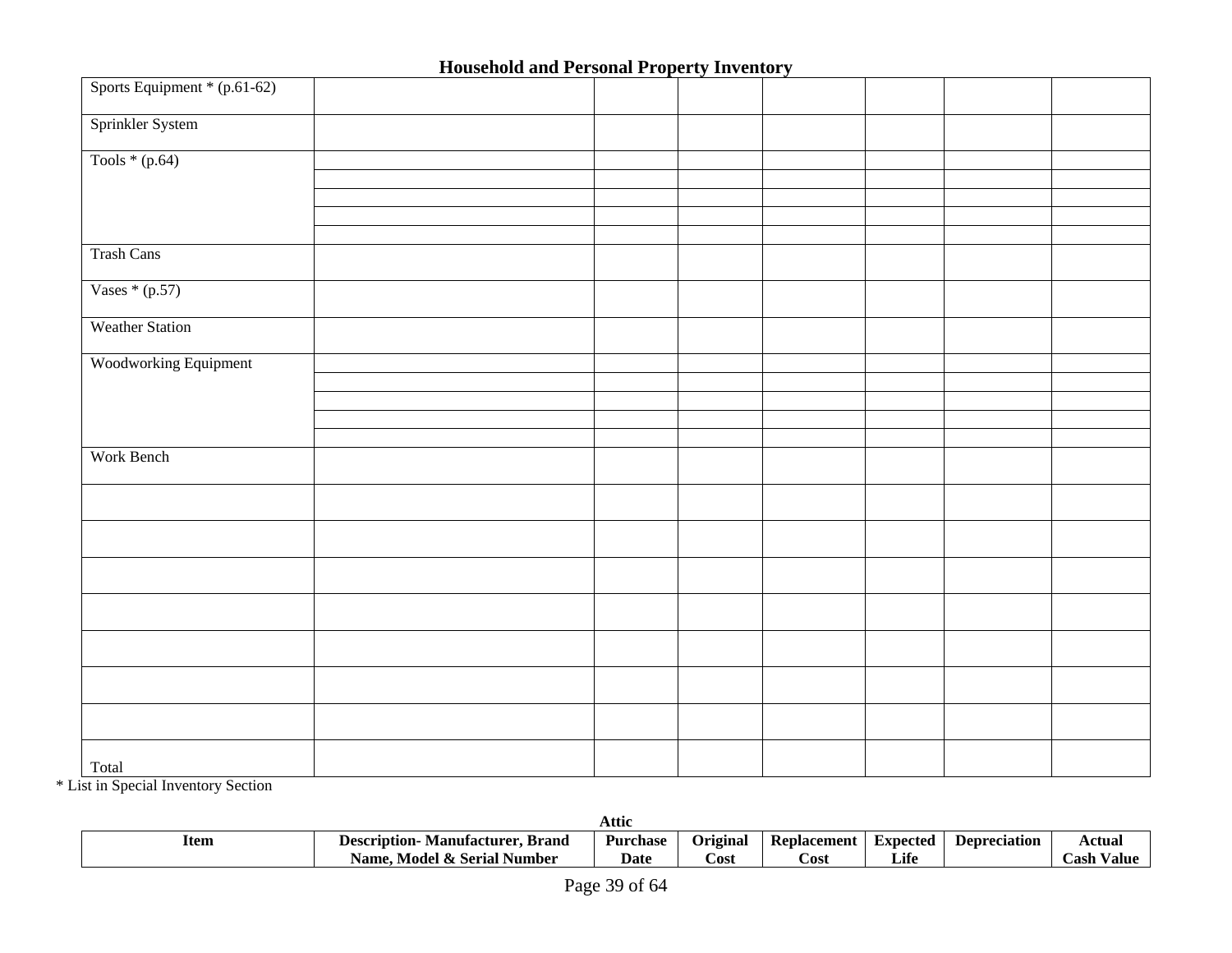## Household and Personal Property Inventory

| Item | Description- Manufacturer, Brand Name, Model & Serial Number | Purchase Date | Original Cost | Replacement Cost | Expected Life | Depreciation | Actual Cash Value |
|---|---|---|---|---|---|---|---|
| Sports Equipment * (p.61-62) | | | | | | | |
| Sprinkler System | | | | | | | |
| Tools * (p.64) | | | | | | | |
| | | | | | | | |
| | | | | | | | |
| | | | | | | | |
| | | | | | | | |
| Trash Cans | | | | | | | |
| Vases * (p.57) | | | | | | | |
| Weather Station | | | | | | | |
| Woodworking Equipment | | | | | | | |
| | | | | | | | |
| | | | | | | | |
| | | | | | | | |
| | | | | | | | |
| Work Bench | | | | | | | |
| | | | | | | | |
| | | | | | | | |
| | | | | | | | |
| | | | | | | | |
| | | | | | | | |
| | | | | | | | |
| | | | | | | | |
| Total | | | | | | | |

* List in Special Inventory Section

### Attic

| Item | Description- Manufacturer, Brand Name, Model & Serial Number | Purchase Date | Original Cost | Replacement Cost | Expected Life | Depreciation | Actual Cash Value |
|---|---|---|---|---|---|---|---|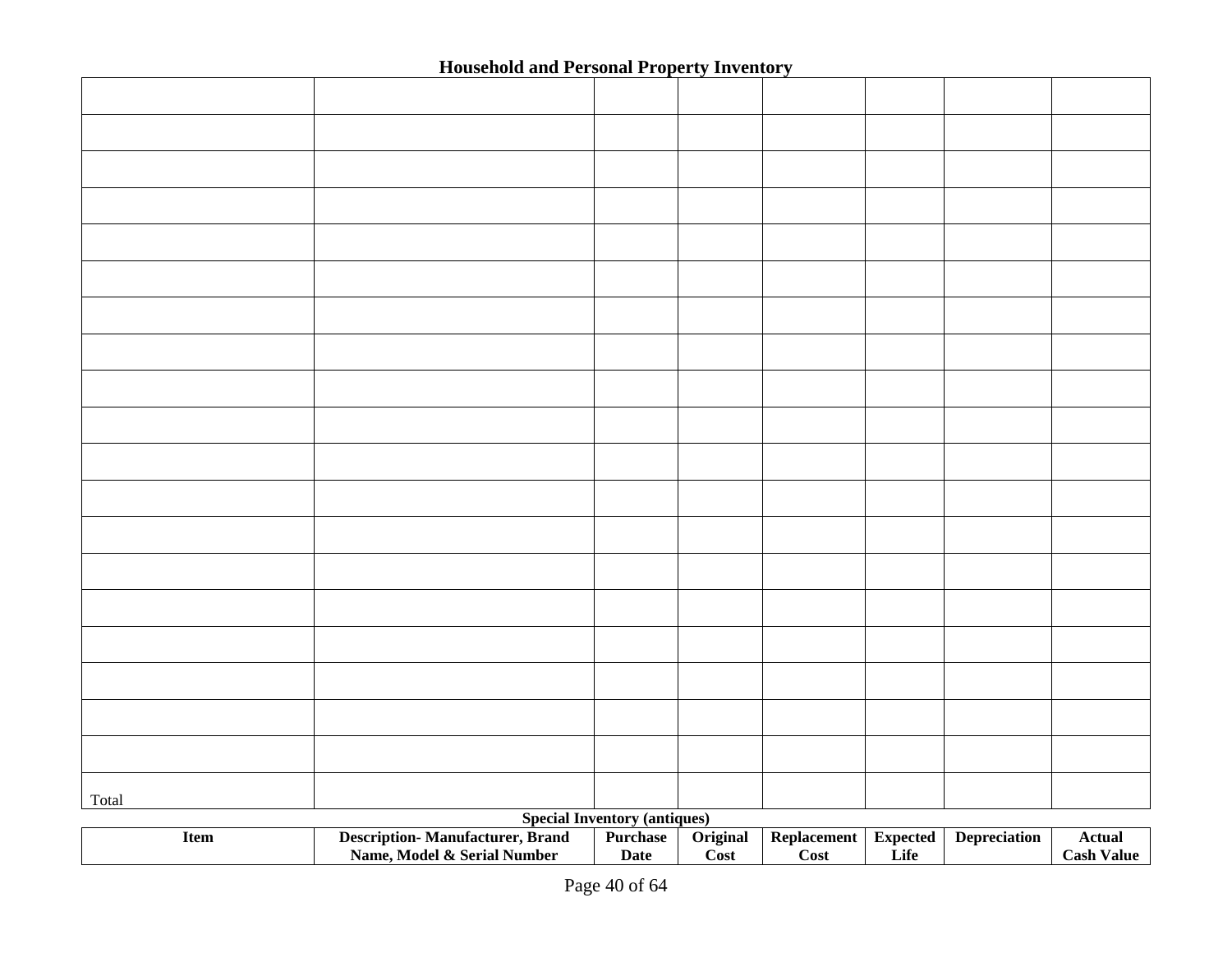## Household and Personal Property Inventory

| | | | | | | | |
|---|---|---|---|---|---|---|---|
| | | | | | | | |
| | | | | | | | |
| | | | | | | | |
| | | | | | | | |
| | | | | | | | |
| | | | | | | | |
| | | | | | | | |
| | | | | | | | |
| | | | | | | | |
| | | | | | | | |
| | | | | | | | |
| | | | | | | | |
| | | | | | | | |
| | | | | | | | |
| | | | | | | | |
| | | | | | | | |
| | | | | | | | |
| | | | | | | | |
| | | | | | | | |
| Total | | | | | | | |

**Special Inventory (antiques)**

| Item | Description- Manufacturer, Brand Name, Model & Serial Number | Purchase Date | Original Cost | Replacement Cost | Expected Life | Depreciation | Actual Cash Value |
|---|---|---|---|---|---|---|---|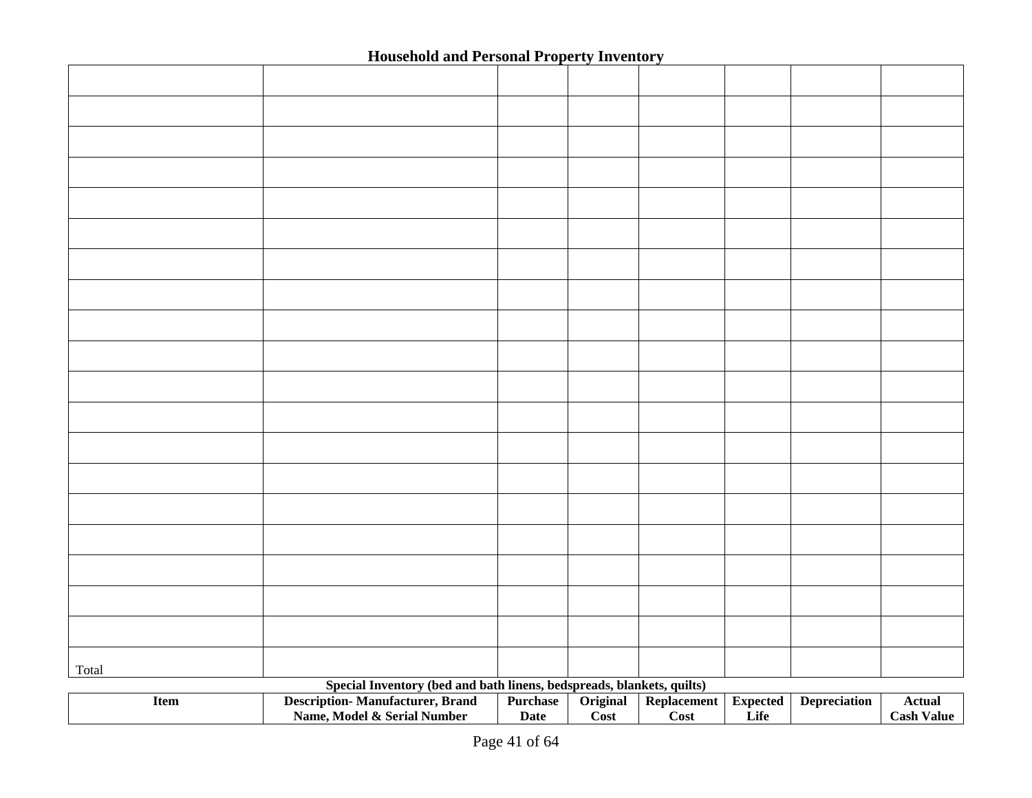## Household and Personal Property Inventory

| | | | | | | | |
|---|---|---|---|---|---|---|---|
| | | | | | | | |
| | | | | | | | |
| | | | | | | | |
| | | | | | | | |
| | | | | | | | |
| | | | | | | | |
| | | | | | | | |
| | | | | | | | |
| | | | | | | | |
| | | | | | | | |
| | | | | | | | |
| | | | | | | | |
| | | | | | | | |
| | | | | | | | |
| | | | | | | | |
| | | | | | | | |
| | | | | | | | |
| | | | | | | | |
| | | | | | | | |
| Total | | | | | | | |

**Special Inventory (bed and bath linens, bedspreads, blankets, quilts)**

| Item | Description- Manufacturer, Brand Name, Model & Serial Number | Purchase Date | Original Cost | Replacement Cost | Expected Life | Depreciation | Actual Cash Value |
|---|---|---|---|---|---|---|---|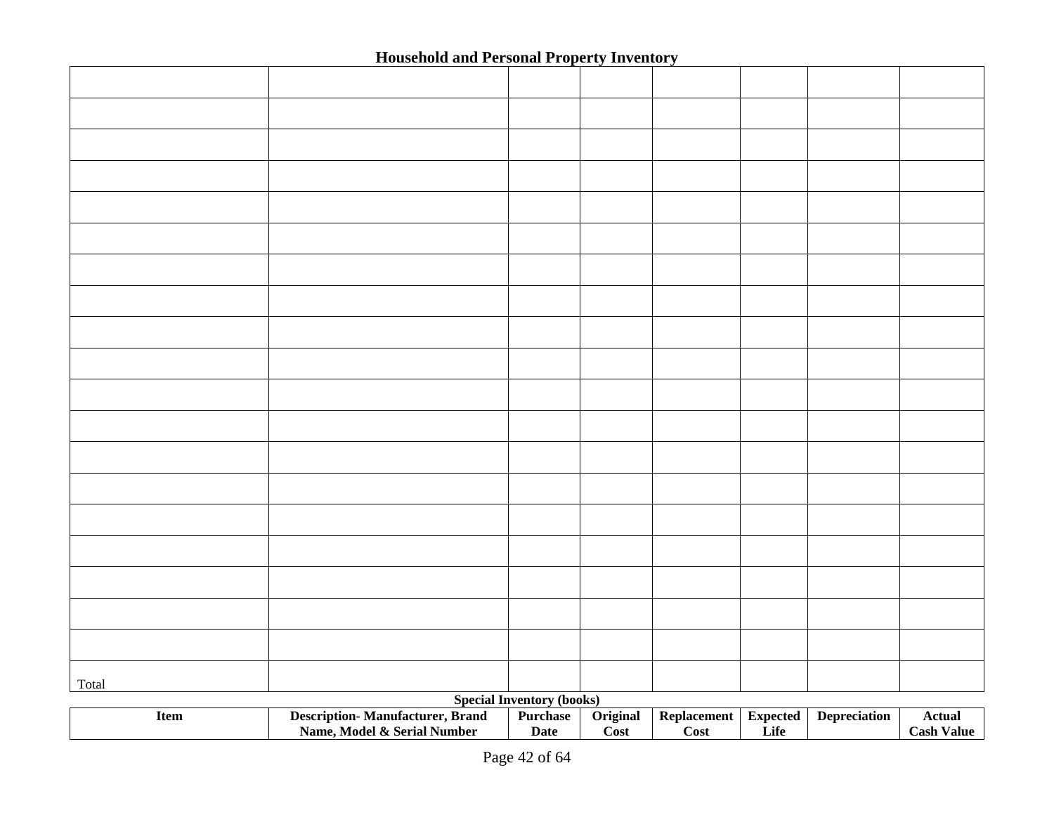# Household and Personal Property Inventory

**Special Inventory (books)**

| Item | Description- Manufacturer, Brand Name, Model & Serial Number | Purchase Date | Original Cost | Replacement Cost | Expected Life | Depreciation | Actual Cash Value |
|---|---|---|---|---|---|---|---|
| | | | | | | | |
| | | | | | | | |
| | | | | | | | |
| | | | | | | | |
| | | | | | | | |
| | | | | | | | |
| | | | | | | | |
| | | | | | | | |
| | | | | | | | |
| | | | | | | | |
| | | | | | | | |
| | | | | | | | |
| | | | | | | | |
| | | | | | | | |
| | | | | | | | |
| | | | | | | | |
| | | | | | | | |
| | | | | | | | |
| | | | | | | | |
| Total | | | | | | | |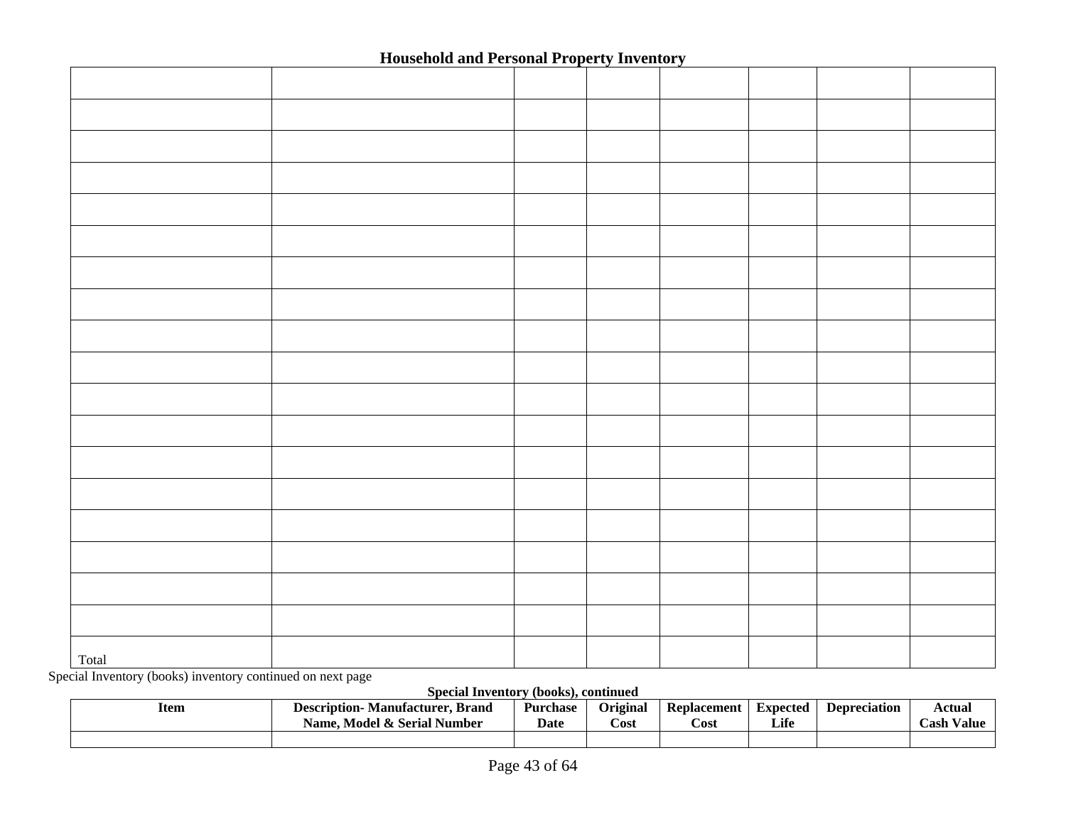### Household and Personal Property Inventory

| | | | | | | | |
|---|---|---|---|---|---|---|---|
| | | | | | | | |
| | | | | | | | |
| | | | | | | | |
| | | | | | | | |
| | | | | | | | |
| | | | | | | | |
| | | | | | | | |
| | | | | | | | |
| | | | | | | | |
| | | | | | | | |
| | | | | | | | |
| | | | | | | | |
| | | | | | | | |
| | | | | | | | |
| | | | | | | | |
| | | | | | | | |
| | | | | | | | |
| Total | | | | | | | |

Special Inventory (books) inventory continued on next page

### Special Inventory (books), continued

| Item | Description- Manufacturer, Brand Name, Model & Serial Number | Purchase Date | Original Cost | Replacement Cost | Expected Life | Depreciation | Actual Cash Value |
|---|---|---|---|---|---|---|---|
| | | | | | | | |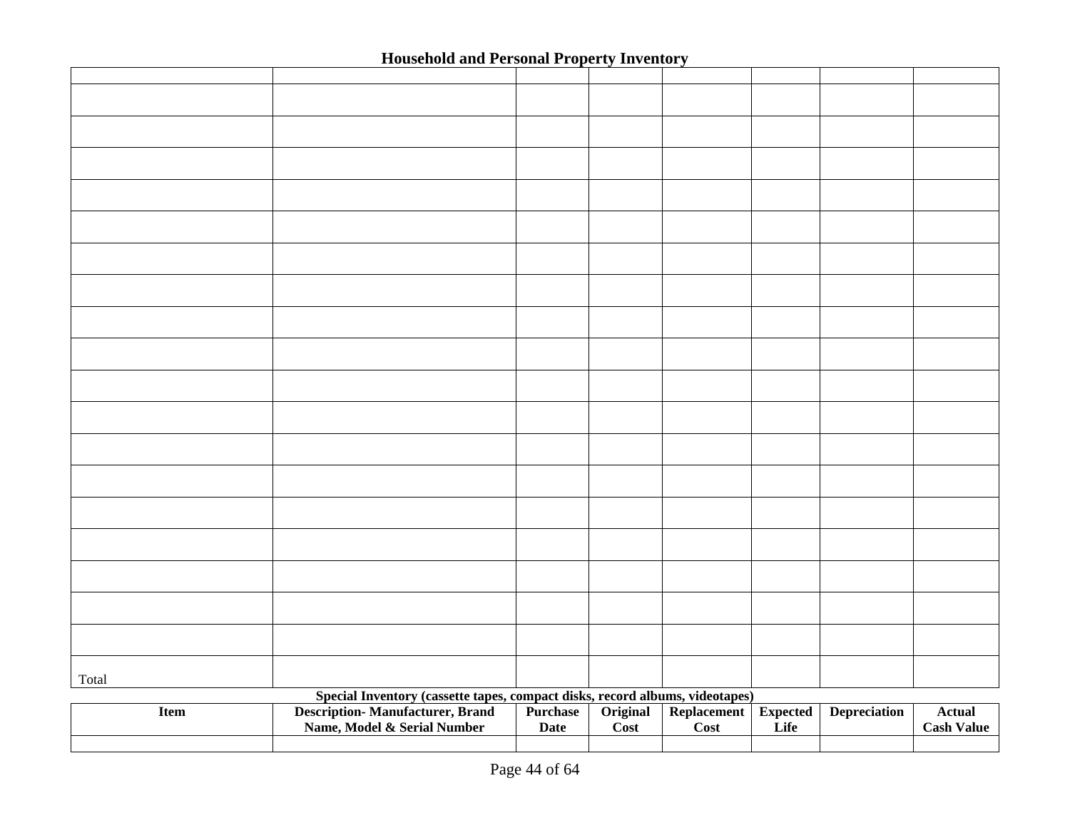## Household and Personal Property Inventory

| | | | | | | | |
|---|---|---|---|---|---|---|---|
| | | | | | | | |
| | | | | | | | |
| | | | | | | | |
| | | | | | | | |
| | | | | | | | |
| | | | | | | | |
| | | | | | | | |
| | | | | | | | |
| | | | | | | | |
| | | | | | | | |
| | | | | | | | |
| | | | | | | | |
| | | | | | | | |
| | | | | | | | |
| | | | | | | | |
| | | | | | | | |
| | | | | | | | |
| | | | | | | | |
| Total | | | | | | | |

**Special Inventory (cassette tapes, compact disks, record albums, videotapes)**

| Item | Description- Manufacturer, Brand Name, Model & Serial Number | Purchase Date | Original Cost | Replacement Cost | Expected Life | Depreciation | Actual Cash Value |
|---|---|---|---|---|---|---|---|
| | | | | | | | |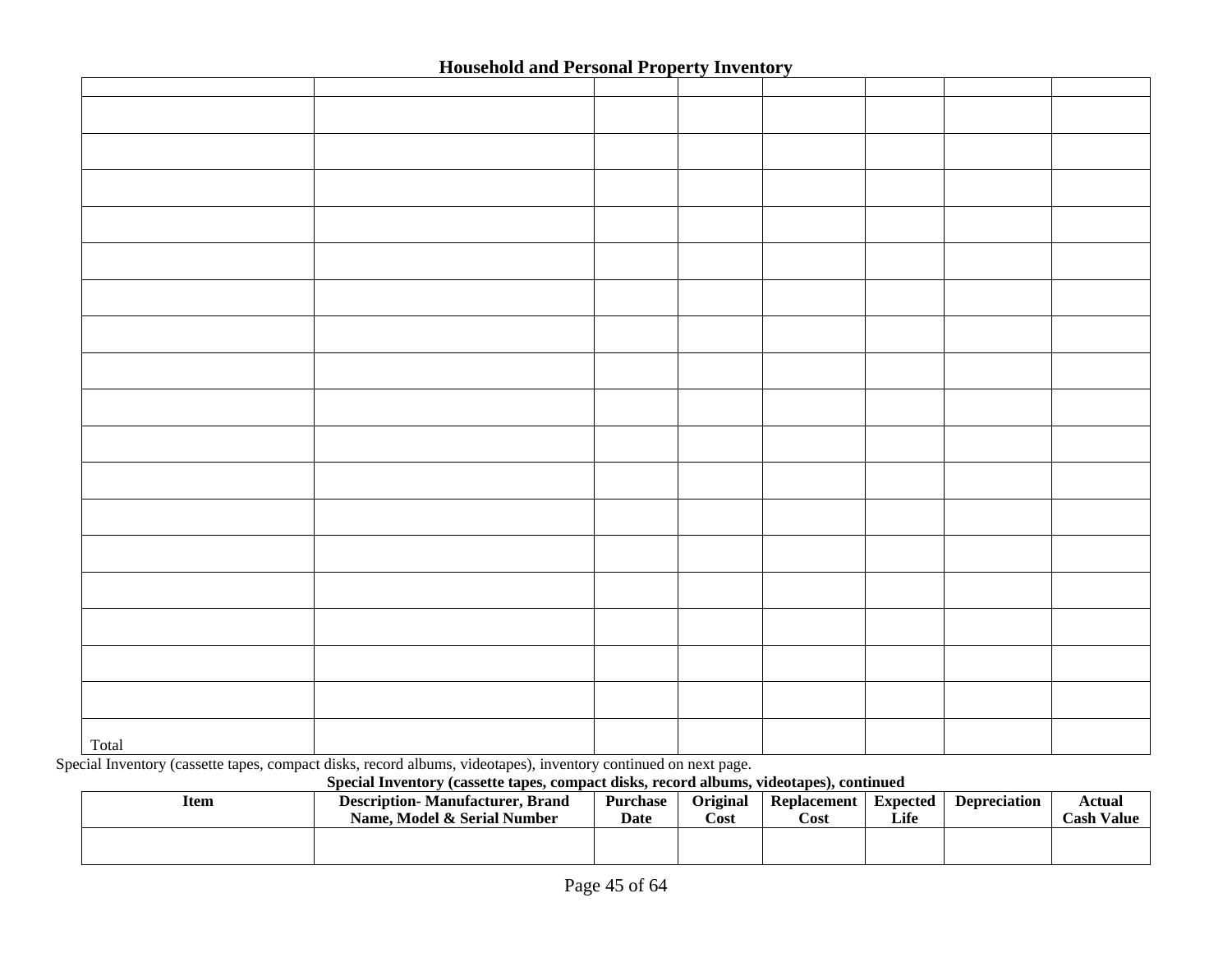### Household and Personal Property Inventory

| | | | | | | | |
|---|---|---|---|---|---|---|---|
| | | | | | | | |
| | | | | | | | |
| | | | | | | | |
| | | | | | | | |
| | | | | | | | |
| | | | | | | | |
| | | | | | | | |
| | | | | | | | |
| | | | | | | | |
| | | | | | | | |
| | | | | | | | |
| | | | | | | | |
| | | | | | | | |
| | | | | | | | |
| | | | | | | | |
| | | | | | | | |
| | | | | | | | |
| Total | | | | | | | |

Special Inventory (cassette tapes, compact disks, record albums, videotapes), inventory continued on next page.

**Special Inventory (cassette tapes, compact disks, record albums, videotapes), continued**

| Item | Description- Manufacturer, Brand Name, Model & Serial Number | Purchase Date | Original Cost | Replacement Cost | Expected Life | Depreciation | Actual Cash Value |
|---|---|---|---|---|---|---|---|
| | | | | | | | |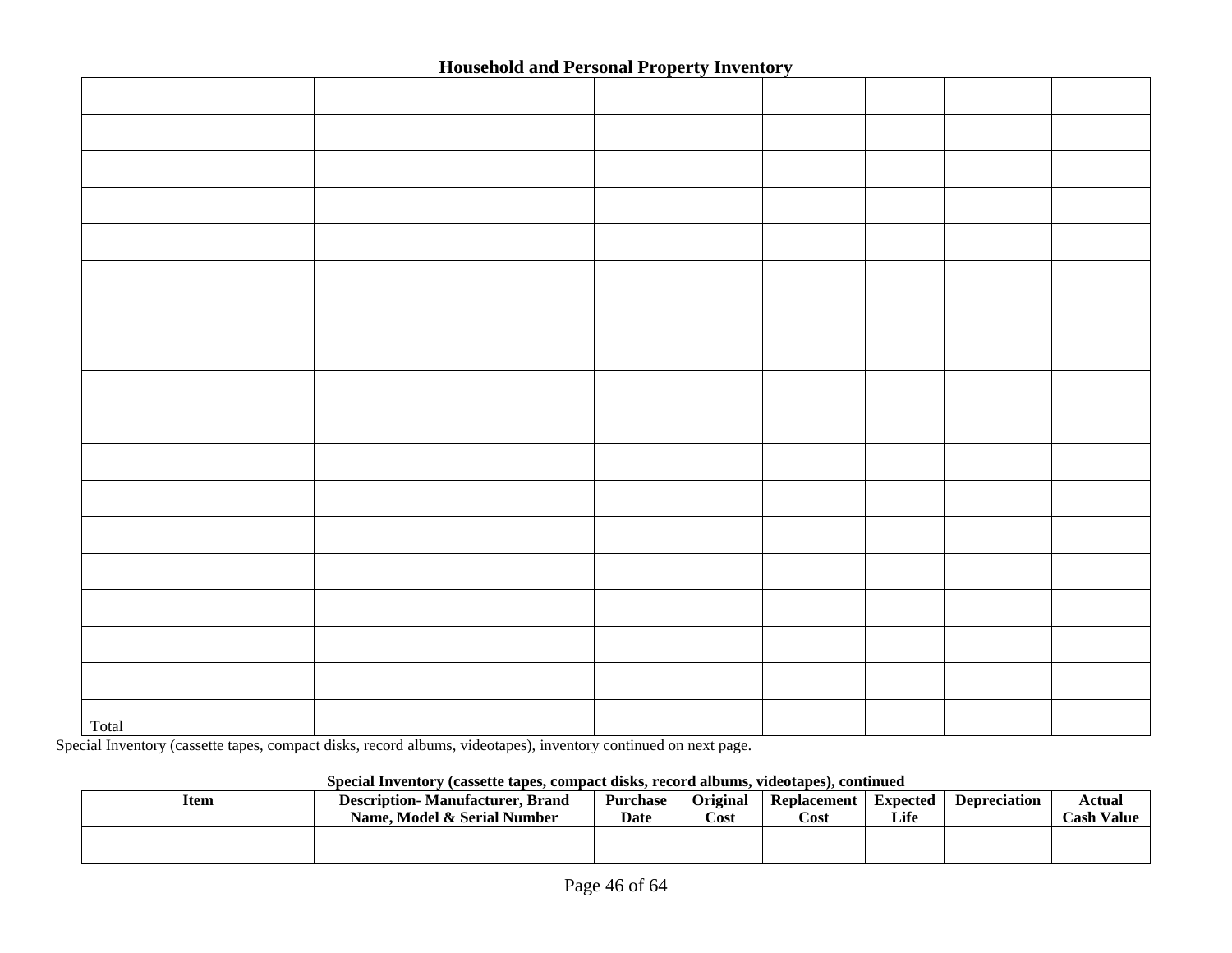**Household and Personal Property Inventory**

| | | | | | | | |
|---|---|---|---|---|---|---|---|
| | | | | | | | |
| | | | | | | | |
| | | | | | | | |
| | | | | | | | |
| | | | | | | | |
| | | | | | | | |
| | | | | | | | |
| | | | | | | | |
| | | | | | | | |
| | | | | | | | |
| | | | | | | | |
| | | | | | | | |
| | | | | | | | |
| | | | | | | | |
| | | | | | | | |
| | | | | | | | |
| | | | | | | | |
| Total | | | | | | | |

Special Inventory (cassette tapes, compact disks, record albums, videotapes), inventory continued on next page.

**Special Inventory (cassette tapes, compact disks, record albums, videotapes), continued**

| Item | Description- Manufacturer, Brand Name, Model & Serial Number | Purchase Date | Original Cost | Replacement Cost | Expected Life | Depreciation | Actual Cash Value |
|---|---|---|---|---|---|---|---|
| | | | | | | | |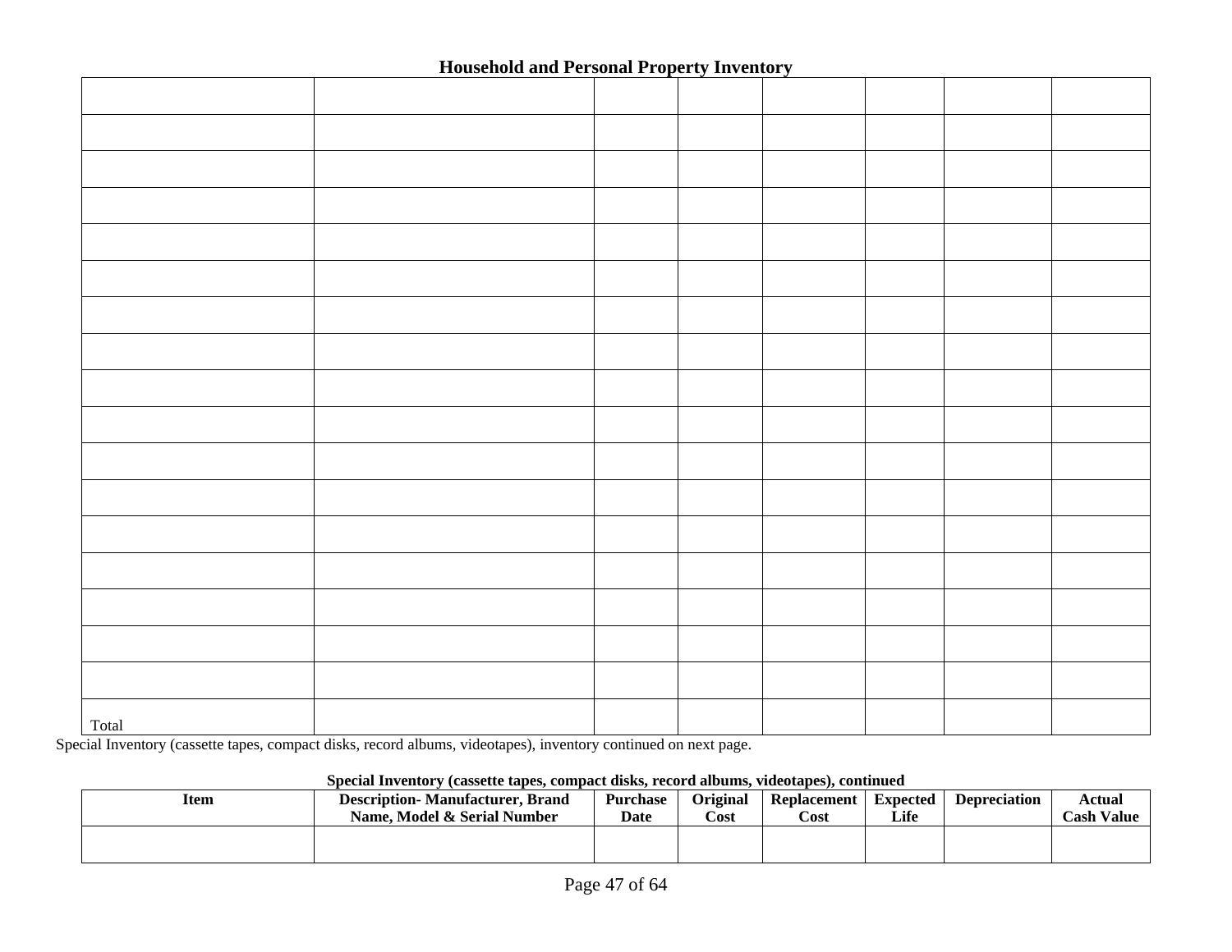## Household and Personal Property Inventory

| | | | | | | | |
|---|---|---|---|---|---|---|---|
| | | | | | | | |
| | | | | | | | |
| | | | | | | | |
| | | | | | | | |
| | | | | | | | |
| | | | | | | | |
| | | | | | | | |
| | | | | | | | |
| | | | | | | | |
| | | | | | | | |
| | | | | | | | |
| | | | | | | | |
| | | | | | | | |
| | | | | | | | |
| | | | | | | | |
| | | | | | | | |
| | | | | | | | |
| Total | | | | | | | |

Special Inventory (cassette tapes, compact disks, record albums, videotapes), inventory continued on next page.

**Special Inventory (cassette tapes, compact disks, record albums, videotapes), continued**

| Item | Description- Manufacturer, Brand Name, Model & Serial Number | Purchase Date | Original Cost | Replacement Cost | Expected Life | Depreciation | Actual Cash Value |
|---|---|---|---|---|---|---|---|
| | | | | | | | |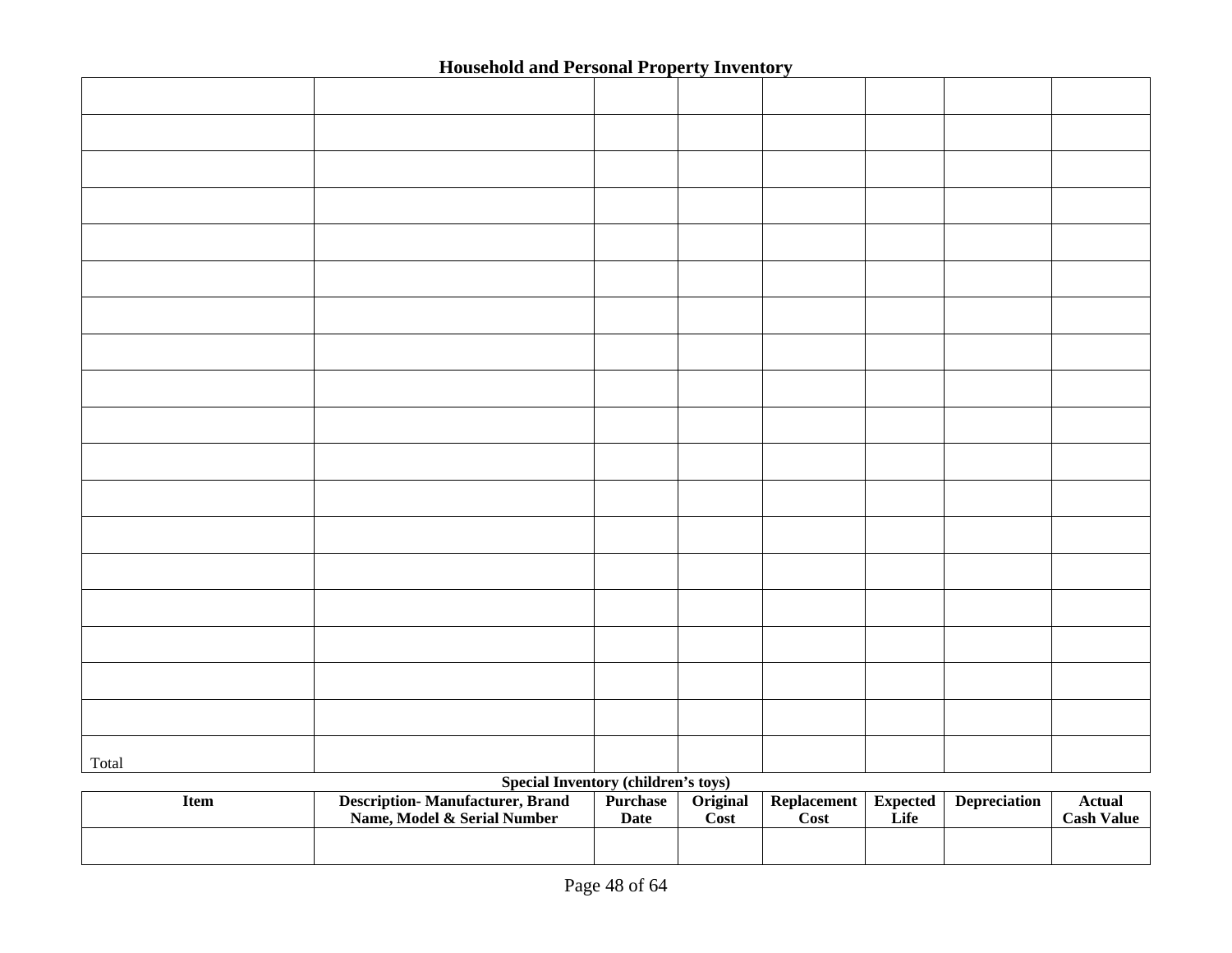## Household and Personal Property Inventory

| | | | | | | | |
|---|---|---|---|---|---|---|---|
| | | | | | | | |
| | | | | | | | |
| | | | | | | | |
| | | | | | | | |
| | | | | | | | |
| | | | | | | | |
| | | | | | | | |
| | | | | | | | |
| | | | | | | | |
| | | | | | | | |
| | | | | | | | |
| | | | | | | | |
| | | | | | | | |
| | | | | | | | |
| | | | | | | | |
| | | | | | | | |
| | | | | | | | |
| Total | | | | | | | |

**Special Inventory (children's toys)**

| Item | Description- Manufacturer, Brand Name, Model & Serial Number | Purchase Date | Original Cost | Replacement Cost | Expected Life | Depreciation | Actual Cash Value |
|---|---|---|---|---|---|---|---|
| | | | | | | | |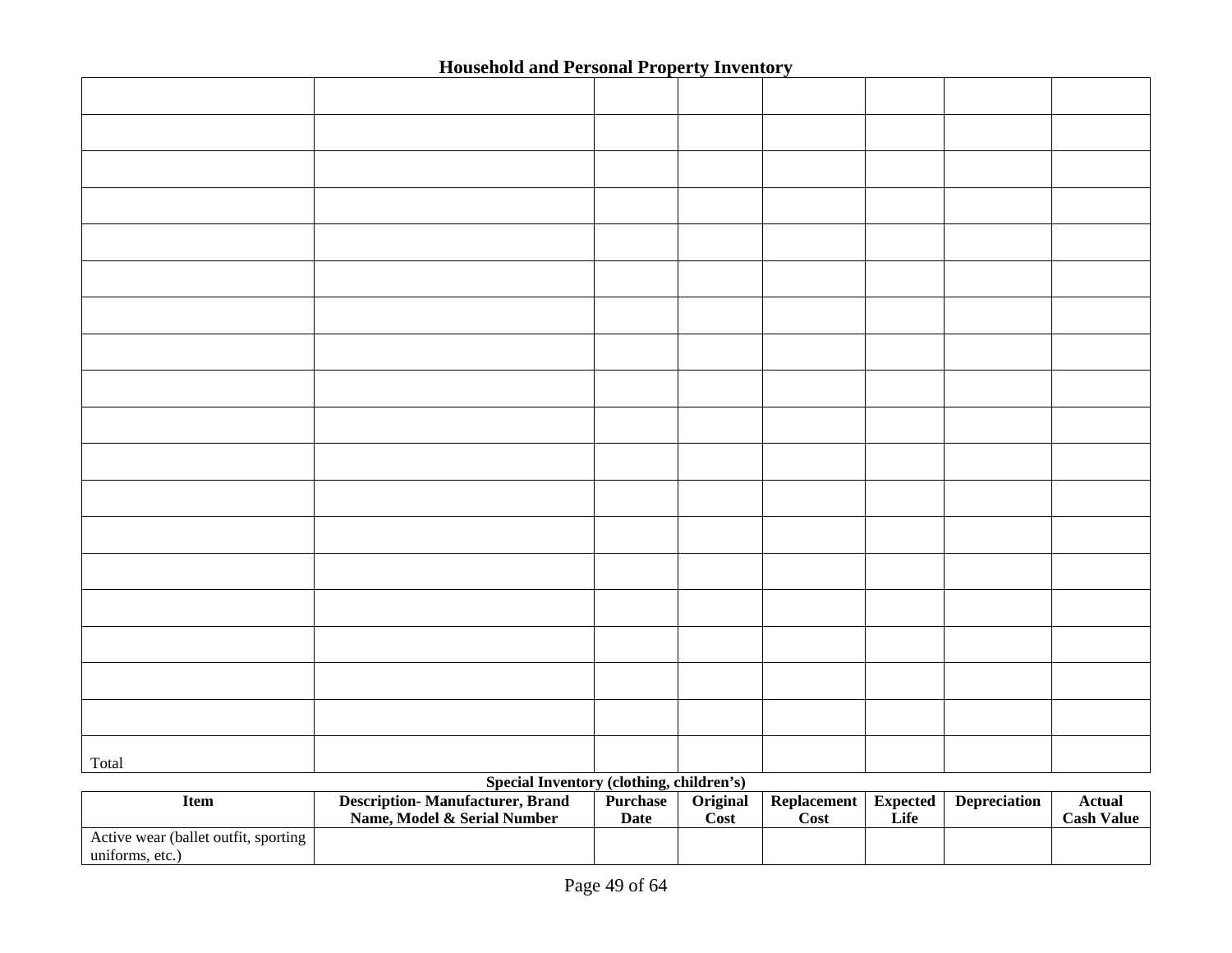## Household and Personal Property Inventory

| | | | | | | | |
|---|---|---|---|---|---|---|---|
| | | | | | | | |
| | | | | | | | |
| | | | | | | | |
| | | | | | | | |
| | | | | | | | |
| | | | | | | | |
| | | | | | | | |
| | | | | | | | |
| | | | | | | | |
| | | | | | | | |
| | | | | | | | |
| | | | | | | | |
| | | | | | | | |
| | | | | | | | |
| | | | | | | | |
| | | | | | | | |
| | | | | | | | |
| | | | | | | | |
| Total | | | | | | | |

**Special Inventory (clothing, children's)**

| Item | Description- Manufacturer, Brand Name, Model & Serial Number | Purchase Date | Original Cost | Replacement Cost | Expected Life | Depreciation | Actual Cash Value |
|---|---|---|---|---|---|---|---|
| Active wear (ballet outfit, sporting uniforms, etc.) | | | | | | | |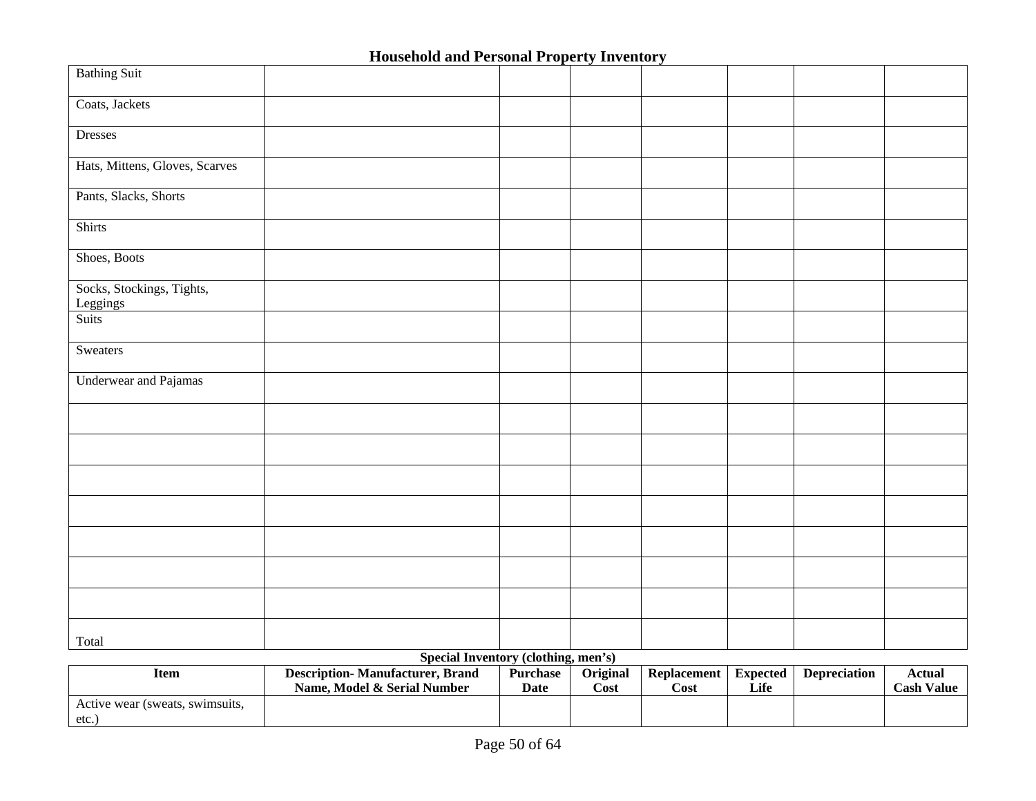## Household and Personal Property Inventory

| | | | | | | | |
|---|---|---|---|---|---|---|---|
| Bathing Suit | | | | | | | |
| Coats, Jackets | | | | | | | |
| Dresses | | | | | | | |
| Hats, Mittens, Gloves, Scarves | | | | | | | |
| Pants, Slacks, Shorts | | | | | | | |
| Shirts | | | | | | | |
| Shoes, Boots | | | | | | | |
| Socks, Stockings, Tights, Leggings | | | | | | | |
| Suits | | | | | | | |
| Sweaters | | | | | | | |
| Underwear and Pajamas | | | | | | | |
| | | | | | | | |
| | | | | | | | |
| | | | | | | | |
| | | | | | | | |
| | | | | | | | |
| | | | | | | | |
| | | | | | | | |
| Total | | | | | | | |

**Special Inventory (clothing, men's)**

| Item | Description- Manufacturer, Brand Name, Model & Serial Number | Purchase Date | Original Cost | Replacement Cost | Expected Life | Depreciation | Actual Cash Value |
|---|---|---|---|---|---|---|---|
| Active wear (sweats, swimsuits, etc.) | | | | | | | |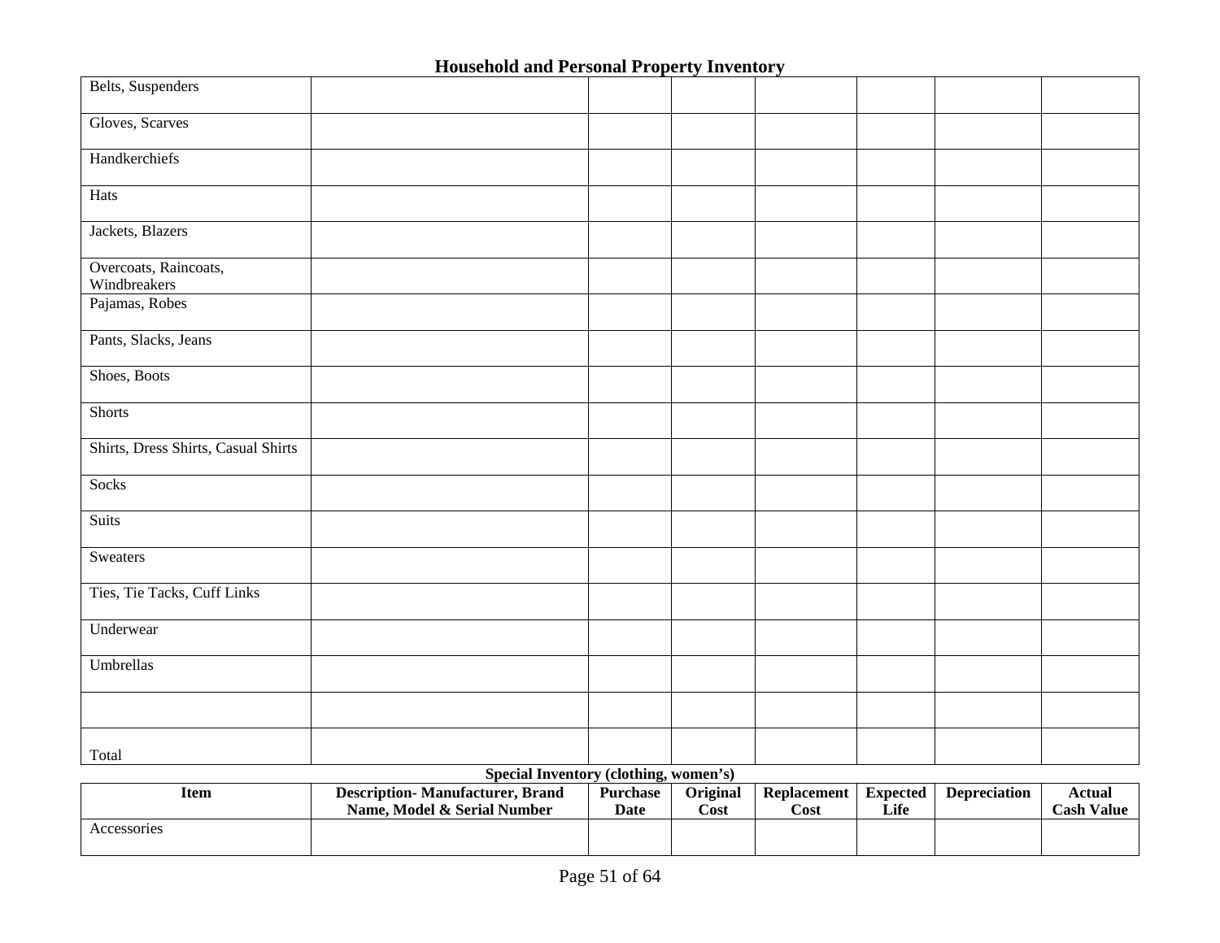## Household and Personal Property Inventory

| | | | | | | | |
|---|---|---|---|---|---|---|---|
| Belts, Suspenders | | | | | | | |
| Gloves, Scarves | | | | | | | |
| Handkerchiefs | | | | | | | |
| Hats | | | | | | | |
| Jackets, Blazers | | | | | | | |
| Overcoats, Raincoats, Windbreakers | | | | | | | |
| Pajamas, Robes | | | | | | | |
| Pants, Slacks, Jeans | | | | | | | |
| Shoes, Boots | | | | | | | |
| Shorts | | | | | | | |
| Shirts, Dress Shirts, Casual Shirts | | | | | | | |
| Socks | | | | | | | |
| Suits | | | | | | | |
| Sweaters | | | | | | | |
| Ties, Tie Tacks, Cuff Links | | | | | | | |
| Underwear | | | | | | | |
| Umbrellas | | | | | | | |
| | | | | | | | |
| Total | | | | | | | |

**Special Inventory (clothing, women's)**

| Item | Description- Manufacturer, Brand Name, Model & Serial Number | Purchase Date | Original Cost | Replacement Cost | Expected Life | Depreciation | Actual Cash Value |
|---|---|---|---|---|---|---|---|
| Accessories | | | | | | | |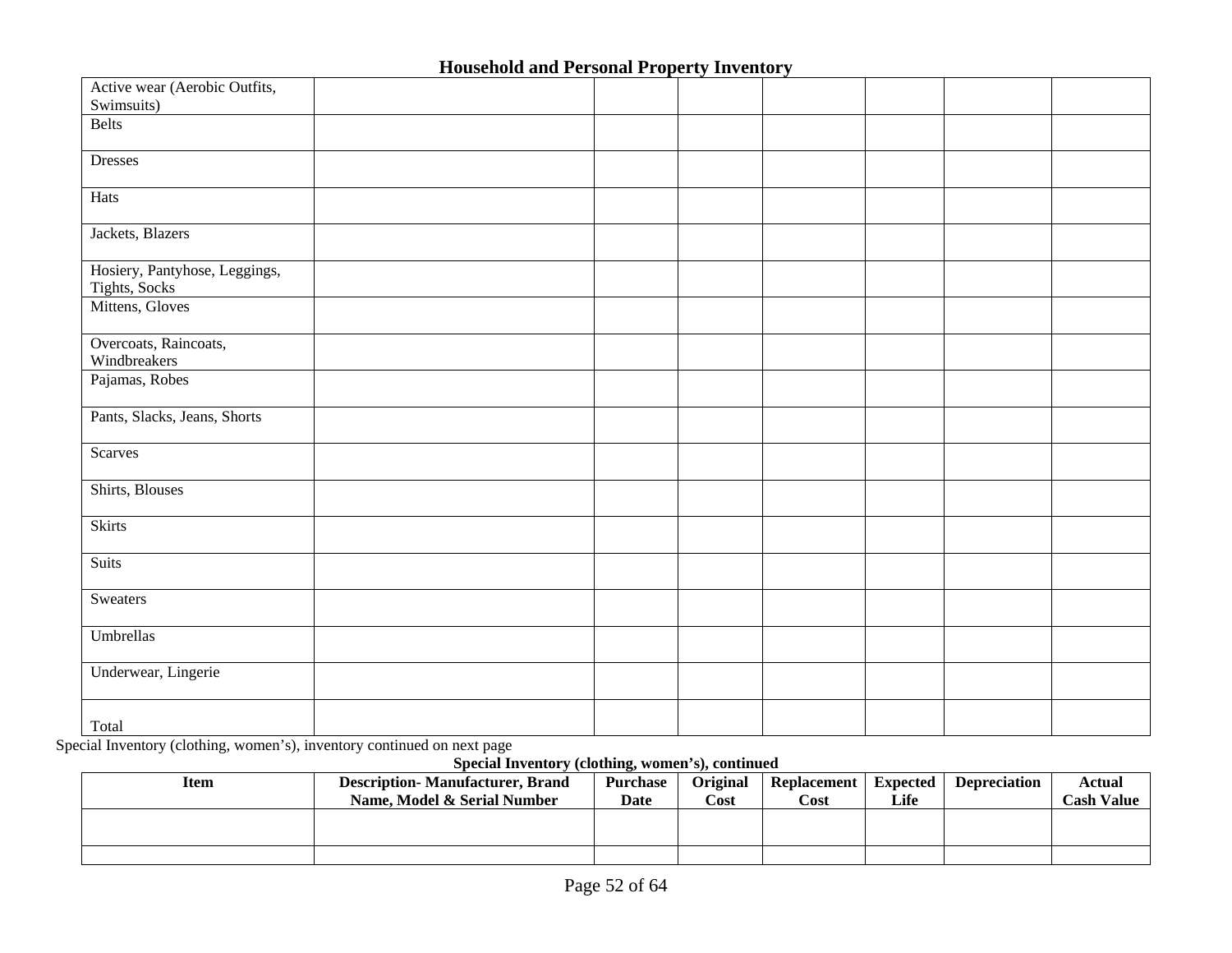## Household and Personal Property Inventory

| | | | | | | | |
|---|---|---|---|---|---|---|---|
| Active wear (Aerobic Outfits, Swimsuits) | | | | | | | |
| Belts | | | | | | | |
| Dresses | | | | | | | |
| Hats | | | | | | | |
| Jackets, Blazers | | | | | | | |
| Hosiery, Pantyhose, Leggings, Tights, Socks | | | | | | | |
| Mittens, Gloves | | | | | | | |
| Overcoats, Raincoats, Windbreakers | | | | | | | |
| Pajamas, Robes | | | | | | | |
| Pants, Slacks, Jeans, Shorts | | | | | | | |
| Scarves | | | | | | | |
| Shirts, Blouses | | | | | | | |
| Skirts | | | | | | | |
| Suits | | | | | | | |
| Sweaters | | | | | | | |
| Umbrellas | | | | | | | |
| Underwear, Lingerie | | | | | | | |
| Total | | | | | | | |

Special Inventory (clothing, women's), inventory continued on next page

**Special Inventory (clothing, women's), continued**

| Item | Description- Manufacturer, Brand Name, Model & Serial Number | Purchase Date | Original Cost | Replacement Cost | Expected Life | Depreciation | Actual Cash Value |
|---|---|---|---|---|---|---|---|
| | | | | | | | |
| | | | | | | | |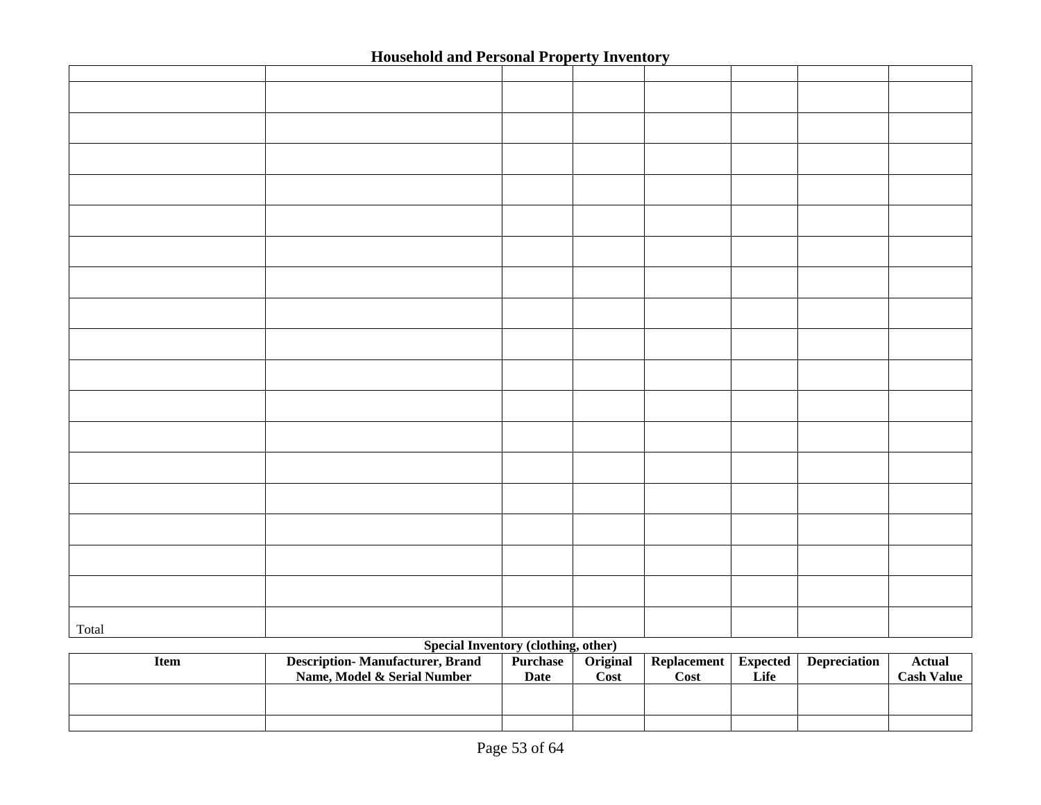## Household and Personal Property Inventory

| | | | | | | | |
|---|---|---|---|---|---|---|---|
| | | | | | | | |
| | | | | | | | |
| | | | | | | | |
| | | | | | | | |
| | | | | | | | |
| | | | | | | | |
| | | | | | | | |
| | | | | | | | |
| | | | | | | | |
| | | | | | | | |
| | | | | | | | |
| | | | | | | | |
| | | | | | | | |
| | | | | | | | |
| | | | | | | | |
| | | | | | | | |
| | | | | | | | |
| Total | | | | | | | |

**Special Inventory (clothing, other)**

| Item | Description- Manufacturer, Brand Name, Model & Serial Number | Purchase Date | Original Cost | Replacement Cost | Expected Life | Depreciation | Actual Cash Value |
|---|---|---|---|---|---|---|---|
| | | | | | | | |
| | | | | | | | |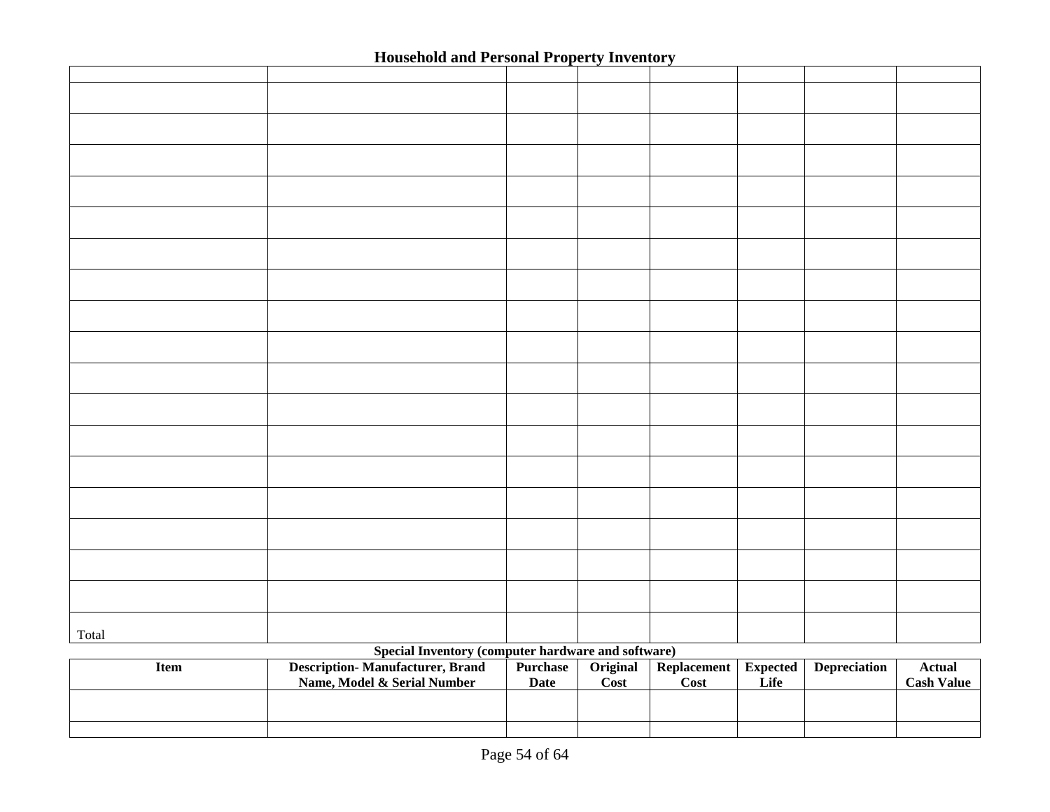## Household and Personal Property Inventory

| | | | | | | | |
|---|---|---|---|---|---|---|---|
| | | | | | | | |
| | | | | | | | |
| | | | | | | | |
| | | | | | | | |
| | | | | | | | |
| | | | | | | | |
| | | | | | | | |
| | | | | | | | |
| | | | | | | | |
| | | | | | | | |
| | | | | | | | |
| | | | | | | | |
| | | | | | | | |
| | | | | | | | |
| | | | | | | | |
| | | | | | | | |
| | | | | | | | |
| Total | | | | | | | |

**Special Inventory (computer hardware and software)**

| Item | Description- Manufacturer, Brand Name, Model & Serial Number | Purchase Date | Original Cost | Replacement Cost | Expected Life | Depreciation | Actual Cash Value |
|---|---|---|---|---|---|---|---|
| | | | | | | | |
| | | | | | | | |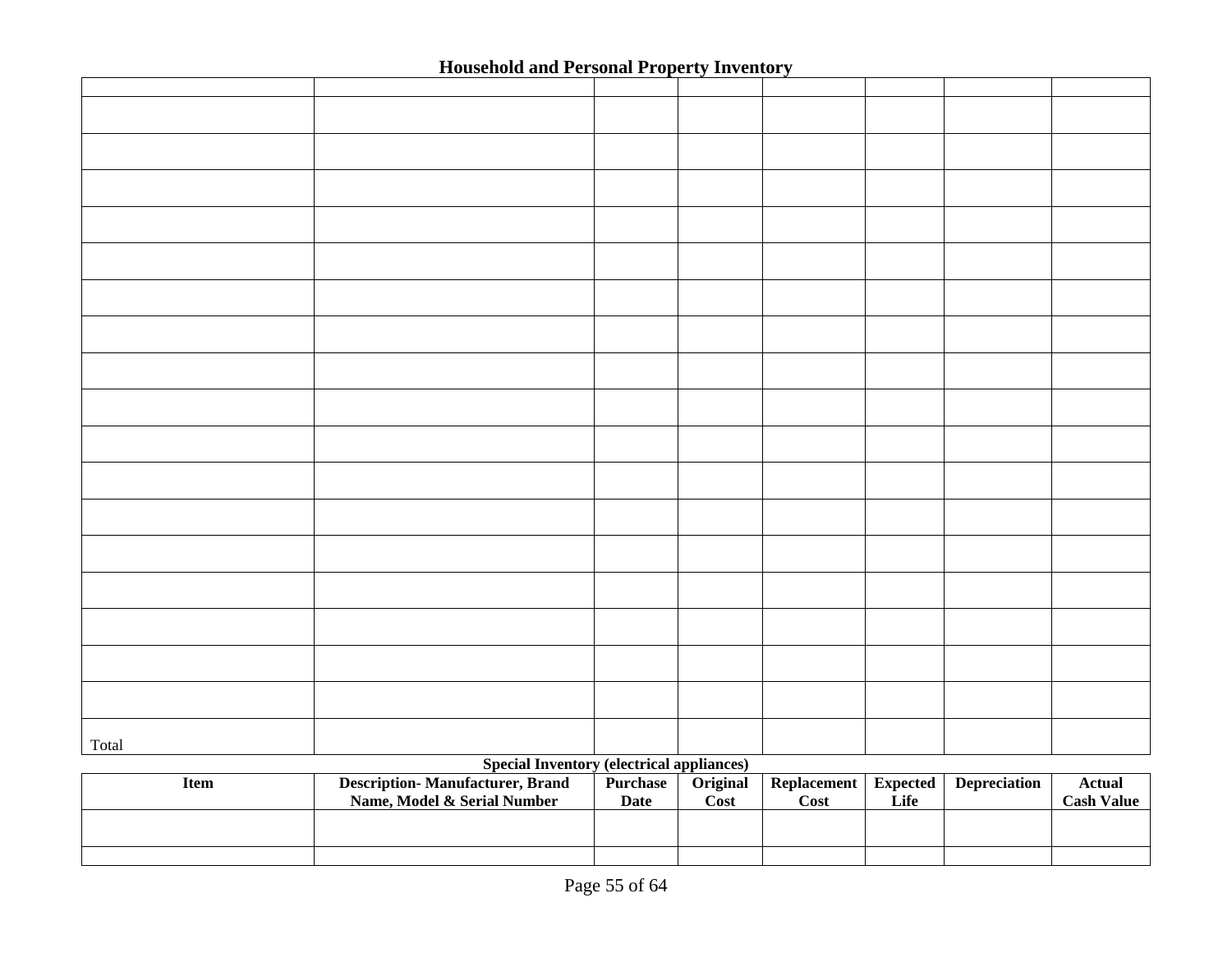## Household and Personal Property Inventory

| | | | | | | | |
|---|---|---|---|---|---|---|---|
| | | | | | | | |
| | | | | | | | |
| | | | | | | | |
| | | | | | | | |
| | | | | | | | |
| | | | | | | | |
| | | | | | | | |
| | | | | | | | |
| | | | | | | | |
| | | | | | | | |
| | | | | | | | |
| | | | | | | | |
| | | | | | | | |
| | | | | | | | |
| | | | | | | | |
| | | | | | | | |
| | | | | | | | |
| Total | | | | | | | |

**Special Inventory (electrical appliances)**

| Item | Description- Manufacturer, Brand Name, Model & Serial Number | Purchase Date | Original Cost | Replacement Cost | Expected Life | Depreciation | Actual Cash Value |
|---|---|---|---|---|---|---|---|
| | | | | | | | |
| | | | | | | | |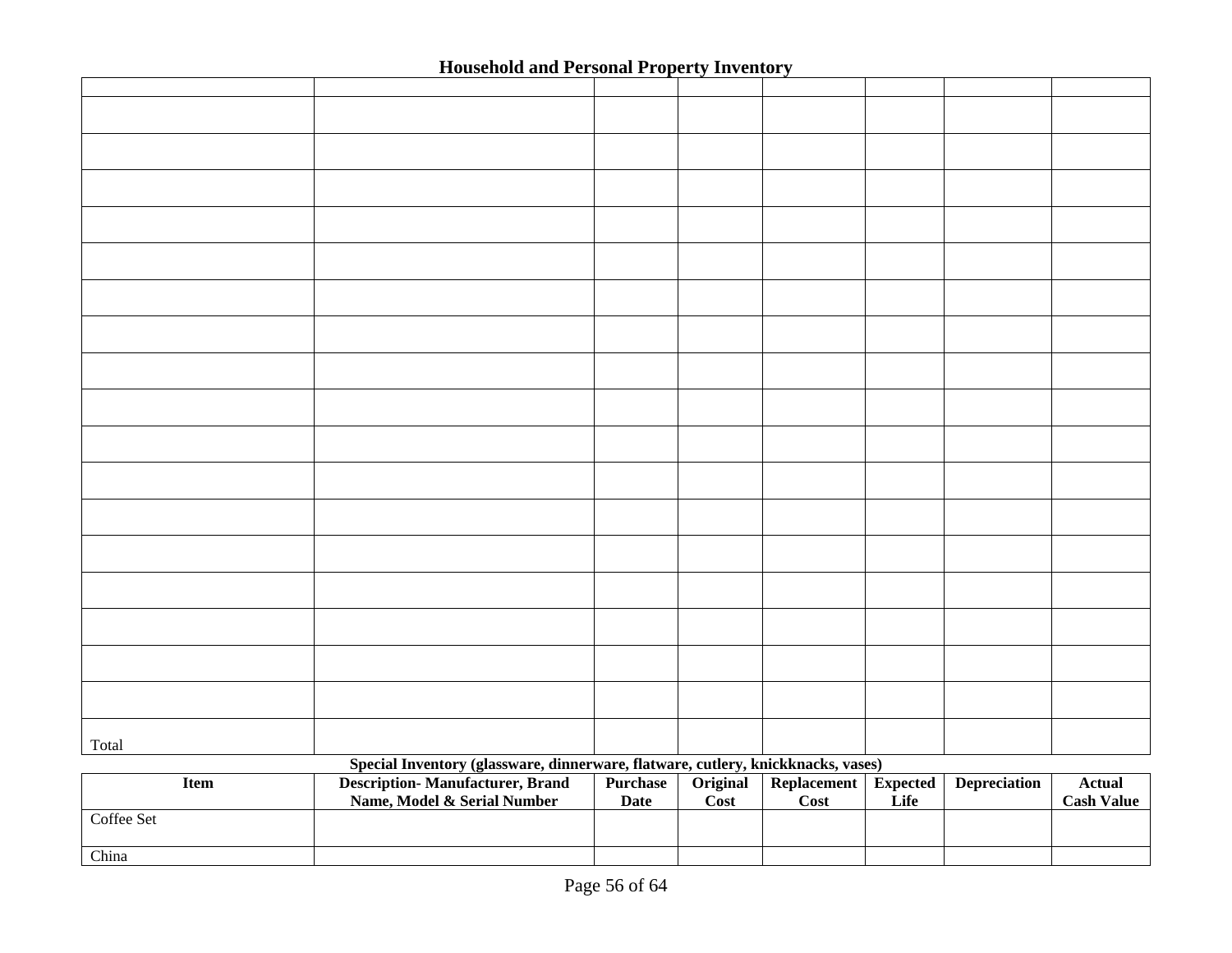## Household and Personal Property Inventory

| | | | | | | | |
|---|---|---|---|---|---|---|---|
| | | | | | | | |
| | | | | | | | |
| | | | | | | | |
| | | | | | | | |
| | | | | | | | |
| | | | | | | | |
| | | | | | | | |
| | | | | | | | |
| | | | | | | | |
| | | | | | | | |
| | | | | | | | |
| | | | | | | | |
| | | | | | | | |
| | | | | | | | |
| | | | | | | | |
| | | | | | | | |
| | | | | | | | |
| Total | | | | | | | |

**Special Inventory (glassware, dinnerware, flatware, cutlery, knickknacks, vases)**

| Item | Description- Manufacturer, Brand Name, Model & Serial Number | Purchase Date | Original Cost | Replacement Cost | Expected Life | Depreciation | Actual Cash Value |
|---|---|---|---|---|---|---|---|
| Coffee Set | | | | | | | |
| China | | | | | | | |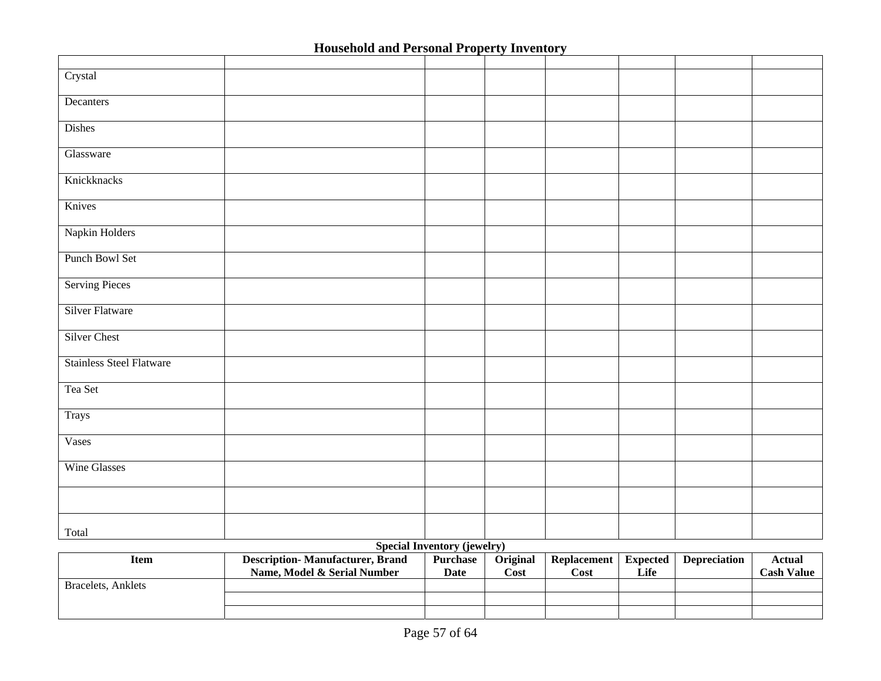## Household and Personal Property Inventory

| | | | | | | | |
|---|---|---|---|---|---|---|---|
| Crystal | | | | | | | |
| Decanters | | | | | | | |
| Dishes | | | | | | | |
| Glassware | | | | | | | |
| Knickknacks | | | | | | | |
| Knives | | | | | | | |
| Napkin Holders | | | | | | | |
| Punch Bowl Set | | | | | | | |
| Serving Pieces | | | | | | | |
| Silver Flatware | | | | | | | |
| Silver Chest | | | | | | | |
| Stainless Steel Flatware | | | | | | | |
| Tea Set | | | | | | | |
| Trays | | | | | | | |
| Vases | | | | | | | |
| Wine Glasses | | | | | | | |
| | | | | | | | |
| Total | | | | | | | |

**Special Inventory (jewelry)**

| Item | Description- Manufacturer, Brand Name, Model & Serial Number | Purchase Date | Original Cost | Replacement Cost | Expected Life | Depreciation | Actual Cash Value |
|---|---|---|---|---|---|---|---|
| Bracelets, Anklets | | | | | | | |
| | | | | | | | |
| | | | | | | | |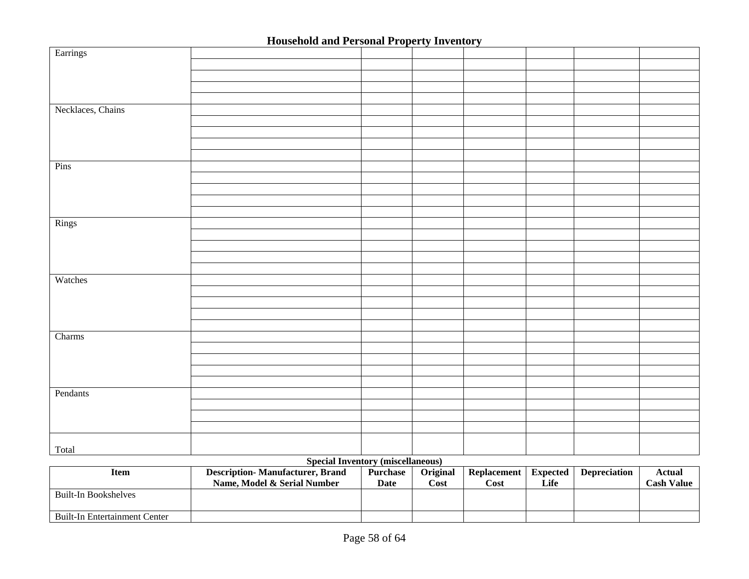## Household and Personal Property Inventory

| | | | | | | | |
|---|---|---|---|---|---|---|---|
| Earrings | | | | | | | |
| | | | | | | | |
| | | | | | | | |
| | | | | | | | |
| | | | | | | | |
| Necklaces, Chains | | | | | | | |
| | | | | | | | |
| | | | | | | | |
| | | | | | | | |
| | | | | | | | |
| Pins | | | | | | | |
| | | | | | | | |
| | | | | | | | |
| | | | | | | | |
| | | | | | | | |
| Rings | | | | | | | |
| | | | | | | | |
| | | | | | | | |
| | | | | | | | |
| | | | | | | | |
| Watches | | | | | | | |
| | | | | | | | |
| | | | | | | | |
| | | | | | | | |
| | | | | | | | |
| Charms | | | | | | | |
| | | | | | | | |
| | | | | | | | |
| | | | | | | | |
| | | | | | | | |
| Pendants | | | | | | | |
| | | | | | | | |
| | | | | | | | |
| | | | | | | | |
| Total | | | | | | | |

**Special Inventory (miscellaneous)**

| Item | Description- Manufacturer, Brand Name, Model & Serial Number | Purchase Date | Original Cost | Replacement Cost | Expected Life | Depreciation | Actual Cash Value |
|---|---|---|---|---|---|---|---|
| Built-In Bookshelves | | | | | | | |
| Built-In Entertainment Center | | | | | | | |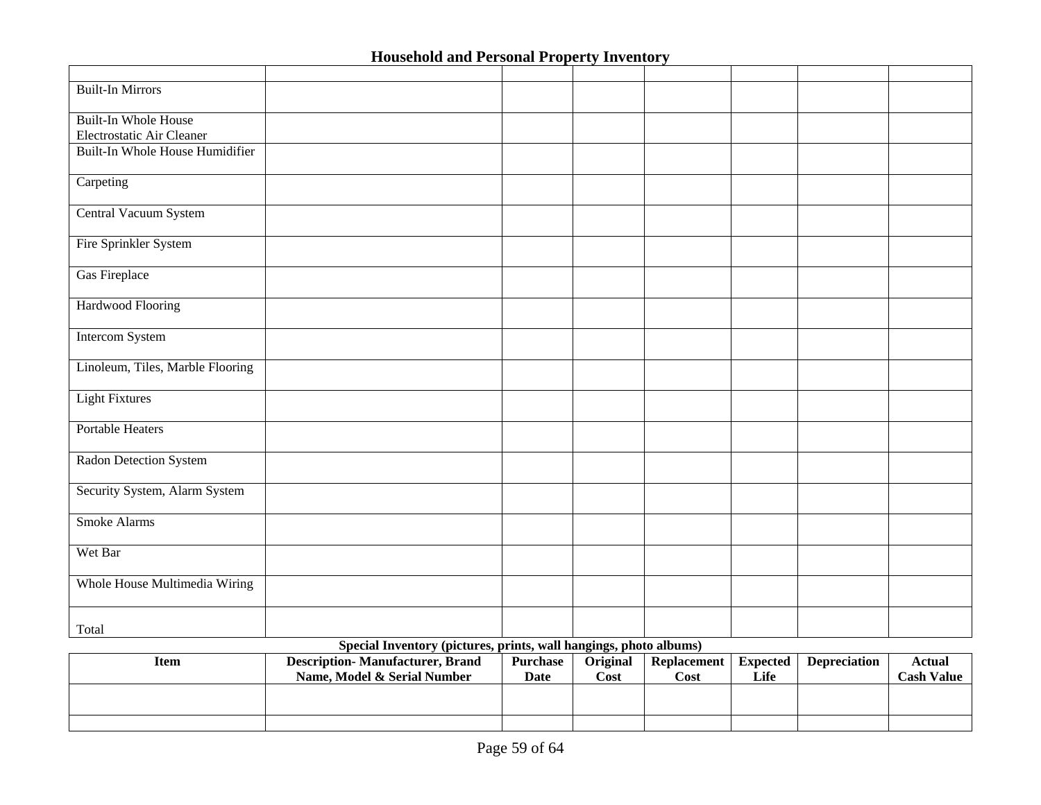## Household and Personal Property Inventory

| | | | | | | | |
|---|---|---|---|---|---|---|---|
| Built-In Mirrors | | | | | | | |
| Built-In Whole House Electrostatic Air Cleaner | | | | | | | |
| Built-In Whole House Humidifier | | | | | | | |
| Carpeting | | | | | | | |
| Central Vacuum System | | | | | | | |
| Fire Sprinkler System | | | | | | | |
| Gas Fireplace | | | | | | | |
| Hardwood Flooring | | | | | | | |
| Intercom System | | | | | | | |
| Linoleum, Tiles, Marble Flooring | | | | | | | |
| Light Fixtures | | | | | | | |
| Portable Heaters | | | | | | | |
| Radon Detection System | | | | | | | |
| Security System, Alarm System | | | | | | | |
| Smoke Alarms | | | | | | | |
| Wet Bar | | | | | | | |
| Whole House Multimedia Wiring | | | | | | | |
| Total | | | | | | | |

**Special Inventory (pictures, prints, wall hangings, photo albums)**

| Item | Description- Manufacturer, Brand Name, Model & Serial Number | Purchase Date | Original Cost | Replacement Cost | Expected Life | Depreciation | Actual Cash Value |
|---|---|---|---|---|---|---|---|
| | | | | | | | |
| | | | | | | | |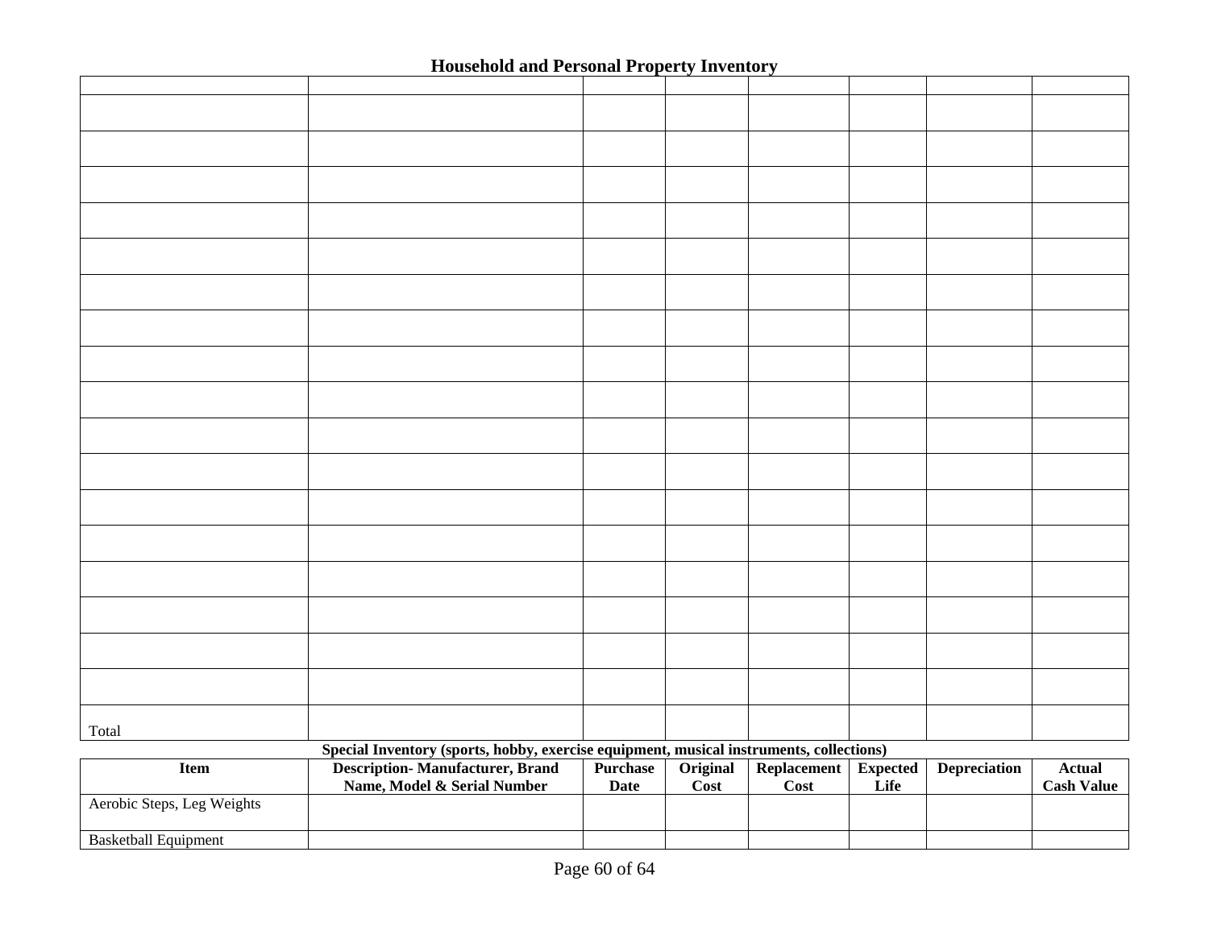## Household and Personal Property Inventory

| | | | | | | | |
|---|---|---|---|---|---|---|---|
| | | | | | | | |
| | | | | | | | |
| | | | | | | | |
| | | | | | | | |
| | | | | | | | |
| | | | | | | | |
| | | | | | | | |
| | | | | | | | |
| | | | | | | | |
| | | | | | | | |
| | | | | | | | |
| | | | | | | | |
| | | | | | | | |
| | | | | | | | |
| | | | | | | | |
| | | | | | | | |
| | | | | | | | |
| Total | | | | | | | |

**Special Inventory (sports, hobby, exercise equipment, musical instruments, collections)**

| Item | Description- Manufacturer, Brand Name, Model & Serial Number | Purchase Date | Original Cost | Replacement Cost | Expected Life | Depreciation | Actual Cash Value |
|---|---|---|---|---|---|---|---|
| Aerobic Steps, Leg Weights | | | | | | | |
| Basketball Equipment | | | | | | | |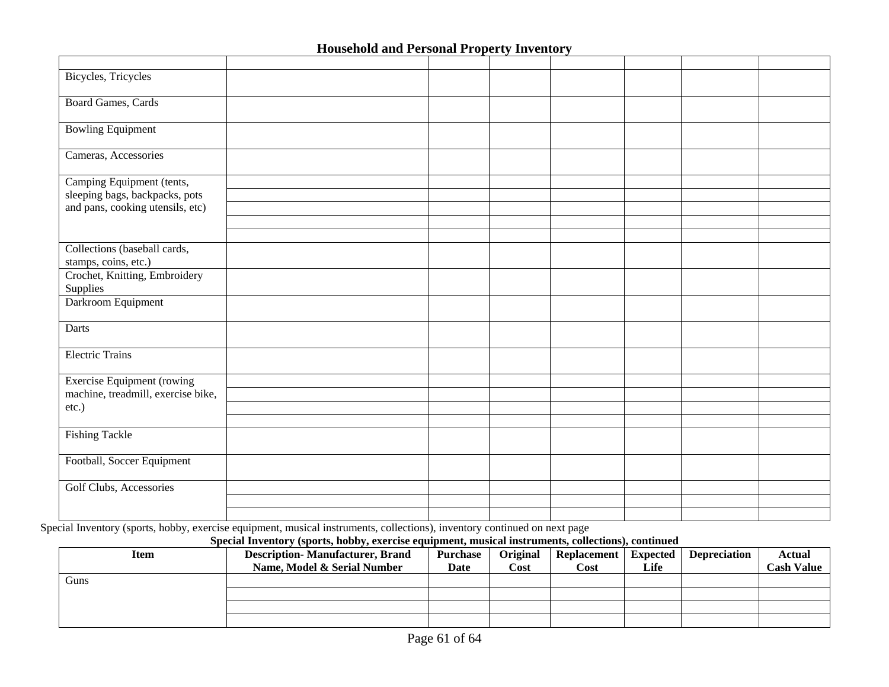## Household and Personal Property Inventory

| | | | | | | | |
|---|---|---|---|---|---|---|---|
| Bicycles, Tricycles | | | | | | | |
| Board Games, Cards | | | | | | | |
| Bowling Equipment | | | | | | | |
| Cameras, Accessories | | | | | | | |
| Camping Equipment (tents, sleeping bags, backpacks, pots and pans, cooking utensils, etc) | | | | | | | |
| | | | | | | | |
| | | | | | | | |
| | | | | | | | |
| | | | | | | | |
| Collections (baseball cards, stamps, coins, etc.) | | | | | | | |
| Crochet, Knitting, Embroidery Supplies | | | | | | | |
| Darkroom Equipment | | | | | | | |
| Darts | | | | | | | |
| Electric Trains | | | | | | | |
| Exercise Equipment (rowing machine, treadmill, exercise bike, etc.) | | | | | | | |
| | | | | | | | |
| | | | | | | | |
| | | | | | | | |
| Fishing Tackle | | | | | | | |
| Football, Soccer Equipment | | | | | | | |
| Golf Clubs, Accessories | | | | | | | |
| | | | | | | | |
| | | | | | | | |

Special Inventory (sports, hobby, exercise equipment, musical instruments, collections), inventory continued on next page

**Special Inventory (sports, hobby, exercise equipment, musical instruments, collections), continued**

| Item | Description- Manufacturer, Brand Name, Model & Serial Number | Purchase Date | Original Cost | Replacement Cost | Expected Life | Depreciation | Actual Cash Value |
|---|---|---|---|---|---|---|---|
| Guns | | | | | | | |
| | | | | | | | |
| | | | | | | | |
| | | | | | | | |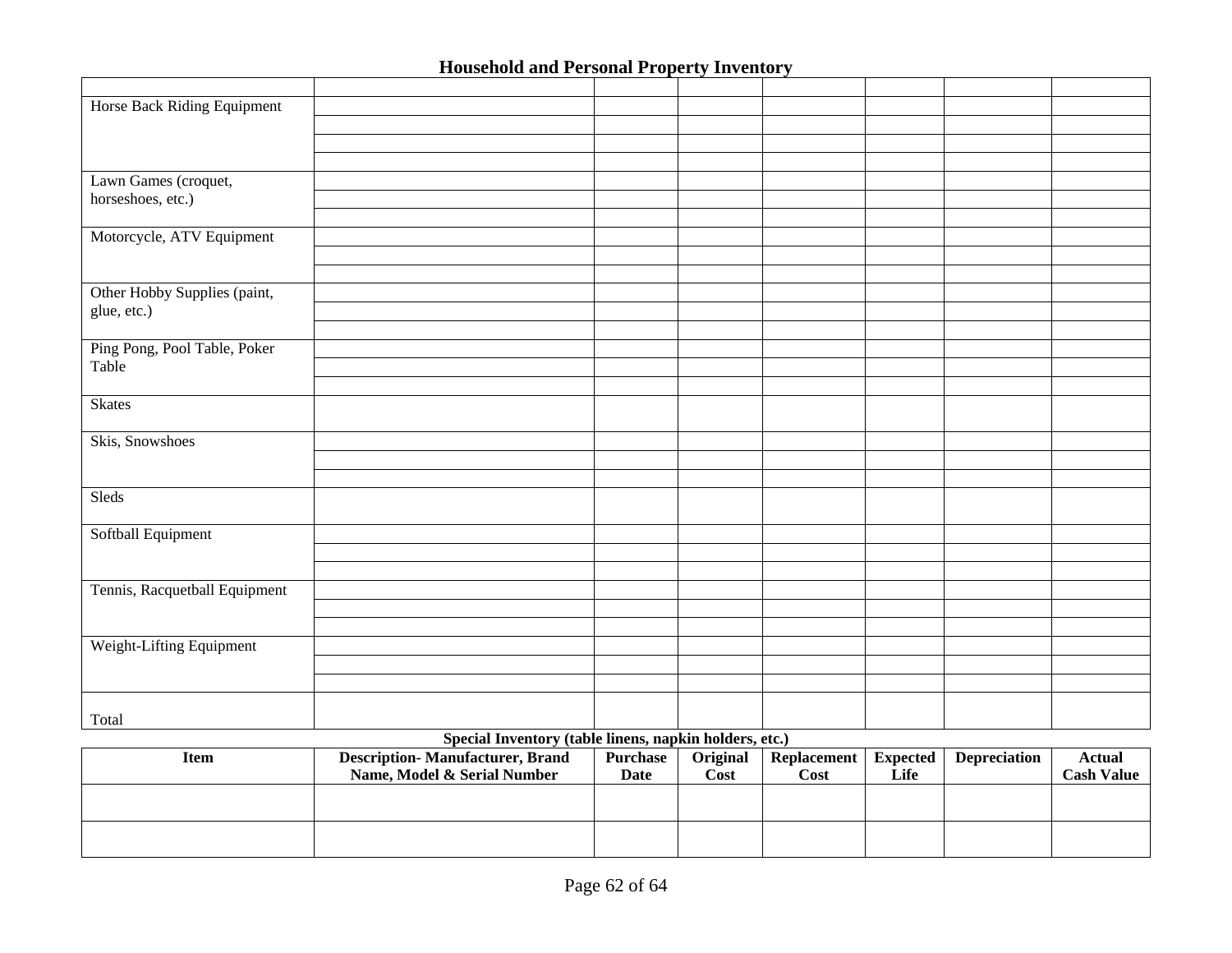## Household and Personal Property Inventory

| | | | | | | | |
|---|---|---|---|---|---|---|---|
| Horse Back Riding Equipment | | | | | | | |
| | | | | | | | |
| | | | | | | | |
| | | | | | | | |
| Lawn Games (croquet, horseshoes, etc.) | | | | | | | |
| | | | | | | | |
| | | | | | | | |
| Motorcycle, ATV Equipment | | | | | | | |
| | | | | | | | |
| | | | | | | | |
| Other Hobby Supplies (paint, glue, etc.) | | | | | | | |
| | | | | | | | |
| | | | | | | | |
| Ping Pong, Pool Table, Poker Table | | | | | | | |
| | | | | | | | |
| | | | | | | | |
| Skates | | | | | | | |
| Skis, Snowshoes | | | | | | | |
| | | | | | | | |
| | | | | | | | |
| Sleds | | | | | | | |
| Softball Equipment | | | | | | | |
| | | | | | | | |
| | | | | | | | |
| Tennis, Racquetball Equipment | | | | | | | |
| | | | | | | | |
| | | | | | | | |
| Weight-Lifting Equipment | | | | | | | |
| | | | | | | | |
| | | | | | | | |
| Total | | | | | | | |

### Special Inventory (table linens, napkin holders, etc.)

| Item | Description- Manufacturer, Brand Name, Model & Serial Number | Purchase Date | Original Cost | Replacement Cost | Expected Life | Depreciation | Actual Cash Value |
|---|---|---|---|---|---|---|---|
| | | | | | | | |
| | | | | | | | |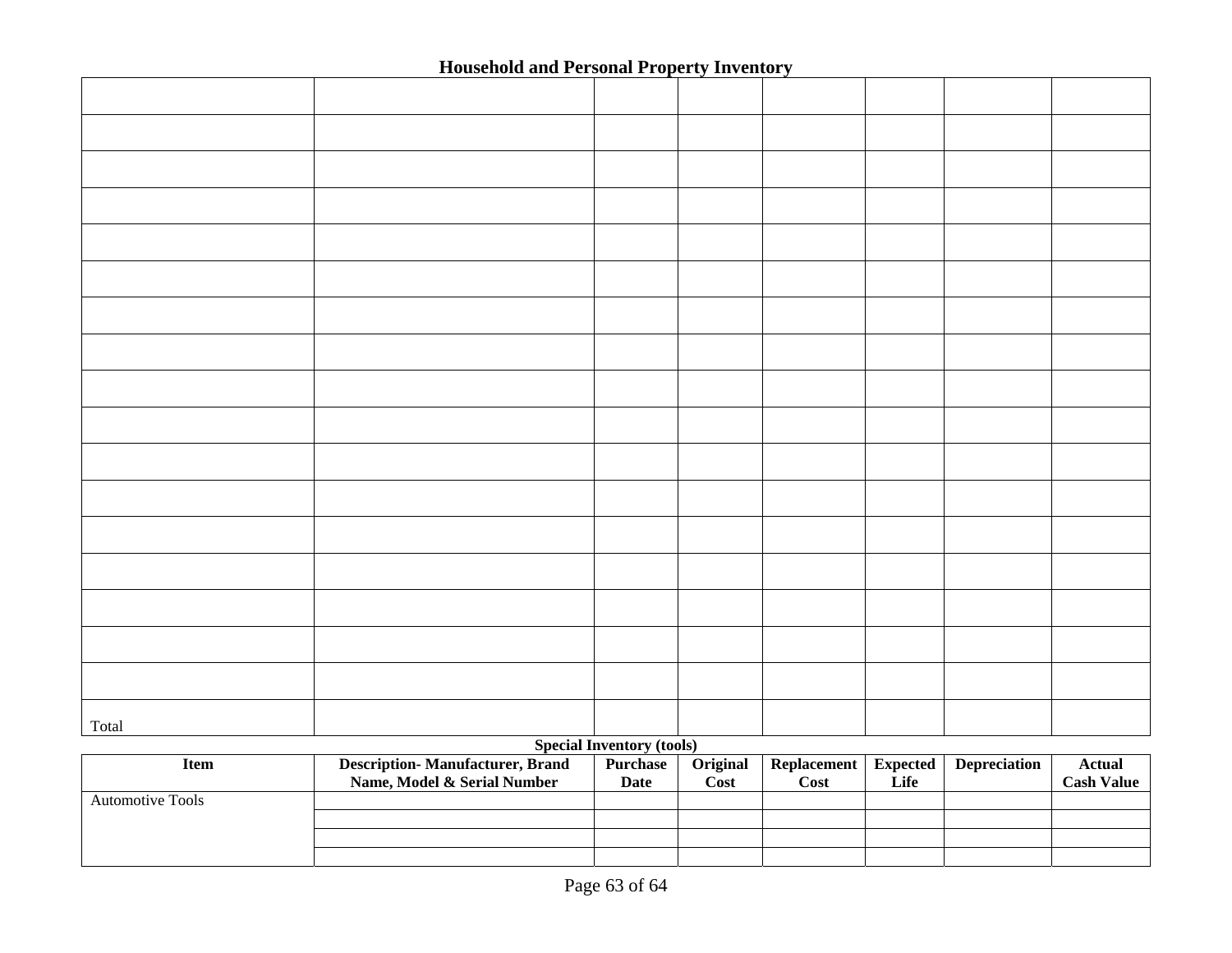## Household and Personal Property Inventory

| | | | | | | | |
|---|---|---|---|---|---|---|---|
| | | | | | | | |
| | | | | | | | |
| | | | | | | | |
| | | | | | | | |
| | | | | | | | |
| | | | | | | | |
| | | | | | | | |
| | | | | | | | |
| | | | | | | | |
| | | | | | | | |
| | | | | | | | |
| | | | | | | | |
| | | | | | | | |
| | | | | | | | |
| | | | | | | | |
| | | | | | | | |
| Total | | | | | | | |

**Special Inventory (tools)**

| Item | Description- Manufacturer, Brand Name, Model & Serial Number | Purchase Date | Original Cost | Replacement Cost | Expected Life | Depreciation | Actual Cash Value |
|---|---|---|---|---|---|---|---|
| Automotive Tools | | | | | | | |
| | | | | | | | |
| | | | | | | | |
| | | | | | | | |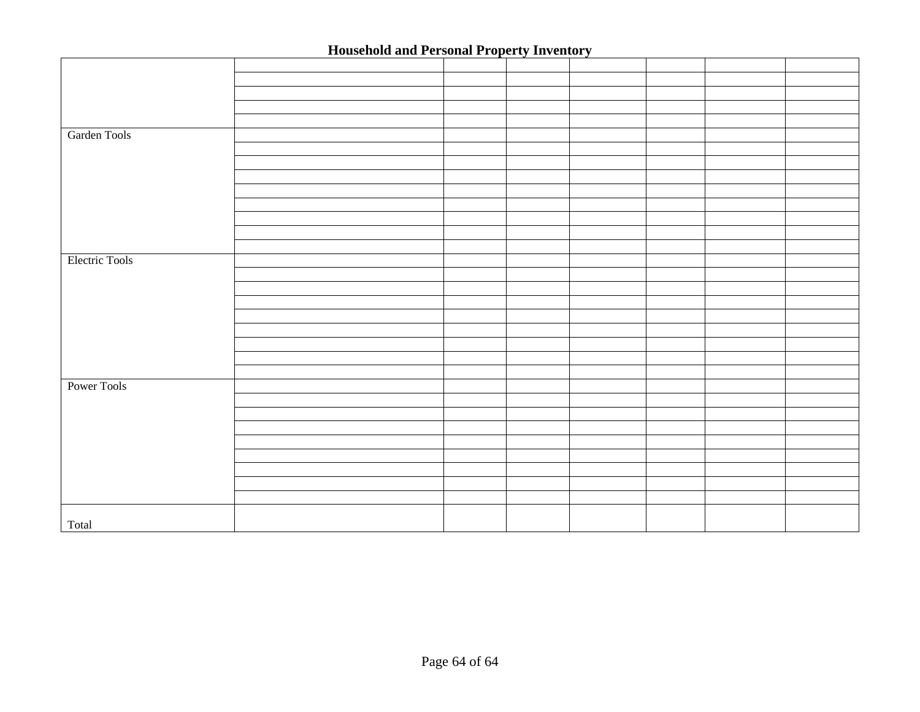**Household and Personal Property Inventory**

| | | | | | | | |
|---|---|---|---|---|---|---|---|
| | | | | | | | |
| | | | | | | | |
| | | | | | | | |
| | | | | | | | |
| | | | | | | | |
| Garden Tools | | | | | | | |
| | | | | | | | |
| | | | | | | | |
| | | | | | | | |
| | | | | | | | |
| | | | | | | | |
| | | | | | | | |
| | | | | | | | |
| | | | | | | | |
| Electric Tools | | | | | | | |
| | | | | | | | |
| | | | | | | | |
| | | | | | | | |
| | | | | | | | |
| | | | | | | | |
| | | | | | | | |
| | | | | | | | |
| | | | | | | | |
| Power Tools | | | | | | | |
| | | | | | | | |
| | | | | | | | |
| | | | | | | | |
| | | | | | | | |
| | | | | | | | |
| | | | | | | | |
| | | | | | | | |
| | | | | | | | |
| Total | | | | | | | |